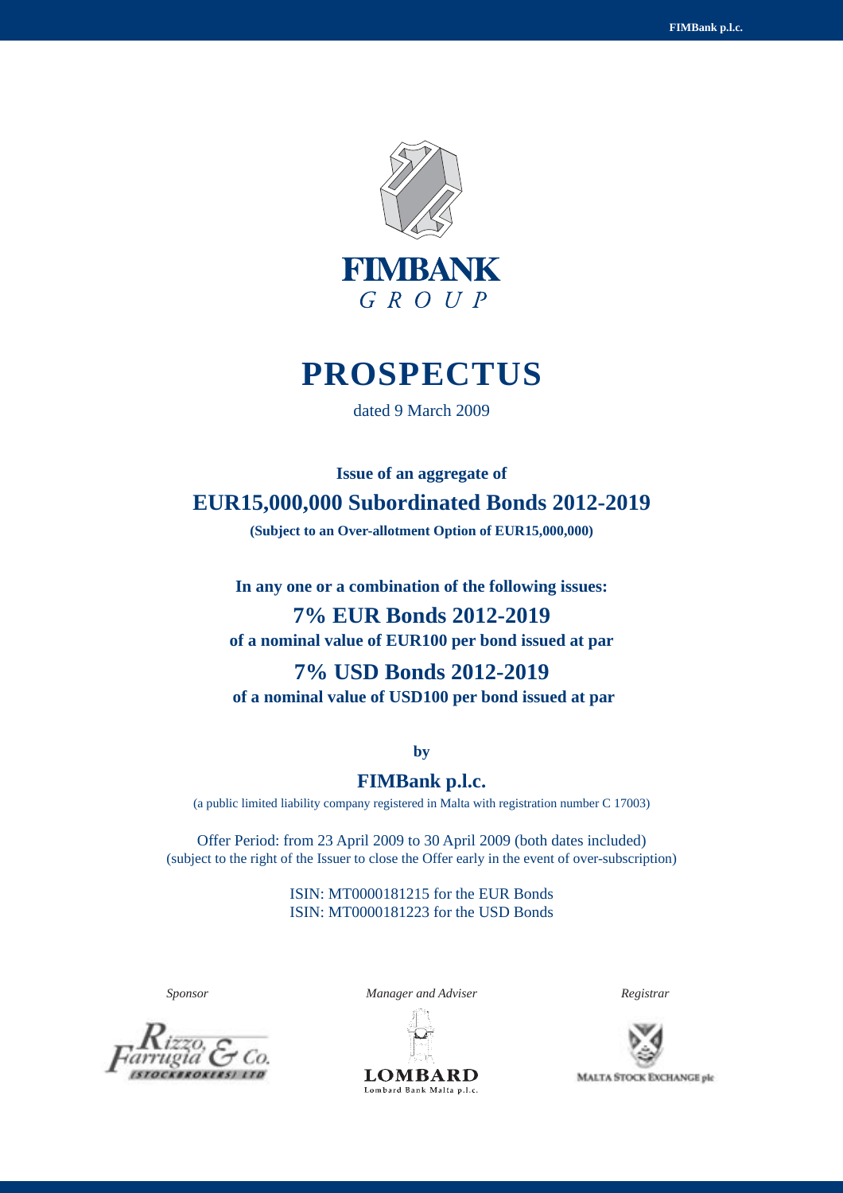FIMBANK
GROUP

# PROSPECTUS

dated 9 March 2009

**Issue of an aggregate of**

## EUR15,000,000 Subordinated Bonds 2012-2019

**(Subject to an Over-allotment Option of EUR15,000,000)**

**In any one or a combination of the following issues:**

## 7% EUR Bonds 2012-2019

**of a nominal value of EUR100 per bond issued at par**

## 7% USD Bonds 2012-2019

**of a nominal value of USD100 per bond issued at par**

**by**

## FIMBank p.l.c.

(a public limited liability company registered in Malta with registration number C 17003)

Offer Period: from 23 April 2009 to 30 April 2009 (both dates included)
(subject to the right of the Issuer to close the Offer early in the event of over-subscription)

ISIN: MT0000181215 for the EUR Bonds
ISIN: MT0000181223 for the USD Bonds

*Sponsor* — Rizzo, Farrugia & Co. (Stockbrokers) Ltd

*Manager and Adviser* — LOMBARD Lombard Bank Malta p.l.c.

*Registrar* — Malta Stock Exchange plc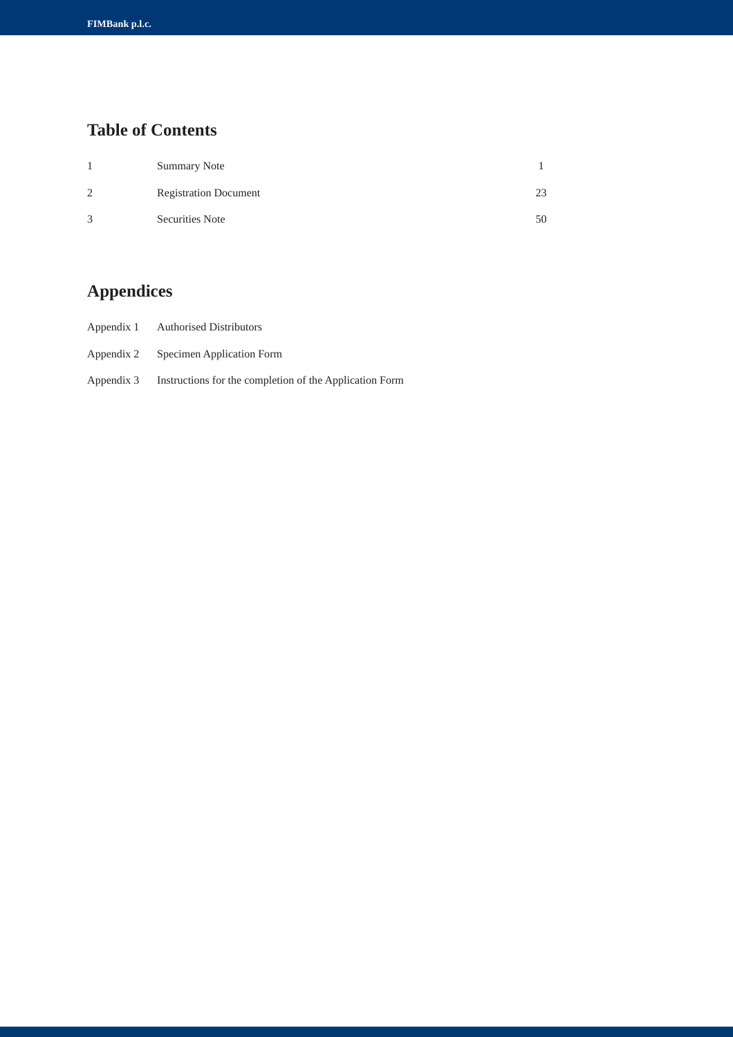## Table of Contents

| | | |
|---|---|---|
| 1 | Summary Note | 1 |
| 2 | Registration Document | 23 |
| 3 | Securities Note | 50 |

## Appendices

| | |
|---|---|
| Appendix 1 | Authorised Distributors |
| Appendix 2 | Specimen Application Form |
| Appendix 3 | Instructions for the completion of the Application Form |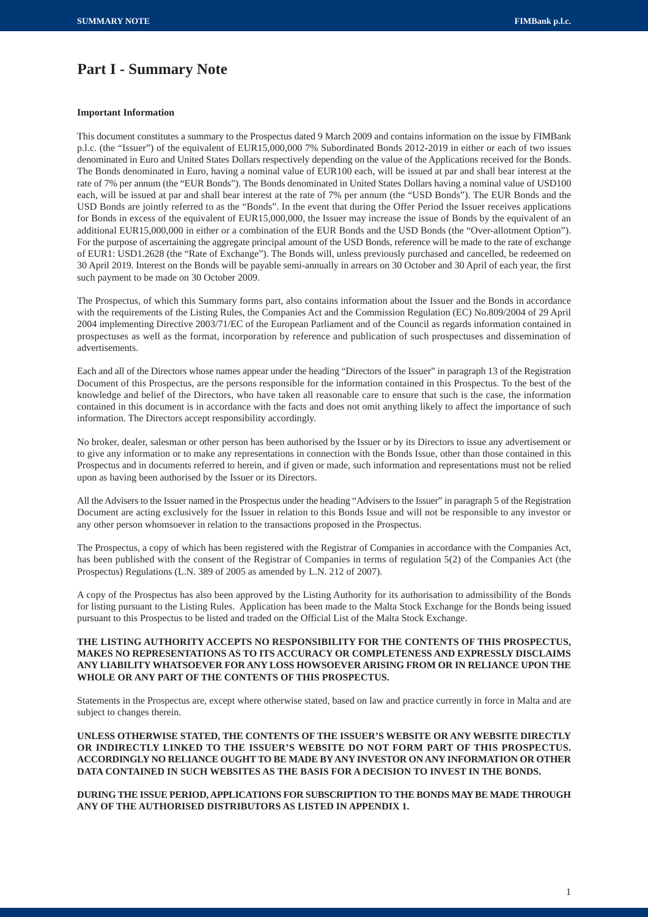# Part I - Summary Note

**Important Information**

This document constitutes a summary to the Prospectus dated 9 March 2009 and contains information on the issue by FIMBank p.l.c. (the "Issuer") of the equivalent of EUR15,000,000 7% Subordinated Bonds 2012-2019 in either or each of two issues denominated in Euro and United States Dollars respectively depending on the value of the Applications received for the Bonds. The Bonds denominated in Euro, having a nominal value of EUR100 each, will be issued at par and shall bear interest at the rate of 7% per annum (the "EUR Bonds"). The Bonds denominated in United States Dollars having a nominal value of USD100 each, will be issued at par and shall bear interest at the rate of 7% per annum (the "USD Bonds"). The EUR Bonds and the USD Bonds are jointly referred to as the "Bonds". In the event that during the Offer Period the Issuer receives applications for Bonds in excess of the equivalent of EUR15,000,000, the Issuer may increase the issue of Bonds by the equivalent of an additional EUR15,000,000 in either or a combination of the EUR Bonds and the USD Bonds (the "Over-allotment Option"). For the purpose of ascertaining the aggregate principal amount of the USD Bonds, reference will be made to the rate of exchange of EUR1: USD1.2628 (the "Rate of Exchange"). The Bonds will, unless previously purchased and cancelled, be redeemed on 30 April 2019. Interest on the Bonds will be payable semi-annually in arrears on 30 October and 30 April of each year, the first such payment to be made on 30 October 2009.

The Prospectus, of which this Summary forms part, also contains information about the Issuer and the Bonds in accordance with the requirements of the Listing Rules, the Companies Act and the Commission Regulation (EC) No.809/2004 of 29 April 2004 implementing Directive 2003/71/EC of the European Parliament and of the Council as regards information contained in prospectuses as well as the format, incorporation by reference and publication of such prospectuses and dissemination of advertisements.

Each and all of the Directors whose names appear under the heading "Directors of the Issuer" in paragraph 13 of the Registration Document of this Prospectus, are the persons responsible for the information contained in this Prospectus. To the best of the knowledge and belief of the Directors, who have taken all reasonable care to ensure that such is the case, the information contained in this document is in accordance with the facts and does not omit anything likely to affect the importance of such information. The Directors accept responsibility accordingly.

No broker, dealer, salesman or other person has been authorised by the Issuer or by its Directors to issue any advertisement or to give any information or to make any representations in connection with the Bonds Issue, other than those contained in this Prospectus and in documents referred to herein, and if given or made, such information and representations must not be relied upon as having been authorised by the Issuer or its Directors.

All the Advisers to the Issuer named in the Prospectus under the heading "Advisers to the Issuer" in paragraph 5 of the Registration Document are acting exclusively for the Issuer in relation to this Bonds Issue and will not be responsible to any investor or any other person whomsoever in relation to the transactions proposed in the Prospectus.

The Prospectus, a copy of which has been registered with the Registrar of Companies in accordance with the Companies Act, has been published with the consent of the Registrar of Companies in terms of regulation 5(2) of the Companies Act (the Prospectus) Regulations (L.N. 389 of 2005 as amended by L.N. 212 of 2007).

A copy of the Prospectus has also been approved by the Listing Authority for its authorisation to admissibility of the Bonds for listing pursuant to the Listing Rules. Application has been made to the Malta Stock Exchange for the Bonds being issued pursuant to this Prospectus to be listed and traded on the Official List of the Malta Stock Exchange.

**THE LISTING AUTHORITY ACCEPTS NO RESPONSIBILITY FOR THE CONTENTS OF THIS PROSPECTUS, MAKES NO REPRESENTATIONS AS TO ITS ACCURACY OR COMPLETENESS AND EXPRESSLY DISCLAIMS ANY LIABILITY WHATSOEVER FOR ANY LOSS HOWSOEVER ARISING FROM OR IN RELIANCE UPON THE WHOLE OR ANY PART OF THE CONTENTS OF THIS PROSPECTUS.**

Statements in the Prospectus are, except where otherwise stated, based on law and practice currently in force in Malta and are subject to changes therein.

**UNLESS OTHERWISE STATED, THE CONTENTS OF THE ISSUER'S WEBSITE OR ANY WEBSITE DIRECTLY OR INDIRECTLY LINKED TO THE ISSUER'S WEBSITE DO NOT FORM PART OF THIS PROSPECTUS. ACCORDINGLY NO RELIANCE OUGHT TO BE MADE BY ANY INVESTOR ON ANY INFORMATION OR OTHER DATA CONTAINED IN SUCH WEBSITES AS THE BASIS FOR A DECISION TO INVEST IN THE BONDS.**

**DURING THE ISSUE PERIOD, APPLICATIONS FOR SUBSCRIPTION TO THE BONDS MAY BE MADE THROUGH ANY OF THE AUTHORISED DISTRIBUTORS AS LISTED IN APPENDIX 1.**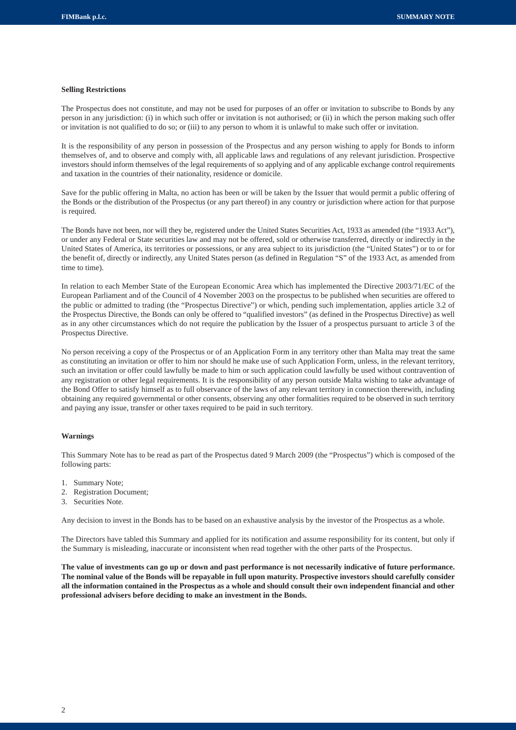**Selling Restrictions**

The Prospectus does not constitute, and may not be used for purposes of an offer or invitation to subscribe to Bonds by any person in any jurisdiction: (i) in which such offer or invitation is not authorised; or (ii) in which the person making such offer or invitation is not qualified to do so; or (iii) to any person to whom it is unlawful to make such offer or invitation.

It is the responsibility of any person in possession of the Prospectus and any person wishing to apply for Bonds to inform themselves of, and to observe and comply with, all applicable laws and regulations of any relevant jurisdiction. Prospective investors should inform themselves of the legal requirements of so applying and of any applicable exchange control requirements and taxation in the countries of their nationality, residence or domicile.

Save for the public offering in Malta, no action has been or will be taken by the Issuer that would permit a public offering of the Bonds or the distribution of the Prospectus (or any part thereof) in any country or jurisdiction where action for that purpose is required.

The Bonds have not been, nor will they be, registered under the United States Securities Act, 1933 as amended (the "1933 Act"), or under any Federal or State securities law and may not be offered, sold or otherwise transferred, directly or indirectly in the United States of America, its territories or possessions, or any area subject to its jurisdiction (the "United States") or to or for the benefit of, directly or indirectly, any United States person (as defined in Regulation "S" of the 1933 Act, as amended from time to time).

In relation to each Member State of the European Economic Area which has implemented the Directive 2003/71/EC of the European Parliament and of the Council of 4 November 2003 on the prospectus to be published when securities are offered to the public or admitted to trading (the "Prospectus Directive") or which, pending such implementation, applies article 3.2 of the Prospectus Directive, the Bonds can only be offered to "qualified investors" (as defined in the Prospectus Directive) as well as in any other circumstances which do not require the publication by the Issuer of a prospectus pursuant to article 3 of the Prospectus Directive.

No person receiving a copy of the Prospectus or of an Application Form in any territory other than Malta may treat the same as constituting an invitation or offer to him nor should he make use of such Application Form, unless, in the relevant territory, such an invitation or offer could lawfully be made to him or such application could lawfully be used without contravention of any registration or other legal requirements. It is the responsibility of any person outside Malta wishing to take advantage of the Bond Offer to satisfy himself as to full observance of the laws of any relevant territory in connection therewith, including obtaining any required governmental or other consents, observing any other formalities required to be observed in such territory and paying any issue, transfer or other taxes required to be paid in such territory.

**Warnings**

This Summary Note has to be read as part of the Prospectus dated 9 March 2009 (the "Prospectus") which is composed of the following parts:

1. Summary Note;
2. Registration Document;
3. Securities Note.

Any decision to invest in the Bonds has to be based on an exhaustive analysis by the investor of the Prospectus as a whole.

The Directors have tabled this Summary and applied for its notification and assume responsibility for its content, but only if the Summary is misleading, inaccurate or inconsistent when read together with the other parts of the Prospectus.

**The value of investments can go up or down and past performance is not necessarily indicative of future performance. The nominal value of the Bonds will be repayable in full upon maturity. Prospective investors should carefully consider all the information contained in the Prospectus as a whole and should consult their own independent financial and other professional advisers before deciding to make an investment in the Bonds.**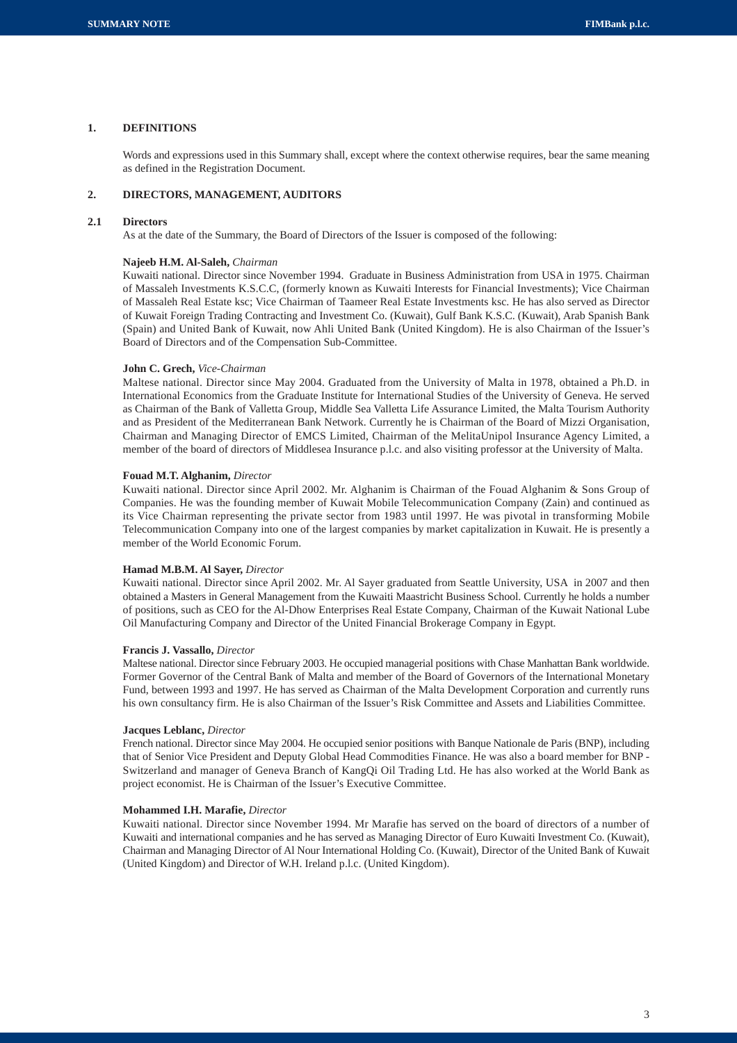## 1. DEFINITIONS

Words and expressions used in this Summary shall, except where the context otherwise requires, bear the same meaning as defined in the Registration Document.

## 2. DIRECTORS, MANAGEMENT, AUDITORS

### 2.1 Directors

As at the date of the Summary, the Board of Directors of the Issuer is composed of the following:

**Najeeb H.M. Al-Saleh,** *Chairman*

Kuwaiti national. Director since November 1994. Graduate in Business Administration from USA in 1975. Chairman of Massaleh Investments K.S.C.C, (formerly known as Kuwaiti Interests for Financial Investments); Vice Chairman of Massaleh Real Estate ksc; Vice Chairman of Taameer Real Estate Investments ksc. He has also served as Director of Kuwait Foreign Trading Contracting and Investment Co. (Kuwait), Gulf Bank K.S.C. (Kuwait), Arab Spanish Bank (Spain) and United Bank of Kuwait, now Ahli United Bank (United Kingdom). He is also Chairman of the Issuer's Board of Directors and of the Compensation Sub-Committee.

**John C. Grech,** *Vice-Chairman*

Maltese national. Director since May 2004. Graduated from the University of Malta in 1978, obtained a Ph.D. in International Economics from the Graduate Institute for International Studies of the University of Geneva. He served as Chairman of the Bank of Valletta Group, Middle Sea Valletta Life Assurance Limited, the Malta Tourism Authority and as President of the Mediterranean Bank Network. Currently he is Chairman of the Board of Mizzi Organisation, Chairman and Managing Director of EMCS Limited, Chairman of the MelitaUnipol Insurance Agency Limited, a member of the board of directors of Middlesea Insurance p.l.c. and also visiting professor at the University of Malta.

**Fouad M.T. Alghanim,** *Director*

Kuwaiti national. Director since April 2002. Mr. Alghanim is Chairman of the Fouad Alghanim & Sons Group of Companies. He was the founding member of Kuwait Mobile Telecommunication Company (Zain) and continued as its Vice Chairman representing the private sector from 1983 until 1997. He was pivotal in transforming Mobile Telecommunication Company into one of the largest companies by market capitalization in Kuwait. He is presently a member of the World Economic Forum.

**Hamad M.B.M. Al Sayer,** *Director*

Kuwaiti national. Director since April 2002. Mr. Al Sayer graduated from Seattle University, USA in 2007 and then obtained a Masters in General Management from the Kuwaiti Maastricht Business School. Currently he holds a number of positions, such as CEO for the Al-Dhow Enterprises Real Estate Company, Chairman of the Kuwait National Lube Oil Manufacturing Company and Director of the United Financial Brokerage Company in Egypt.

**Francis J. Vassallo,** *Director*

Maltese national. Director since February 2003. He occupied managerial positions with Chase Manhattan Bank worldwide. Former Governor of the Central Bank of Malta and member of the Board of Governors of the International Monetary Fund, between 1993 and 1997. He has served as Chairman of the Malta Development Corporation and currently runs his own consultancy firm. He is also Chairman of the Issuer's Risk Committee and Assets and Liabilities Committee.

**Jacques Leblanc,** *Director*

French national. Director since May 2004. He occupied senior positions with Banque Nationale de Paris (BNP), including that of Senior Vice President and Deputy Global Head Commodities Finance. He was also a board member for BNP - Switzerland and manager of Geneva Branch of KangQi Oil Trading Ltd. He has also worked at the World Bank as project economist. He is Chairman of the Issuer's Executive Committee.

**Mohammed I.H. Marafie,** *Director*

Kuwaiti national. Director since November 1994. Mr Marafie has served on the board of directors of a number of Kuwaiti and international companies and he has served as Managing Director of Euro Kuwaiti Investment Co. (Kuwait), Chairman and Managing Director of Al Nour International Holding Co. (Kuwait), Director of the United Bank of Kuwait (United Kingdom) and Director of W.H. Ireland p.l.c. (United Kingdom).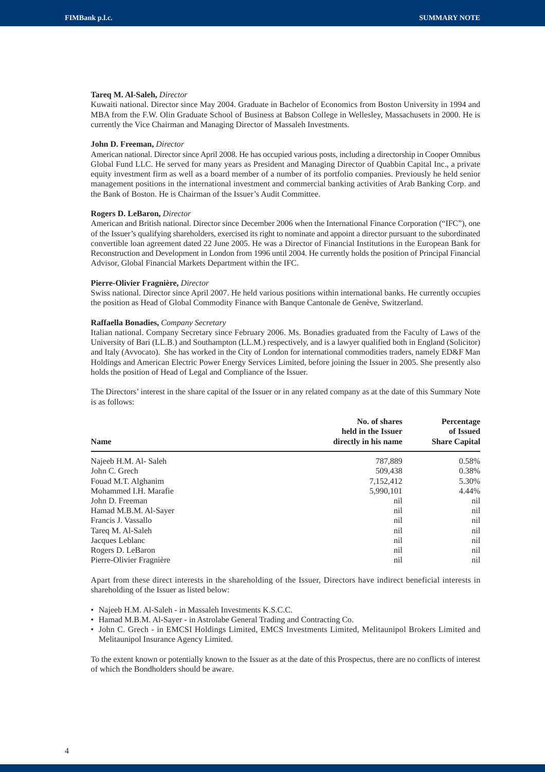**Tareq M. Al-Saleh,** *Director*
Kuwaiti national. Director since May 2004. Graduate in Bachelor of Economics from Boston University in 1994 and MBA from the F.W. Olin Graduate School of Business at Babson College in Wellesley, Massachusets in 2000. He is currently the Vice Chairman and Managing Director of Massaleh Investments.

**John D. Freeman,** *Director*
American national. Director since April 2008. He has occupied various posts, including a directorship in Cooper Omnibus Global Fund LLC. He served for many years as President and Managing Director of Quabbin Capital Inc., a private equity investment firm as well as a board member of a number of its portfolio companies. Previously he held senior management positions in the international investment and commercial banking activities of Arab Banking Corp. and the Bank of Boston. He is Chairman of the Issuer's Audit Committee.

**Rogers D. LeBaron,** *Director*
American and British national. Director since December 2006 when the International Finance Corporation ("IFC"), one of the Issuer's qualifying shareholders, exercised its right to nominate and appoint a director pursuant to the subordinated convertible loan agreement dated 22 June 2005. He was a Director of Financial Institutions in the European Bank for Reconstruction and Development in London from 1996 until 2004. He currently holds the position of Principal Financial Advisor, Global Financial Markets Department within the IFC.

**Pierre-Olivier Fragnière,** *Director*
Swiss national. Director since April 2007. He held various positions within international banks. He currently occupies the position as Head of Global Commodity Finance with Banque Cantonale de Genève, Switzerland.

**Raffaella Bonadies,** *Company Secretary*
Italian national. Company Secretary since February 2006. Ms. Bonadies graduated from the Faculty of Laws of the University of Bari (LL.B.) and Southampton (LL.M.) respectively, and is a lawyer qualified both in England (Solicitor) and Italy (Avvocato). She has worked in the City of London for international commodities traders, namely ED&F Man Holdings and American Electric Power Energy Services Limited, before joining the Issuer in 2005. She presently also holds the position of Head of Legal and Compliance of the Issuer.

The Directors' interest in the share capital of the Issuer or in any related company as at the date of this Summary Note is as follows:

| Name | No. of shares held in the Issuer directly in his name | Percentage of Issued Share Capital |
|---|---:|---:|
| Najeeb H.M. Al- Saleh | 787,889 | 0.58% |
| John C. Grech | 509,438 | 0.38% |
| Fouad M.T. Alghanim | 7,152,412 | 5.30% |
| Mohammed I.H. Marafie | 5,990,101 | 4.44% |
| John D. Freeman | nil | nil |
| Hamad M.B.M. Al-Sayer | nil | nil |
| Francis J. Vassallo | nil | nil |
| Tareq M. Al-Saleh | nil | nil |
| Jacques Leblanc | nil | nil |
| Rogers D. LeBaron | nil | nil |
| Pierre-Olivier Fragnière | nil | nil |

Apart from these direct interests in the shareholding of the Issuer, Directors have indirect beneficial interests in shareholding of the Issuer as listed below:

- Najeeb H.M. Al-Saleh - in Massaleh Investments K.S.C.C.
- Hamad M.B.M. Al-Sayer - in Astrolabe General Trading and Contracting Co.
- John C. Grech - in EMCSI Holdings Limited, EMCS Investments Limited, Melitaunipol Brokers Limited and Melitaunipol Insurance Agency Limited.

To the extent known or potentially known to the Issuer as at the date of this Prospectus, there are no conflicts of interest of which the Bondholders should be aware.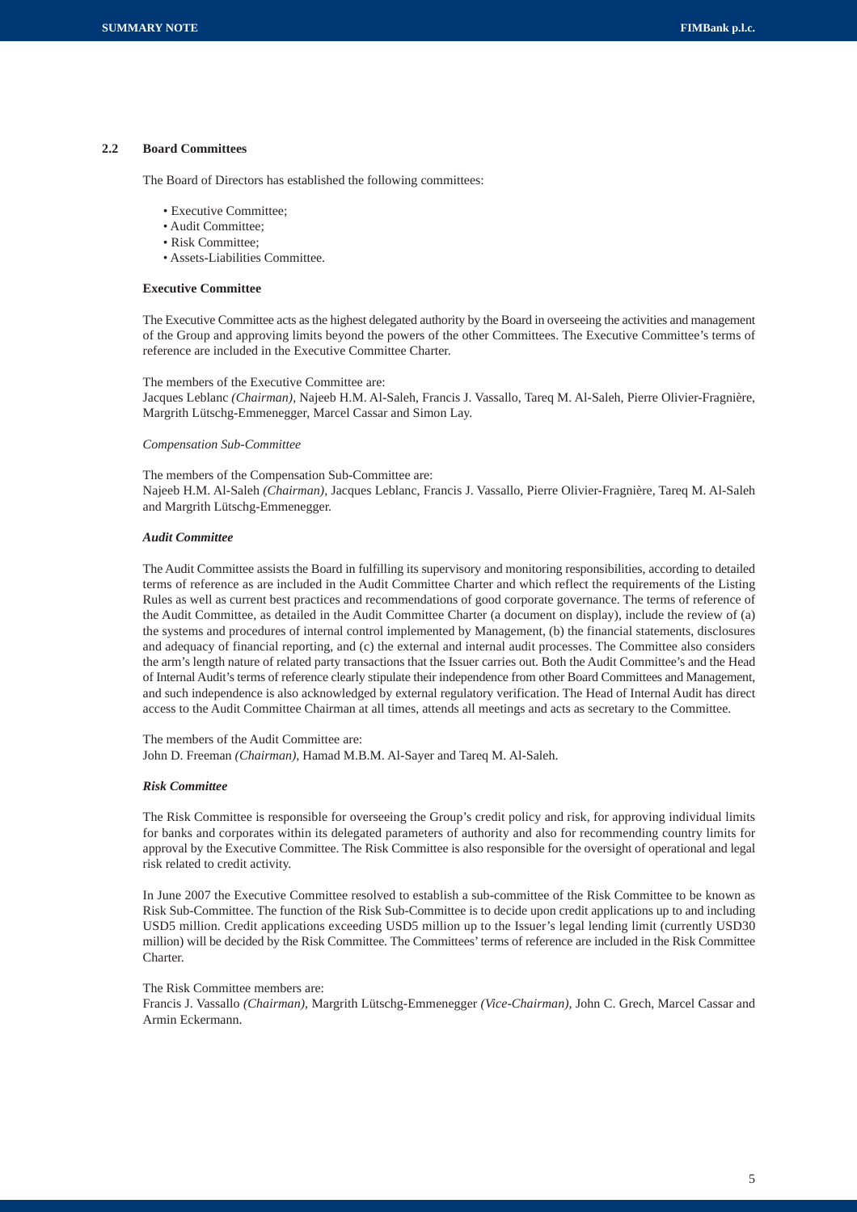### 2.2 Board Committees

The Board of Directors has established the following committees:

- Executive Committee;
- Audit Committee;
- Risk Committee;
- Assets-Liabilities Committee.

**Executive Committee**

The Executive Committee acts as the highest delegated authority by the Board in overseeing the activities and management of the Group and approving limits beyond the powers of the other Committees. The Executive Committee's terms of reference are included in the Executive Committee Charter.

The members of the Executive Committee are:
Jacques Leblanc *(Chairman)*, Najeeb H.M. Al-Saleh, Francis J. Vassallo, Tareq M. Al-Saleh, Pierre Olivier-Fragnière, Margrith Lütschg-Emmenegger, Marcel Cassar and Simon Lay.

*Compensation Sub-Committee*

The members of the Compensation Sub-Committee are:
Najeeb H.M. Al-Saleh *(Chairman)*, Jacques Leblanc, Francis J. Vassallo, Pierre Olivier-Fragnière, Tareq M. Al-Saleh and Margrith Lütschg-Emmenegger.

***Audit Committee***

The Audit Committee assists the Board in fulfilling its supervisory and monitoring responsibilities, according to detailed terms of reference as are included in the Audit Committee Charter and which reflect the requirements of the Listing Rules as well as current best practices and recommendations of good corporate governance. The terms of reference of the Audit Committee, as detailed in the Audit Committee Charter (a document on display), include the review of (a) the systems and procedures of internal control implemented by Management, (b) the financial statements, disclosures and adequacy of financial reporting, and (c) the external and internal audit processes. The Committee also considers the arm's length nature of related party transactions that the Issuer carries out. Both the Audit Committee's and the Head of Internal Audit's terms of reference clearly stipulate their independence from other Board Committees and Management, and such independence is also acknowledged by external regulatory verification. The Head of Internal Audit has direct access to the Audit Committee Chairman at all times, attends all meetings and acts as secretary to the Committee.

The members of the Audit Committee are:
John D. Freeman *(Chairman)*, Hamad M.B.M. Al-Sayer and Tareq M. Al-Saleh.

***Risk Committee***

The Risk Committee is responsible for overseeing the Group's credit policy and risk, for approving individual limits for banks and corporates within its delegated parameters of authority and also for recommending country limits for approval by the Executive Committee. The Risk Committee is also responsible for the oversight of operational and legal risk related to credit activity.

In June 2007 the Executive Committee resolved to establish a sub-committee of the Risk Committee to be known as Risk Sub-Committee. The function of the Risk Sub-Committee is to decide upon credit applications up to and including USD5 million. Credit applications exceeding USD5 million up to the Issuer's legal lending limit (currently USD30 million) will be decided by the Risk Committee. The Committees' terms of reference are included in the Risk Committee Charter.

The Risk Committee members are:
Francis J. Vassallo *(Chairman)*, Margrith Lütschg-Emmenegger *(Vice-Chairman)*, John C. Grech, Marcel Cassar and Armin Eckermann.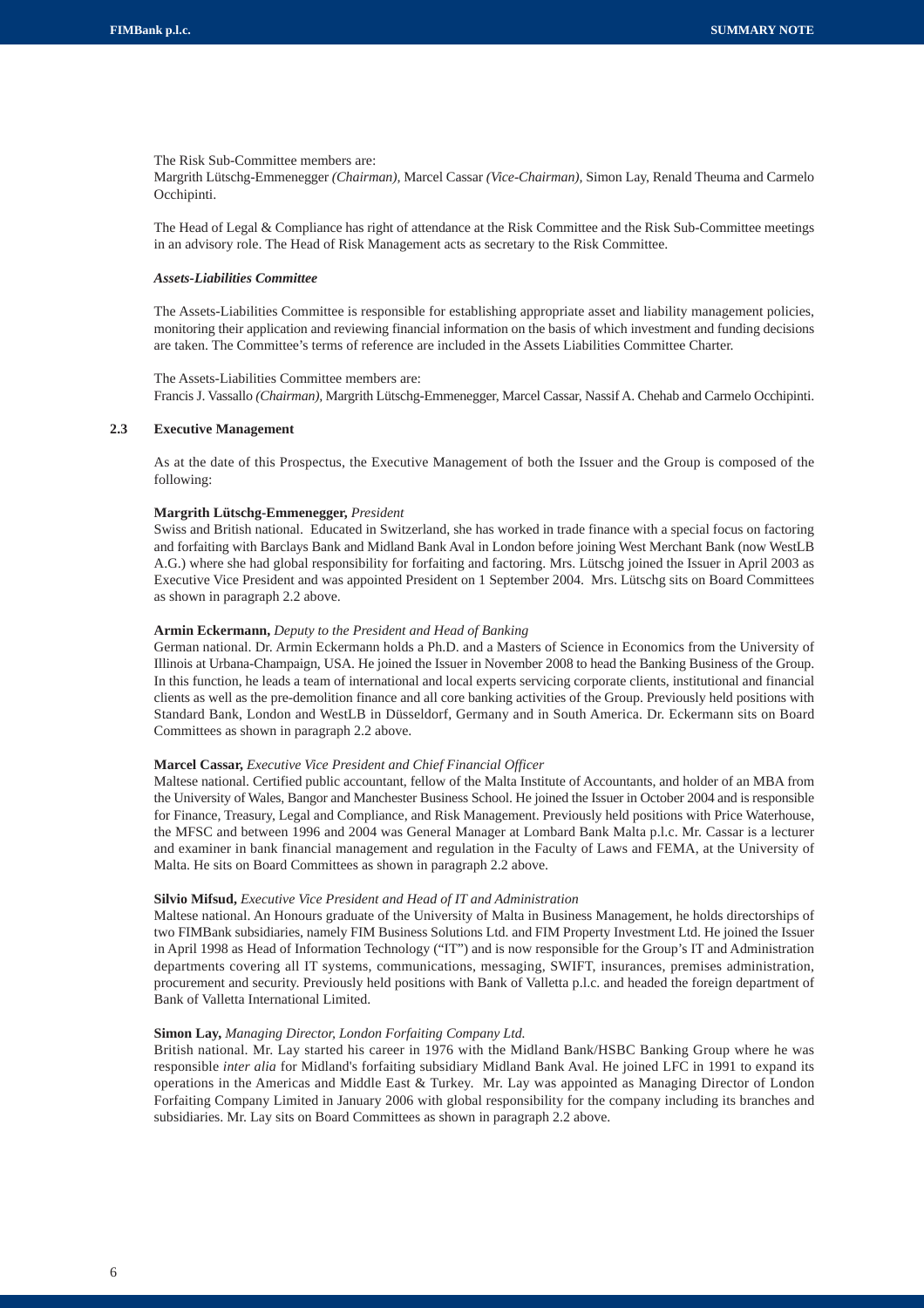The Risk Sub-Committee members are:
Margrith Lütschg-Emmenegger *(Chairman)*, Marcel Cassar *(Vice-Chairman)*, Simon Lay, Renald Theuma and Carmelo Occhipinti.

The Head of Legal & Compliance has right of attendance at the Risk Committee and the Risk Sub-Committee meetings in an advisory role. The Head of Risk Management acts as secretary to the Risk Committee.

***Assets-Liabilities Committee***

The Assets-Liabilities Committee is responsible for establishing appropriate asset and liability management policies, monitoring their application and reviewing financial information on the basis of which investment and funding decisions are taken. The Committee's terms of reference are included in the Assets Liabilities Committee Charter.

The Assets-Liabilities Committee members are:
Francis J. Vassallo *(Chairman)*, Margrith Lütschg-Emmenegger, Marcel Cassar, Nassif A. Chehab and Carmelo Occhipinti.

### 2.3 Executive Management

As at the date of this Prospectus, the Executive Management of both the Issuer and the Group is composed of the following:

**Margrith Lütschg-Emmenegger,** *President*
Swiss and British national. Educated in Switzerland, she has worked in trade finance with a special focus on factoring and forfaiting with Barclays Bank and Midland Bank Aval in London before joining West Merchant Bank (now WestLB A.G.) where she had global responsibility for forfaiting and factoring. Mrs. Lütschg joined the Issuer in April 2003 as Executive Vice President and was appointed President on 1 September 2004. Mrs. Lütschg sits on Board Committees as shown in paragraph 2.2 above.

**Armin Eckermann,** *Deputy to the President and Head of Banking*
German national. Dr. Armin Eckermann holds a Ph.D. and a Masters of Science in Economics from the University of Illinois at Urbana-Champaign, USA. He joined the Issuer in November 2008 to head the Banking Business of the Group. In this function, he leads a team of international and local experts servicing corporate clients, institutional and financial clients as well as the pre-demolition finance and all core banking activities of the Group. Previously held positions with Standard Bank, London and WestLB in Düsseldorf, Germany and in South America. Dr. Eckermann sits on Board Committees as shown in paragraph 2.2 above.

**Marcel Cassar,** *Executive Vice President and Chief Financial Officer*
Maltese national. Certified public accountant, fellow of the Malta Institute of Accountants, and holder of an MBA from the University of Wales, Bangor and Manchester Business School. He joined the Issuer in October 2004 and is responsible for Finance, Treasury, Legal and Compliance, and Risk Management. Previously held positions with Price Waterhouse, the MFSC and between 1996 and 2004 was General Manager at Lombard Bank Malta p.l.c. Mr. Cassar is a lecturer and examiner in bank financial management and regulation in the Faculty of Laws and FEMA, at the University of Malta. He sits on Board Committees as shown in paragraph 2.2 above.

**Silvio Mifsud,** *Executive Vice President and Head of IT and Administration*
Maltese national. An Honours graduate of the University of Malta in Business Management, he holds directorships of two FIMBank subsidiaries, namely FIM Business Solutions Ltd. and FIM Property Investment Ltd. He joined the Issuer in April 1998 as Head of Information Technology ("IT") and is now responsible for the Group's IT and Administration departments covering all IT systems, communications, messaging, SWIFT, insurances, premises administration, procurement and security. Previously held positions with Bank of Valletta p.l.c. and headed the foreign department of Bank of Valletta International Limited.

**Simon Lay,** *Managing Director, London Forfaiting Company Ltd.*
British national. Mr. Lay started his career in 1976 with the Midland Bank/HSBC Banking Group where he was responsible *inter alia* for Midland's forfaiting subsidiary Midland Bank Aval. He joined LFC in 1991 to expand its operations in the Americas and Middle East & Turkey. Mr. Lay was appointed as Managing Director of London Forfaiting Company Limited in January 2006 with global responsibility for the company including its branches and subsidiaries. Mr. Lay sits on Board Committees as shown in paragraph 2.2 above.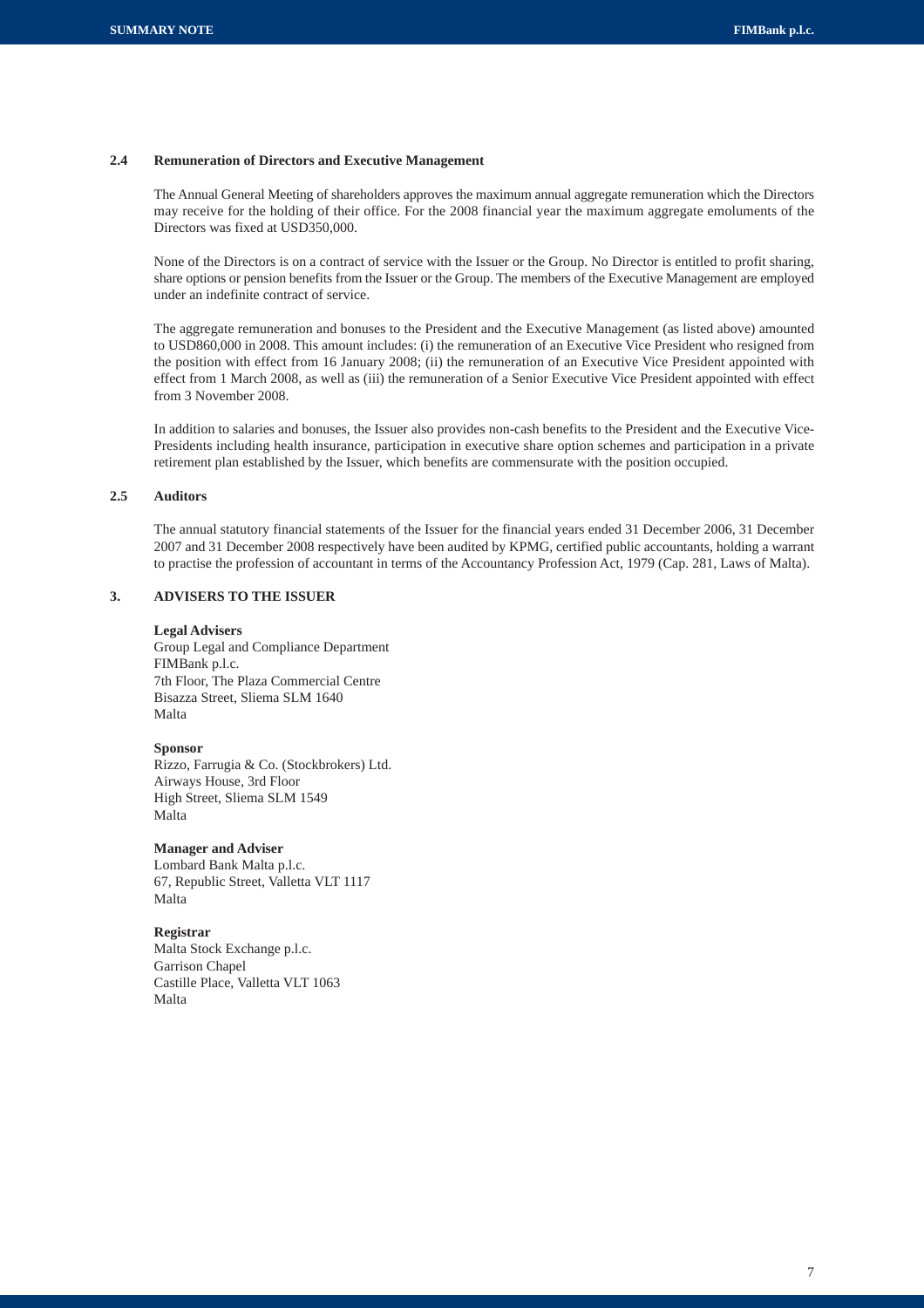### 2.4 Remuneration of Directors and Executive Management

The Annual General Meeting of shareholders approves the maximum annual aggregate remuneration which the Directors may receive for the holding of their office. For the 2008 financial year the maximum aggregate emoluments of the Directors was fixed at USD350,000.

None of the Directors is on a contract of service with the Issuer or the Group. No Director is entitled to profit sharing, share options or pension benefits from the Issuer or the Group. The members of the Executive Management are employed under an indefinite contract of service.

The aggregate remuneration and bonuses to the President and the Executive Management (as listed above) amounted to USD860,000 in 2008. This amount includes: (i) the remuneration of an Executive Vice President who resigned from the position with effect from 16 January 2008; (ii) the remuneration of an Executive Vice President appointed with effect from 1 March 2008, as well as (iii) the remuneration of a Senior Executive Vice President appointed with effect from 3 November 2008.

In addition to salaries and bonuses, the Issuer also provides non-cash benefits to the President and the Executive Vice-Presidents including health insurance, participation in executive share option schemes and participation in a private retirement plan established by the Issuer, which benefits are commensurate with the position occupied.

### 2.5 Auditors

The annual statutory financial statements of the Issuer for the financial years ended 31 December 2006, 31 December 2007 and 31 December 2008 respectively have been audited by KPMG, certified public accountants, holding a warrant to practise the profession of accountant in terms of the Accountancy Profession Act, 1979 (Cap. 281, Laws of Malta).

## 3. ADVISERS TO THE ISSUER

**Legal Advisers**
Group Legal and Compliance Department
FIMBank p.l.c.
7th Floor, The Plaza Commercial Centre
Bisazza Street, Sliema SLM 1640
Malta

**Sponsor**
Rizzo, Farrugia & Co. (Stockbrokers) Ltd.
Airways House, 3rd Floor
High Street, Sliema SLM 1549
Malta

**Manager and Adviser**
Lombard Bank Malta p.l.c.
67, Republic Street, Valletta VLT 1117
Malta

**Registrar**
Malta Stock Exchange p.l.c.
Garrison Chapel
Castille Place, Valletta VLT 1063
Malta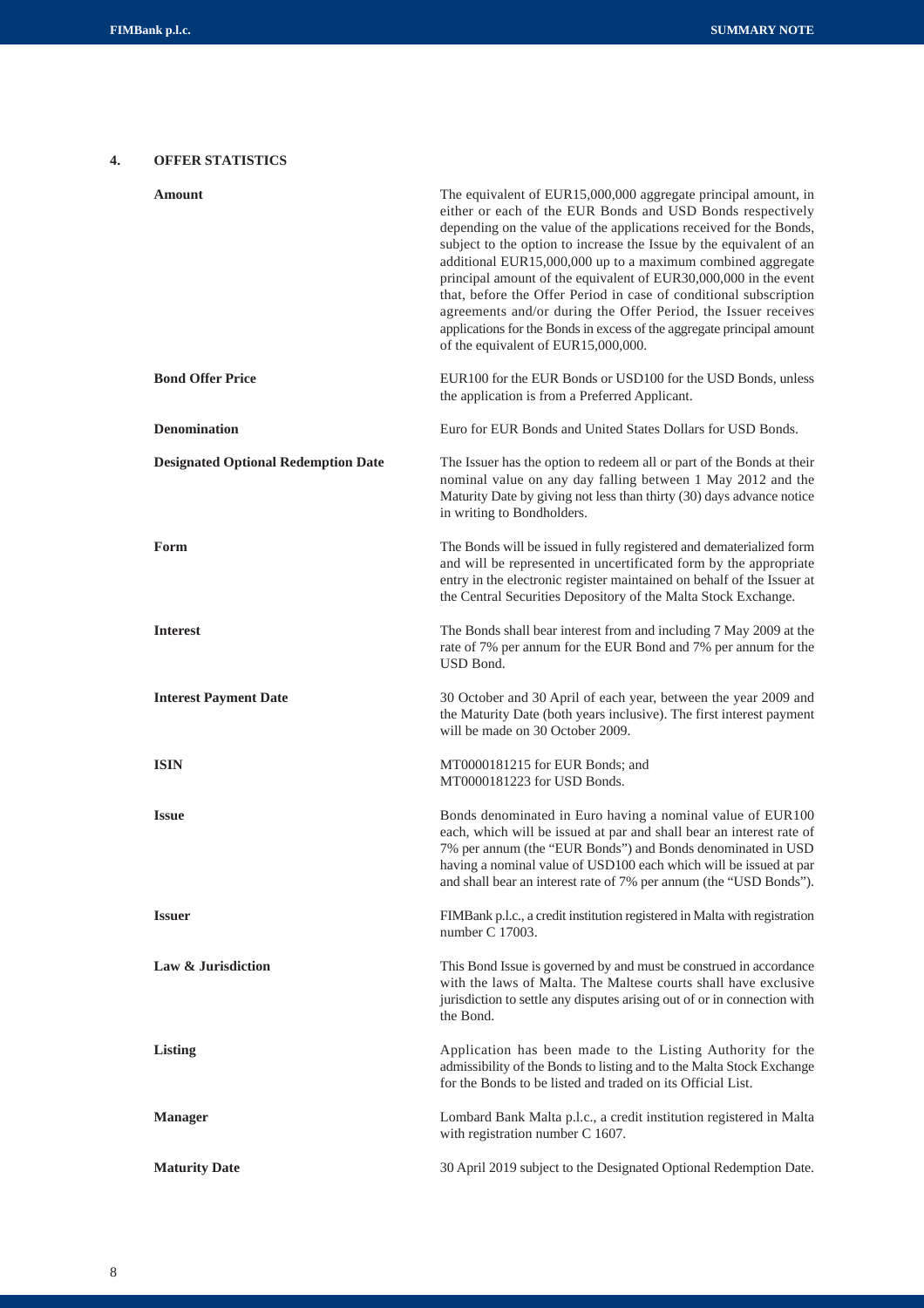## 4. OFFER STATISTICS

| | |
|---|---|
| **Amount** | The equivalent of EUR15,000,000 aggregate principal amount, in either or each of the EUR Bonds and USD Bonds respectively depending on the value of the applications received for the Bonds, subject to the option to increase the Issue by the equivalent of an additional EUR15,000,000 up to a maximum combined aggregate principal amount of the equivalent of EUR30,000,000 in the event that, before the Offer Period in case of conditional subscription agreements and/or during the Offer Period, the Issuer receives applications for the Bonds in excess of the aggregate principal amount of the equivalent of EUR15,000,000. |
| **Bond Offer Price** | EUR100 for the EUR Bonds or USD100 for the USD Bonds, unless the application is from a Preferred Applicant. |
| **Denomination** | Euro for EUR Bonds and United States Dollars for USD Bonds. |
| **Designated Optional Redemption Date** | The Issuer has the option to redeem all or part of the Bonds at their nominal value on any day falling between 1 May 2012 and the Maturity Date by giving not less than thirty (30) days advance notice in writing to Bondholders. |
| **Form** | The Bonds will be issued in fully registered and dematerialized form and will be represented in uncertificated form by the appropriate entry in the electronic register maintained on behalf of the Issuer at the Central Securities Depository of the Malta Stock Exchange. |
| **Interest** | The Bonds shall bear interest from and including 7 May 2009 at the rate of 7% per annum for the EUR Bond and 7% per annum for the USD Bond. |
| **Interest Payment Date** | 30 October and 30 April of each year, between the year 2009 and the Maturity Date (both years inclusive). The first interest payment will be made on 30 October 2009. |
| **ISIN** | MT0000181215 for EUR Bonds; and MT0000181223 for USD Bonds. |
| **Issue** | Bonds denominated in Euro having a nominal value of EUR100 each, which will be issued at par and shall bear an interest rate of 7% per annum (the "EUR Bonds") and Bonds denominated in USD having a nominal value of USD100 each which will be issued at par and shall bear an interest rate of 7% per annum (the "USD Bonds"). |
| **Issuer** | FIMBank p.l.c., a credit institution registered in Malta with registration number C 17003. |
| **Law & Jurisdiction** | This Bond Issue is governed by and must be construed in accordance with the laws of Malta. The Maltese courts shall have exclusive jurisdiction to settle any disputes arising out of or in connection with the Bond. |
| **Listing** | Application has been made to the Listing Authority for the admissibility of the Bonds to listing and to the Malta Stock Exchange for the Bonds to be listed and traded on its Official List. |
| **Manager** | Lombard Bank Malta p.l.c., a credit institution registered in Malta with registration number C 1607. |
| **Maturity Date** | 30 April 2019 subject to the Designated Optional Redemption Date. |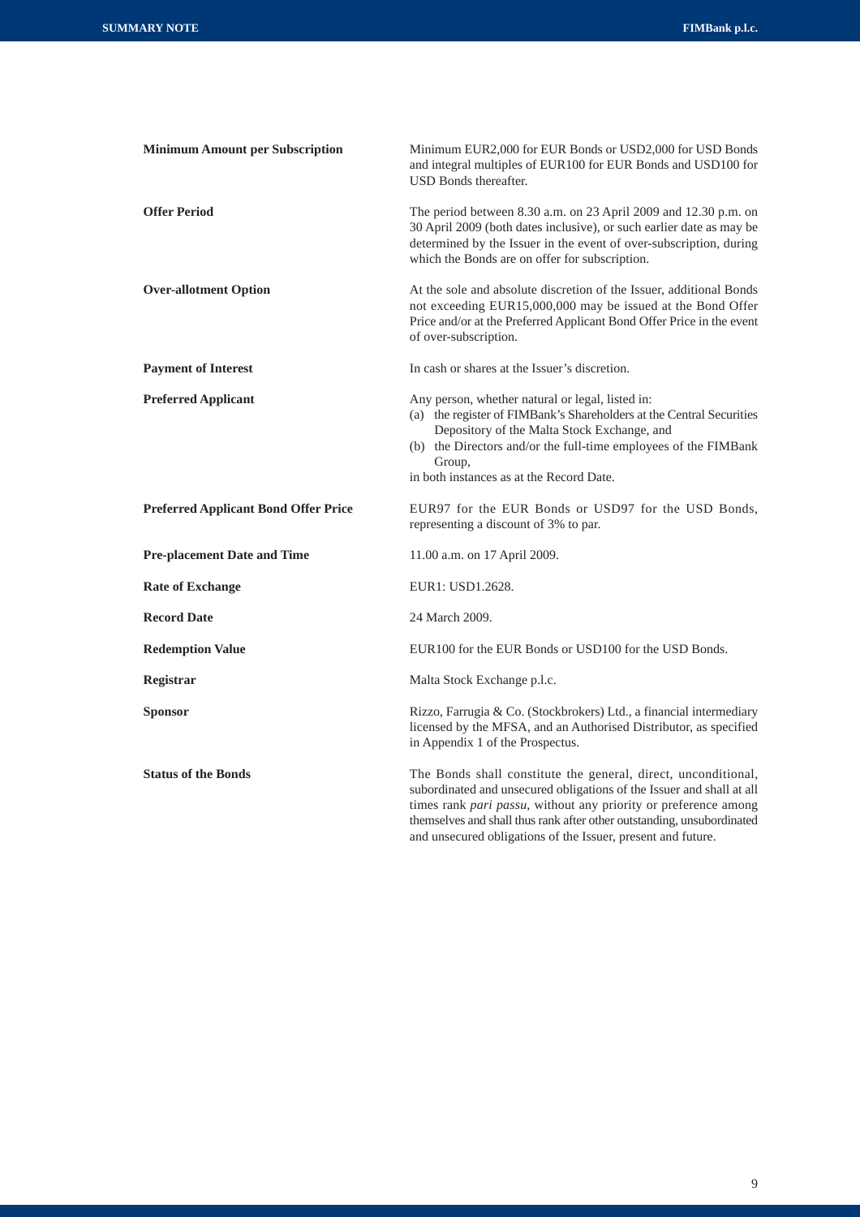| | |
|---|---|
| **Minimum Amount per Subscription** | Minimum EUR2,000 for EUR Bonds or USD2,000 for USD Bonds and integral multiples of EUR100 for EUR Bonds and USD100 for USD Bonds thereafter. |
| **Offer Period** | The period between 8.30 a.m. on 23 April 2009 and 12.30 p.m. on 30 April 2009 (both dates inclusive), or such earlier date as may be determined by the Issuer in the event of over-subscription, during which the Bonds are on offer for subscription. |
| **Over-allotment Option** | At the sole and absolute discretion of the Issuer, additional Bonds not exceeding EUR15,000,000 may be issued at the Bond Offer Price and/or at the Preferred Applicant Bond Offer Price in the event of over-subscription. |
| **Payment of Interest** | In cash or shares at the Issuer's discretion. |
| **Preferred Applicant** | Any person, whether natural or legal, listed in: (a) the register of FIMBank's Shareholders at the Central Securities Depository of the Malta Stock Exchange, and (b) the Directors and/or the full-time employees of the FIMBank Group, in both instances as at the Record Date. |
| **Preferred Applicant Bond Offer Price** | EUR97 for the EUR Bonds or USD97 for the USD Bonds, representing a discount of 3% to par. |
| **Pre-placement Date and Time** | 11.00 a.m. on 17 April 2009. |
| **Rate of Exchange** | EUR1: USD1.2628. |
| **Record Date** | 24 March 2009. |
| **Redemption Value** | EUR100 for the EUR Bonds or USD100 for the USD Bonds. |
| **Registrar** | Malta Stock Exchange p.l.c. |
| **Sponsor** | Rizzo, Farrugia & Co. (Stockbrokers) Ltd., a financial intermediary licensed by the MFSA, and an Authorised Distributor, as specified in Appendix 1 of the Prospectus. |
| **Status of the Bonds** | The Bonds shall constitute the general, direct, unconditional, subordinated and unsecured obligations of the Issuer and shall at all times rank *pari passu*, without any priority or preference among themselves and shall thus rank after other outstanding, unsubordinated and unsecured obligations of the Issuer, present and future. |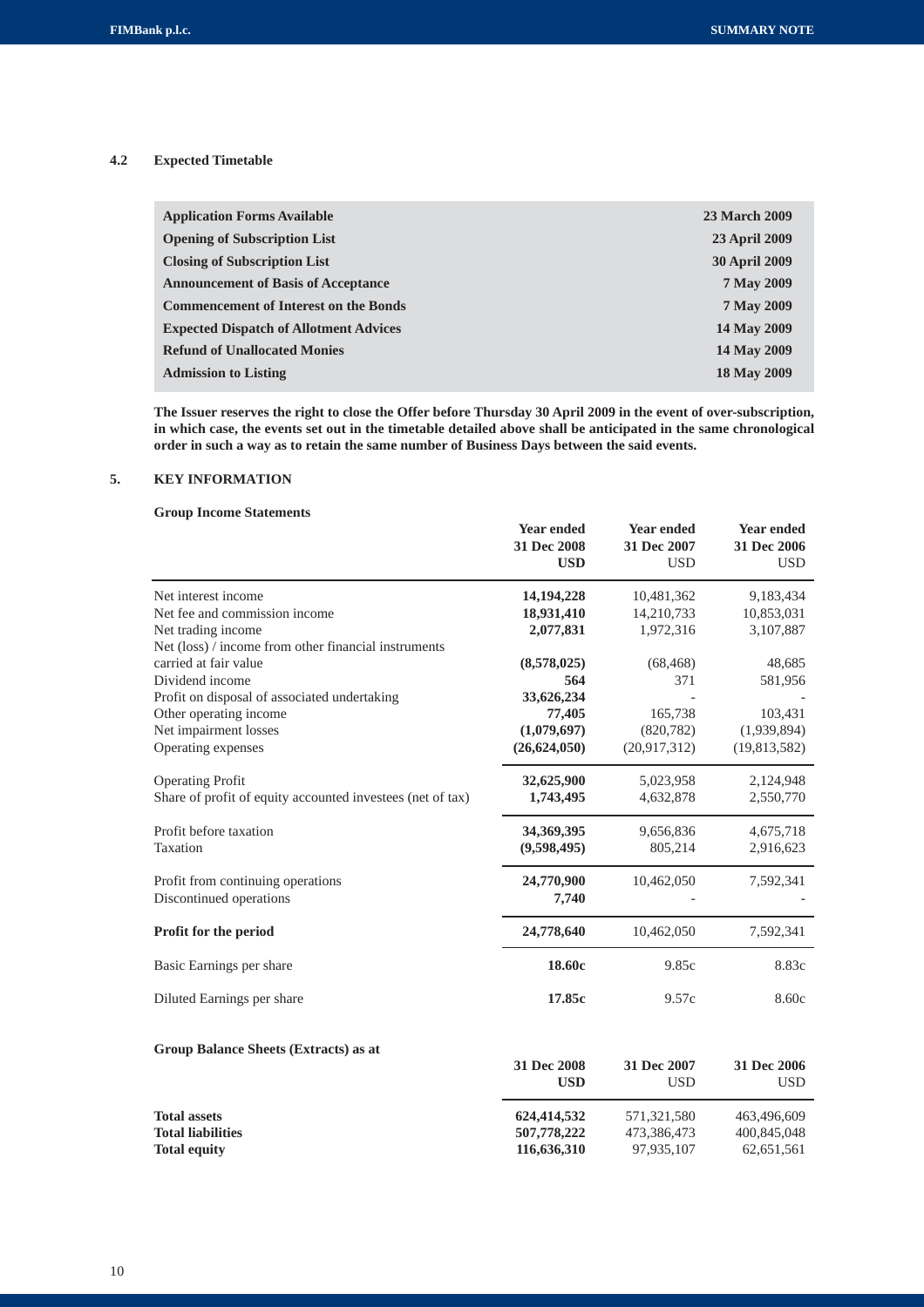### 4.2 Expected Timetable

| | |
|---|---|
| **Application Forms Available** | **23 March 2009** |
| **Opening of Subscription List** | **23 April 2009** |
| **Closing of Subscription List** | **30 April 2009** |
| **Announcement of Basis of Acceptance** | **7 May 2009** |
| **Commencement of Interest on the Bonds** | **7 May 2009** |
| **Expected Dispatch of Allotment Advices** | **14 May 2009** |
| **Refund of Unallocated Monies** | **14 May 2009** |
| **Admission to Listing** | **18 May 2009** |

**The Issuer reserves the right to close the Offer before Thursday 30 April 2009 in the event of over-subscription, in which case, the events set out in the timetable detailed above shall be anticipated in the same chronological order in such a way as to retain the same number of Business Days between the said events.**

## 5. KEY INFORMATION

**Group Income Statements**

| | **Year ended 31 Dec 2008 USD** | Year ended 31 Dec 2007 USD | Year ended 31 Dec 2006 USD |
|---|---|---|---|
| Net interest income | **14,194,228** | 10,481,362 | 9,183,434 |
| Net fee and commission income | **18,931,410** | 14,210,733 | 10,853,031 |
| Net trading income | **2,077,831** | 1,972,316 | 3,107,887 |
| Net (loss) / income from other financial instruments carried at fair value | **(8,578,025)** | (68,468) | 48,685 |
| Dividend income | **564** | 371 | 581,956 |
| Profit on disposal of associated undertaking | **33,626,234** | - | - |
| Other operating income | **77,405** | 165,738 | 103,431 |
| Net impairment losses | **(1,079,697)** | (820,782) | (1,939,894) |
| Operating expenses | **(26,624,050)** | (20,917,312) | (19,813,582) |
| Operating Profit | **32,625,900** | 5,023,958 | 2,124,948 |
| Share of profit of equity accounted investees (net of tax) | **1,743,495** | 4,632,878 | 2,550,770 |
| Profit before taxation | **34,369,395** | 9,656,836 | 4,675,718 |
| Taxation | **(9,598,495)** | 805,214 | 2,916,623 |
| Profit from continuing operations | **24,770,900** | 10,462,050 | 7,592,341 |
| Discontinued operations | **7,740** | - | - |
| **Profit for the period** | **24,778,640** | 10,462,050 | 7,592,341 |
| Basic Earnings per share | **18.60c** | 9.85c | 8.83c |
| Diluted Earnings per share | **17.85c** | 9.57c | 8.60c |

**Group Balance Sheets (Extracts) as at**

| | **31 Dec 2008 USD** | 31 Dec 2007 USD | 31 Dec 2006 USD |
|---|---|---|---|
| **Total assets** | **624,414,532** | 571,321,580 | 463,496,609 |
| **Total liabilities** | **507,778,222** | 473,386,473 | 400,845,048 |
| **Total equity** | **116,636,310** | 97,935,107 | 62,651,561 |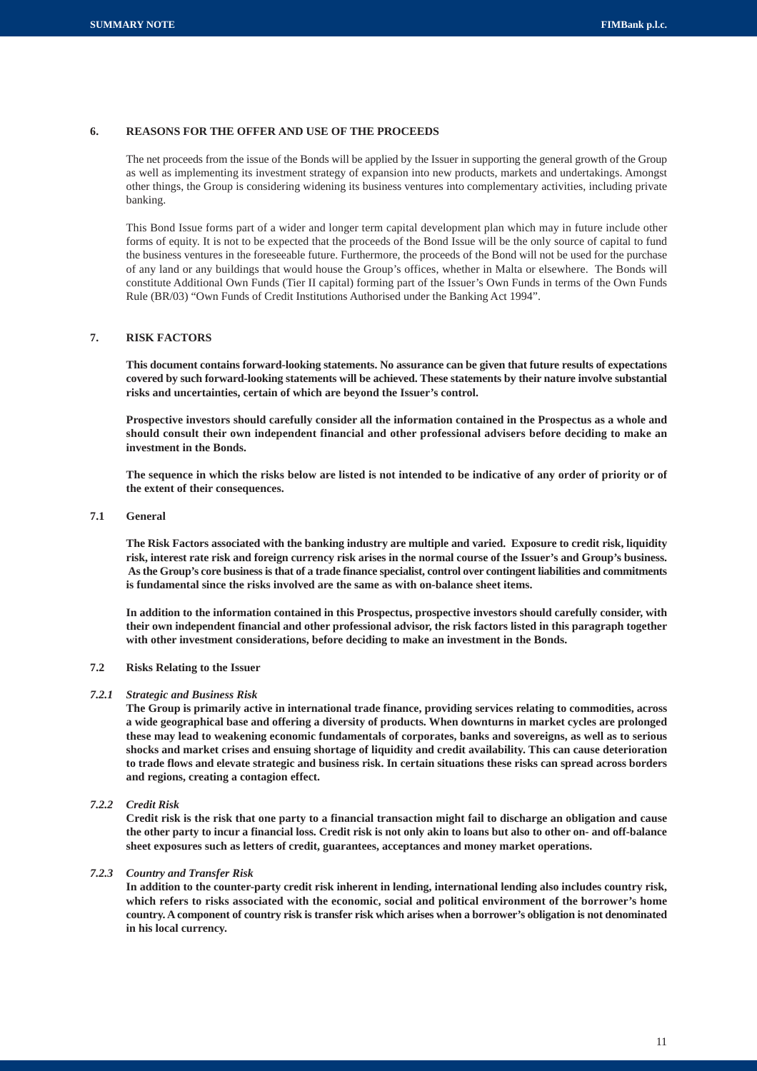## 6. REASONS FOR THE OFFER AND USE OF THE PROCEEDS

The net proceeds from the issue of the Bonds will be applied by the Issuer in supporting the general growth of the Group as well as implementing its investment strategy of expansion into new products, markets and undertakings. Amongst other things, the Group is considering widening its business ventures into complementary activities, including private banking.

This Bond Issue forms part of a wider and longer term capital development plan which may in future include other forms of equity. It is not to be expected that the proceeds of the Bond Issue will be the only source of capital to fund the business ventures in the foreseeable future. Furthermore, the proceeds of the Bond will not be used for the purchase of any land or any buildings that would house the Group's offices, whether in Malta or elsewhere. The Bonds will constitute Additional Own Funds (Tier II capital) forming part of the Issuer's Own Funds in terms of the Own Funds Rule (BR/03) "Own Funds of Credit Institutions Authorised under the Banking Act 1994".

## 7. RISK FACTORS

**This document contains forward-looking statements. No assurance can be given that future results of expectations covered by such forward-looking statements will be achieved. These statements by their nature involve substantial risks and uncertainties, certain of which are beyond the Issuer's control.**

**Prospective investors should carefully consider all the information contained in the Prospectus as a whole and should consult their own independent financial and other professional advisers before deciding to make an investment in the Bonds.**

**The sequence in which the risks below are listed is not intended to be indicative of any order of priority or of the extent of their consequences.**

### 7.1 General

**The Risk Factors associated with the banking industry are multiple and varied. Exposure to credit risk, liquidity risk, interest rate risk and foreign currency risk arises in the normal course of the Issuer's and Group's business. As the Group's core business is that of a trade finance specialist, control over contingent liabilities and commitments is fundamental since the risks involved are the same as with on-balance sheet items.**

**In addition to the information contained in this Prospectus, prospective investors should carefully consider, with their own independent financial and other professional advisor, the risk factors listed in this paragraph together with other investment considerations, before deciding to make an investment in the Bonds.**

### 7.2 Risks Relating to the Issuer

#### *7.2.1 Strategic and Business Risk*

**The Group is primarily active in international trade finance, providing services relating to commodities, across a wide geographical base and offering a diversity of products. When downturns in market cycles are prolonged these may lead to weakening economic fundamentals of corporates, banks and sovereigns, as well as to serious shocks and market crises and ensuing shortage of liquidity and credit availability. This can cause deterioration to trade flows and elevate strategic and business risk. In certain situations these risks can spread across borders and regions, creating a contagion effect.**

#### *7.2.2 Credit Risk*

**Credit risk is the risk that one party to a financial transaction might fail to discharge an obligation and cause the other party to incur a financial loss. Credit risk is not only akin to loans but also to other on- and off-balance sheet exposures such as letters of credit, guarantees, acceptances and money market operations.**

#### *7.2.3 Country and Transfer Risk*

**In addition to the counter-party credit risk inherent in lending, international lending also includes country risk, which refers to risks associated with the economic, social and political environment of the borrower's home country. A component of country risk is transfer risk which arises when a borrower's obligation is not denominated in his local currency.**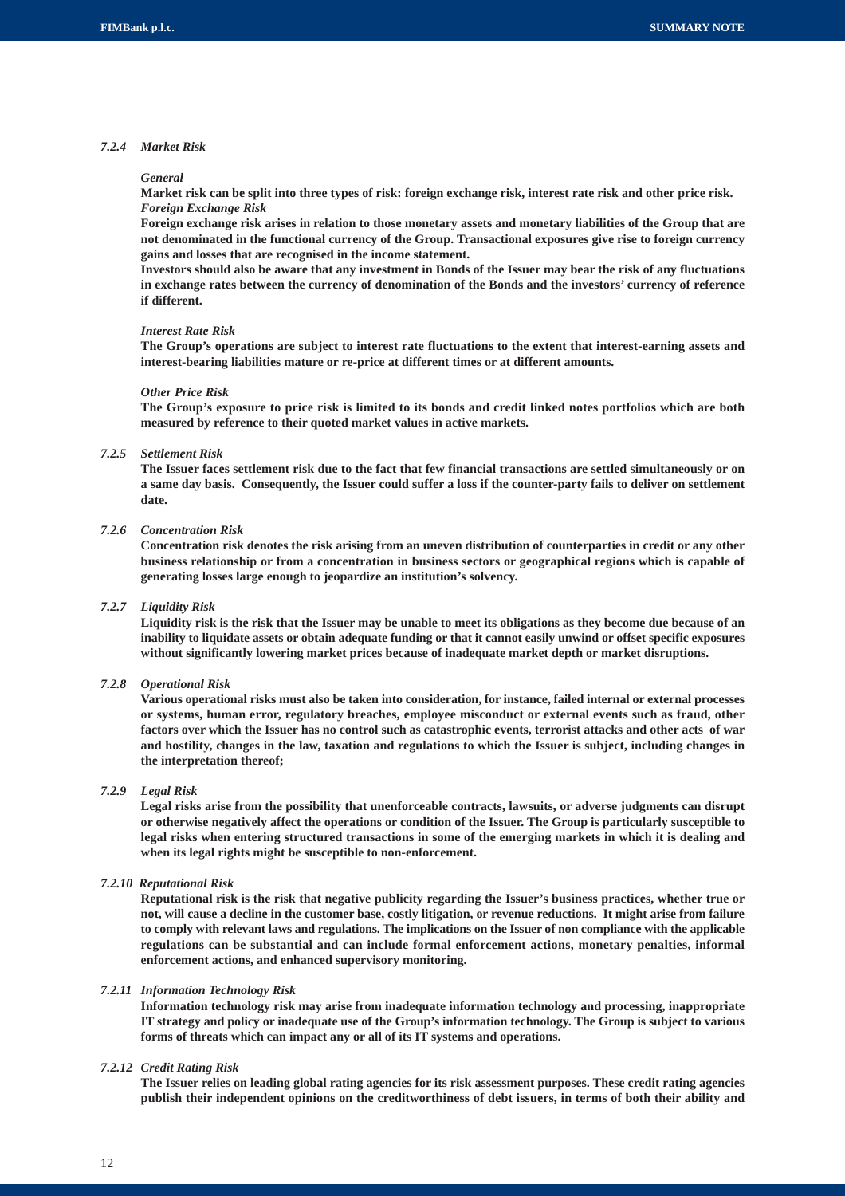### *7.2.4 Market Risk*

*General*

**Market risk can be split into three types of risk: foreign exchange risk, interest rate risk and other price risk.**

***Foreign Exchange Risk***

**Foreign exchange risk arises in relation to those monetary assets and monetary liabilities of the Group that are not denominated in the functional currency of the Group. Transactional exposures give rise to foreign currency gains and losses that are recognised in the income statement.**

**Investors should also be aware that any investment in Bonds of the Issuer may bear the risk of any fluctuations in exchange rates between the currency of denomination of the Bonds and the investors' currency of reference if different.**

*Interest Rate Risk*

**The Group's operations are subject to interest rate fluctuations to the extent that interest-earning assets and interest-bearing liabilities mature or re-price at different times or at different amounts.**

*Other Price Risk*

**The Group's exposure to price risk is limited to its bonds and credit linked notes portfolios which are both measured by reference to their quoted market values in active markets.**

### *7.2.5 Settlement Risk*

**The Issuer faces settlement risk due to the fact that few financial transactions are settled simultaneously or on a same day basis. Consequently, the Issuer could suffer a loss if the counter-party fails to deliver on settlement date.**

### *7.2.6 Concentration Risk*

**Concentration risk denotes the risk arising from an uneven distribution of counterparties in credit or any other business relationship or from a concentration in business sectors or geographical regions which is capable of generating losses large enough to jeopardize an institution's solvency.**

### *7.2.7 Liquidity Risk*

**Liquidity risk is the risk that the Issuer may be unable to meet its obligations as they become due because of an inability to liquidate assets or obtain adequate funding or that it cannot easily unwind or offset specific exposures without significantly lowering market prices because of inadequate market depth or market disruptions.**

### *7.2.8 Operational Risk*

**Various operational risks must also be taken into consideration, for instance, failed internal or external processes or systems, human error, regulatory breaches, employee misconduct or external events such as fraud, other factors over which the Issuer has no control such as catastrophic events, terrorist attacks and other acts of war and hostility, changes in the law, taxation and regulations to which the Issuer is subject, including changes in the interpretation thereof;**

### *7.2.9 Legal Risk*

**Legal risks arise from the possibility that unenforceable contracts, lawsuits, or adverse judgments can disrupt or otherwise negatively affect the operations or condition of the Issuer. The Group is particularly susceptible to legal risks when entering structured transactions in some of the emerging markets in which it is dealing and when its legal rights might be susceptible to non-enforcement.**

### *7.2.10 Reputational Risk*

**Reputational risk is the risk that negative publicity regarding the Issuer's business practices, whether true or not, will cause a decline in the customer base, costly litigation, or revenue reductions. It might arise from failure to comply with relevant laws and regulations. The implications on the Issuer of non compliance with the applicable regulations can be substantial and can include formal enforcement actions, monetary penalties, informal enforcement actions, and enhanced supervisory monitoring.**

### *7.2.11 Information Technology Risk*

**Information technology risk may arise from inadequate information technology and processing, inappropriate IT strategy and policy or inadequate use of the Group's information technology. The Group is subject to various forms of threats which can impact any or all of its IT systems and operations.**

### *7.2.12 Credit Rating Risk*

**The Issuer relies on leading global rating agencies for its risk assessment purposes. These credit rating agencies publish their independent opinions on the creditworthiness of debt issuers, in terms of both their ability and**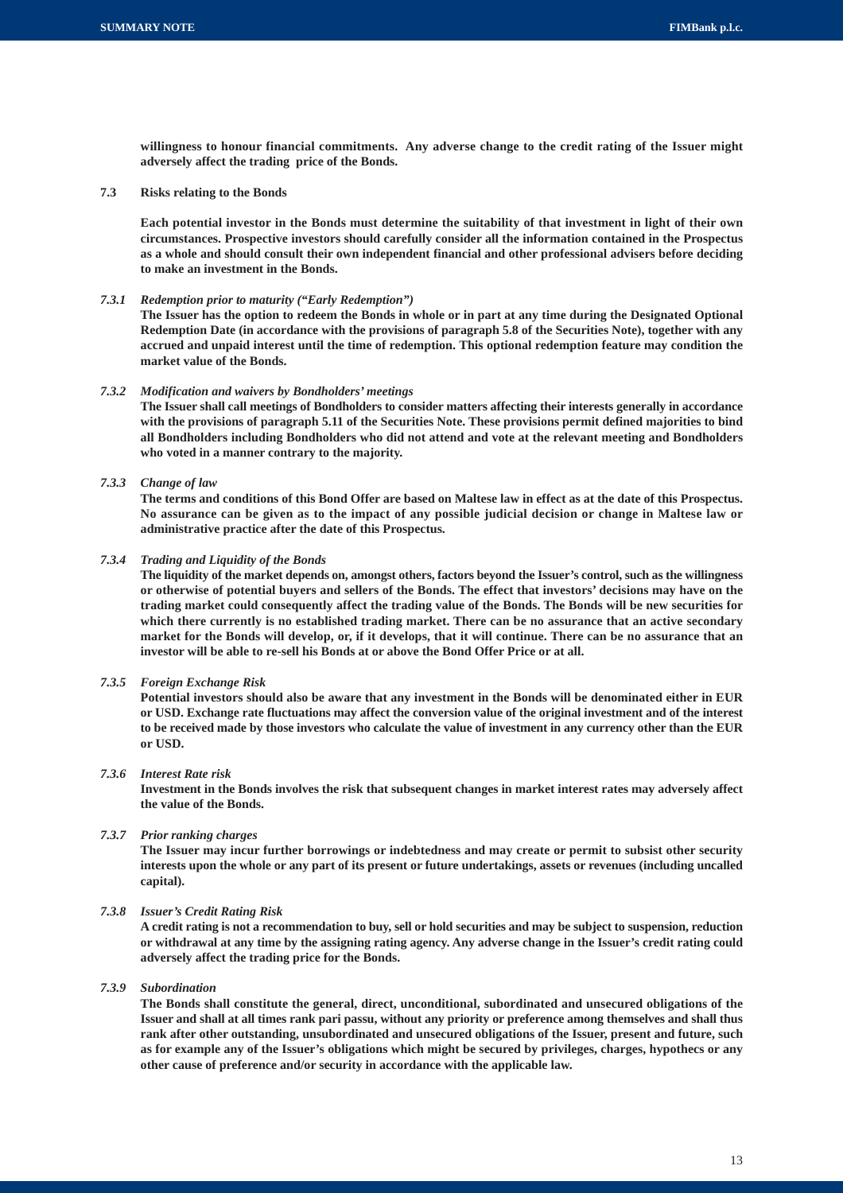**willingness to honour financial commitments. Any adverse change to the credit rating of the Issuer might adversely affect the trading price of the Bonds.**

**7.3 Risks relating to the Bonds**

**Each potential investor in the Bonds must determine the suitability of that investment in light of their own circumstances. Prospective investors should carefully consider all the information contained in the Prospectus as a whole and should consult their own independent financial and other professional advisers before deciding to make an investment in the Bonds.**

***7.3.1 Redemption prior to maturity ("Early Redemption")***

**The Issuer has the option to redeem the Bonds in whole or in part at any time during the Designated Optional Redemption Date (in accordance with the provisions of paragraph 5.8 of the Securities Note), together with any accrued and unpaid interest until the time of redemption. This optional redemption feature may condition the market value of the Bonds.**

***7.3.2 Modification and waivers by Bondholders' meetings***

**The Issuer shall call meetings of Bondholders to consider matters affecting their interests generally in accordance with the provisions of paragraph 5.11 of the Securities Note. These provisions permit defined majorities to bind all Bondholders including Bondholders who did not attend and vote at the relevant meeting and Bondholders who voted in a manner contrary to the majority.**

***7.3.3 Change of law***

**The terms and conditions of this Bond Offer are based on Maltese law in effect as at the date of this Prospectus. No assurance can be given as to the impact of any possible judicial decision or change in Maltese law or administrative practice after the date of this Prospectus.**

***7.3.4 Trading and Liquidity of the Bonds***

**The liquidity of the market depends on, amongst others, factors beyond the Issuer's control, such as the willingness or otherwise of potential buyers and sellers of the Bonds. The effect that investors' decisions may have on the trading market could consequently affect the trading value of the Bonds. The Bonds will be new securities for which there currently is no established trading market. There can be no assurance that an active secondary market for the Bonds will develop, or, if it develops, that it will continue. There can be no assurance that an investor will be able to re-sell his Bonds at or above the Bond Offer Price or at all.**

***7.3.5 Foreign Exchange Risk***

**Potential investors should also be aware that any investment in the Bonds will be denominated either in EUR or USD. Exchange rate fluctuations may affect the conversion value of the original investment and of the interest to be received made by those investors who calculate the value of investment in any currency other than the EUR or USD.**

***7.3.6 Interest Rate risk***

**Investment in the Bonds involves the risk that subsequent changes in market interest rates may adversely affect the value of the Bonds.**

***7.3.7 Prior ranking charges***

**The Issuer may incur further borrowings or indebtedness and may create or permit to subsist other security interests upon the whole or any part of its present or future undertakings, assets or revenues (including uncalled capital).**

***7.3.8 Issuer's Credit Rating Risk***

**A credit rating is not a recommendation to buy, sell or hold securities and may be subject to suspension, reduction or withdrawal at any time by the assigning rating agency. Any adverse change in the Issuer's credit rating could adversely affect the trading price for the Bonds.**

***7.3.9 Subordination***

**The Bonds shall constitute the general, direct, unconditional, subordinated and unsecured obligations of the Issuer and shall at all times rank pari passu, without any priority or preference among themselves and shall thus rank after other outstanding, unsubordinated and unsecured obligations of the Issuer, present and future, such as for example any of the Issuer's obligations which might be secured by privileges, charges, hypothecs or any other cause of preference and/or security in accordance with the applicable law.**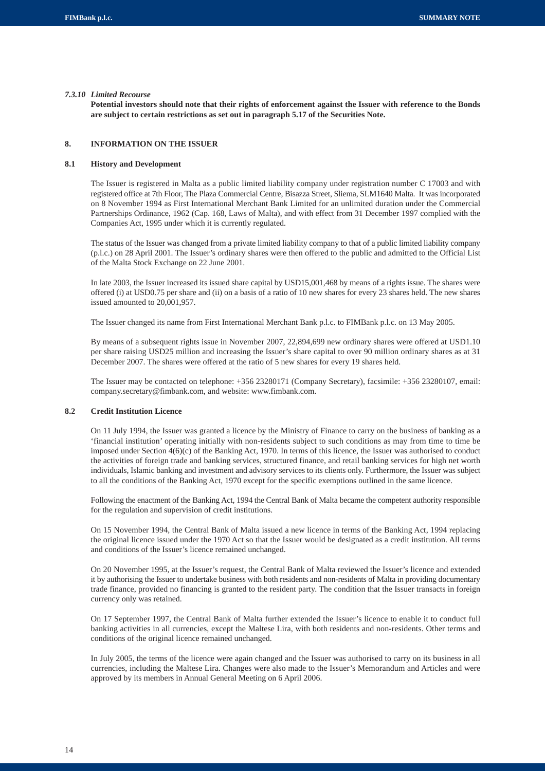*7.3.10 Limited Recourse*

**Potential investors should note that their rights of enforcement against the Issuer with reference to the Bonds are subject to certain restrictions as set out in paragraph 5.17 of the Securities Note.**

## 8. INFORMATION ON THE ISSUER

### 8.1 History and Development

The Issuer is registered in Malta as a public limited liability company under registration number C 17003 and with registered office at 7th Floor, The Plaza Commercial Centre, Bisazza Street, Sliema, SLM1640 Malta. It was incorporated on 8 November 1994 as First International Merchant Bank Limited for an unlimited duration under the Commercial Partnerships Ordinance, 1962 (Cap. 168, Laws of Malta), and with effect from 31 December 1997 complied with the Companies Act, 1995 under which it is currently regulated.

The status of the Issuer was changed from a private limited liability company to that of a public limited liability company (p.l.c.) on 28 April 2001. The Issuer's ordinary shares were then offered to the public and admitted to the Official List of the Malta Stock Exchange on 22 June 2001.

In late 2003, the Issuer increased its issued share capital by USD15,001,468 by means of a rights issue. The shares were offered (i) at USD0.75 per share and (ii) on a basis of a ratio of 10 new shares for every 23 shares held. The new shares issued amounted to 20,001,957.

The Issuer changed its name from First International Merchant Bank p.l.c. to FIMBank p.l.c. on 13 May 2005.

By means of a subsequent rights issue in November 2007, 22,894,699 new ordinary shares were offered at USD1.10 per share raising USD25 million and increasing the Issuer's share capital to over 90 million ordinary shares as at 31 December 2007. The shares were offered at the ratio of 5 new shares for every 19 shares held.

The Issuer may be contacted on telephone: +356 23280171 (Company Secretary), facsimile: +356 23280107, email: company.secretary@fimbank.com, and website: www.fimbank.com.

### 8.2 Credit Institution Licence

On 11 July 1994, the Issuer was granted a licence by the Ministry of Finance to carry on the business of banking as a 'financial institution' operating initially with non-residents subject to such conditions as may from time to time be imposed under Section 4(6)(c) of the Banking Act, 1970. In terms of this licence, the Issuer was authorised to conduct the activities of foreign trade and banking services, structured finance, and retail banking services for high net worth individuals, Islamic banking and investment and advisory services to its clients only. Furthermore, the Issuer was subject to all the conditions of the Banking Act, 1970 except for the specific exemptions outlined in the same licence.

Following the enactment of the Banking Act, 1994 the Central Bank of Malta became the competent authority responsible for the regulation and supervision of credit institutions.

On 15 November 1994, the Central Bank of Malta issued a new licence in terms of the Banking Act, 1994 replacing the original licence issued under the 1970 Act so that the Issuer would be designated as a credit institution. All terms and conditions of the Issuer's licence remained unchanged.

On 20 November 1995, at the Issuer's request, the Central Bank of Malta reviewed the Issuer's licence and extended it by authorising the Issuer to undertake business with both residents and non-residents of Malta in providing documentary trade finance, provided no financing is granted to the resident party. The condition that the Issuer transacts in foreign currency only was retained.

On 17 September 1997, the Central Bank of Malta further extended the Issuer's licence to enable it to conduct full banking activities in all currencies, except the Maltese Lira, with both residents and non-residents. Other terms and conditions of the original licence remained unchanged.

In July 2005, the terms of the licence were again changed and the Issuer was authorised to carry on its business in all currencies, including the Maltese Lira. Changes were also made to the Issuer's Memorandum and Articles and were approved by its members in Annual General Meeting on 6 April 2006.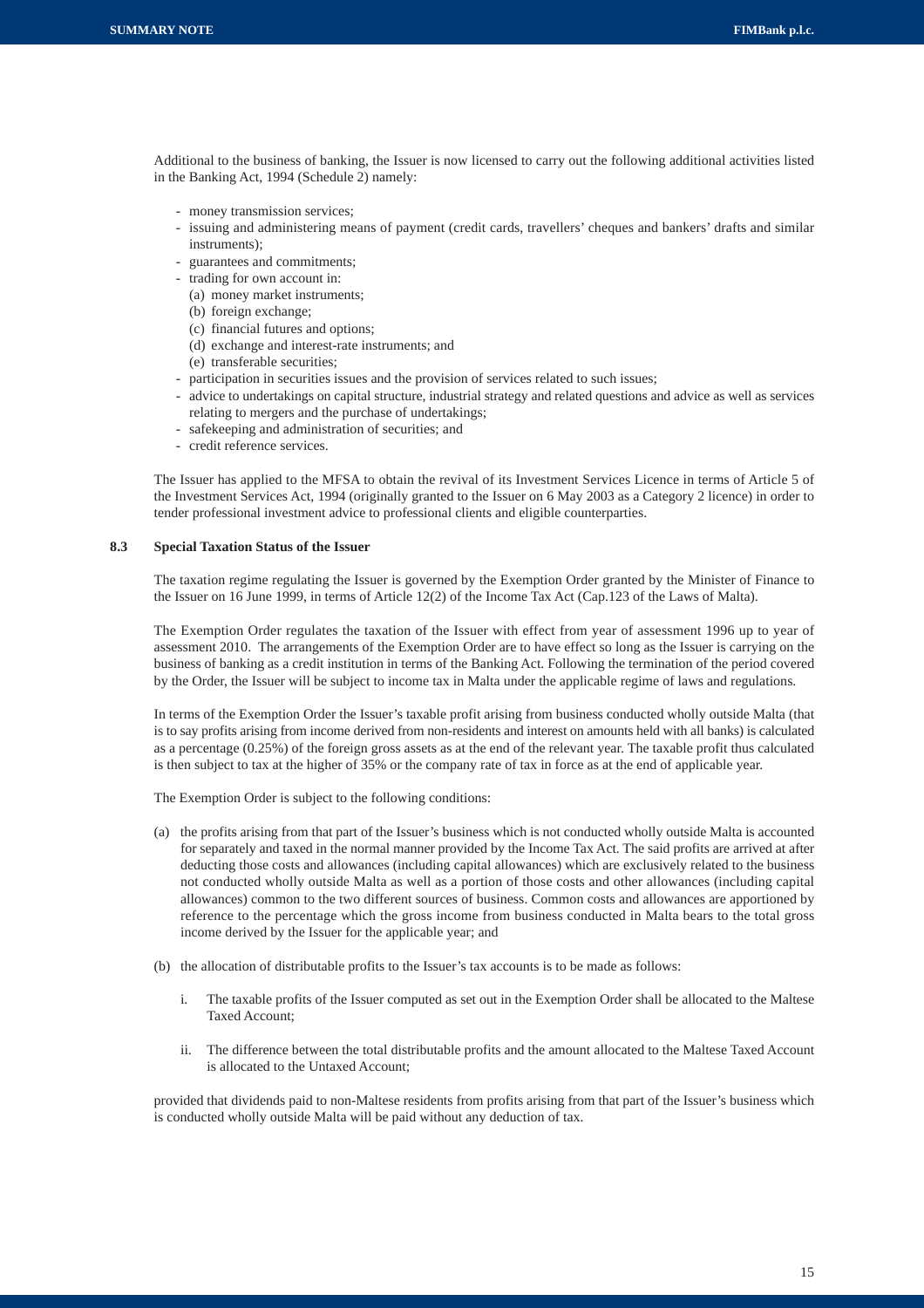Additional to the business of banking, the Issuer is now licensed to carry out the following additional activities listed in the Banking Act, 1994 (Schedule 2) namely:

- money transmission services;
- issuing and administering means of payment (credit cards, travellers' cheques and bankers' drafts and similar instruments);
- guarantees and commitments;
- trading for own account in:
  - (a) money market instruments;
  - (b) foreign exchange;
  - (c) financial futures and options;
  - (d) exchange and interest-rate instruments; and
  - (e) transferable securities;
- participation in securities issues and the provision of services related to such issues;
- advice to undertakings on capital structure, industrial strategy and related questions and advice as well as services relating to mergers and the purchase of undertakings;
- safekeeping and administration of securities; and
- credit reference services.

The Issuer has applied to the MFSA to obtain the revival of its Investment Services Licence in terms of Article 5 of the Investment Services Act, 1994 (originally granted to the Issuer on 6 May 2003 as a Category 2 licence) in order to tender professional investment advice to professional clients and eligible counterparties.

### 8.3 Special Taxation Status of the Issuer

The taxation regime regulating the Issuer is governed by the Exemption Order granted by the Minister of Finance to the Issuer on 16 June 1999, in terms of Article 12(2) of the Income Tax Act (Cap.123 of the Laws of Malta).

The Exemption Order regulates the taxation of the Issuer with effect from year of assessment 1996 up to year of assessment 2010. The arrangements of the Exemption Order are to have effect so long as the Issuer is carrying on the business of banking as a credit institution in terms of the Banking Act. Following the termination of the period covered by the Order, the Issuer will be subject to income tax in Malta under the applicable regime of laws and regulations.

In terms of the Exemption Order the Issuer's taxable profit arising from business conducted wholly outside Malta (that is to say profits arising from income derived from non-residents and interest on amounts held with all banks) is calculated as a percentage (0.25%) of the foreign gross assets as at the end of the relevant year. The taxable profit thus calculated is then subject to tax at the higher of 35% or the company rate of tax in force as at the end of applicable year.

The Exemption Order is subject to the following conditions:

(a) the profits arising from that part of the Issuer's business which is not conducted wholly outside Malta is accounted for separately and taxed in the normal manner provided by the Income Tax Act. The said profits are arrived at after deducting those costs and allowances (including capital allowances) which are exclusively related to the business not conducted wholly outside Malta as well as a portion of those costs and other allowances (including capital allowances) common to the two different sources of business. Common costs and allowances are apportioned by reference to the percentage which the gross income from business conducted in Malta bears to the total gross income derived by the Issuer for the applicable year; and

(b) the allocation of distributable profits to the Issuer's tax accounts is to be made as follows:

   i. The taxable profits of the Issuer computed as set out in the Exemption Order shall be allocated to the Maltese Taxed Account;

   ii. The difference between the total distributable profits and the amount allocated to the Maltese Taxed Account is allocated to the Untaxed Account;

provided that dividends paid to non-Maltese residents from profits arising from that part of the Issuer's business which is conducted wholly outside Malta will be paid without any deduction of tax.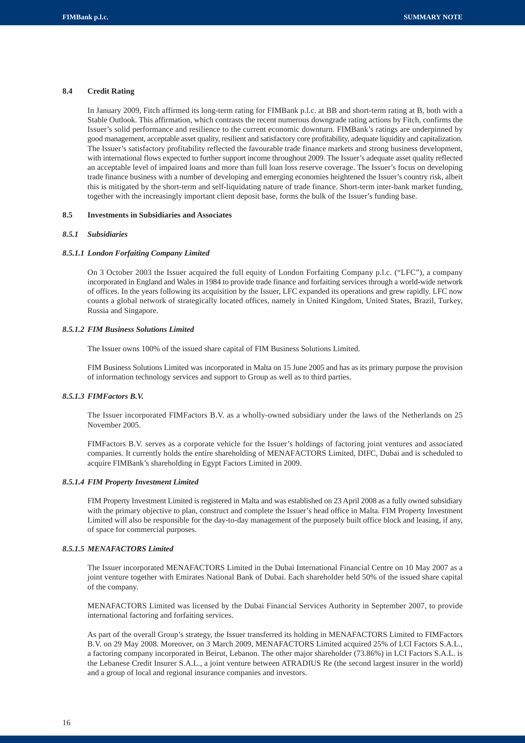### 8.4 Credit Rating

In January 2009, Fitch affirmed its long-term rating for FIMBank p.l.c. at BB and short-term rating at B, both with a Stable Outlook. This affirmation, which contrasts the recent numerous downgrade rating actions by Fitch, confirms the Issuer's solid performance and resilience to the current economic downturn. FIMBank's ratings are underpinned by good management, acceptable asset quality, resilient and satisfactory core profitability, adequate liquidity and capitalization. The Issuer's satisfactory profitability reflected the favourable trade finance markets and strong business development, with international flows expected to further support income throughout 2009. The Issuer's adequate asset quality reflected an acceptable level of impaired loans and more than full loan loss reserve coverage. The Issuer's focus on developing trade finance business with a number of developing and emerging economies heightened the Issuer's country risk, albeit this is mitigated by the short-term and self-liquidating nature of trade finance. Short-term inter-bank market funding, together with the increasingly important client deposit base, forms the bulk of the Issuer's funding base.

### 8.5 Investments in Subsidiaries and Associates

#### *8.5.1 Subsidiaries*

##### *8.5.1.1 London Forfaiting Company Limited*

On 3 October 2003 the Issuer acquired the full equity of London Forfaiting Company p.l.c. ("LFC"), a company incorporated in England and Wales in 1984 to provide trade finance and forfaiting services through a world-wide network of offices. In the years following its acquisition by the Issuer, LFC expanded its operations and grew rapidly. LFC now counts a global network of strategically located offices, namely in United Kingdom, United States, Brazil, Turkey, Russia and Singapore.

##### *8.5.1.2 FIM Business Solutions Limited*

The Issuer owns 100% of the issued share capital of FIM Business Solutions Limited.

FIM Business Solutions Limited was incorporated in Malta on 15 June 2005 and has as its primary purpose the provision of information technology services and support to Group as well as to third parties.

##### *8.5.1.3 FIMFactors B.V.*

The Issuer incorporated FIMFactors B.V. as a wholly-owned subsidiary under the laws of the Netherlands on 25 November 2005.

FIMFactors B.V. serves as a corporate vehicle for the Issuer's holdings of factoring joint ventures and associated companies. It currently holds the entire shareholding of MENAFACTORS Limited, DIFC, Dubai and is scheduled to acquire FIMBank's shareholding in Egypt Factors Limited in 2009.

##### *8.5.1.4 FIM Property Investment Limited*

FIM Property Investment Limited is registered in Malta and was established on 23 April 2008 as a fully owned subsidiary with the primary objective to plan, construct and complete the Issuer's head office in Malta. FIM Property Investment Limited will also be responsible for the day-to-day management of the purposely built office block and leasing, if any, of space for commercial purposes.

##### *8.5.1.5 MENAFACTORS Limited*

The Issuer incorporated MENAFACTORS Limited in the Dubai International Financial Centre on 10 May 2007 as a joint venture together with Emirates National Bank of Dubai. Each shareholder held 50% of the issued share capital of the company.

MENAFACTORS Limited was licensed by the Dubai Financial Services Authority in September 2007, to provide international factoring and forfaiting services.

As part of the overall Group's strategy, the Issuer transferred its holding in MENAFACTORS Limited to FIMFactors B.V. on 29 May 2008. Moreover, on 3 March 2009, MENAFACTORS Limited acquired 25% of LCI Factors S.A.L., a factoring company incorporated in Beirut, Lebanon. The other major shareholder (73.86%) in LCI Factors S.A.L. is the Lebanese Credit Insurer S.A.L., a joint venture between ATRADIUS Re (the second largest insurer in the world) and a group of local and regional insurance companies and investors.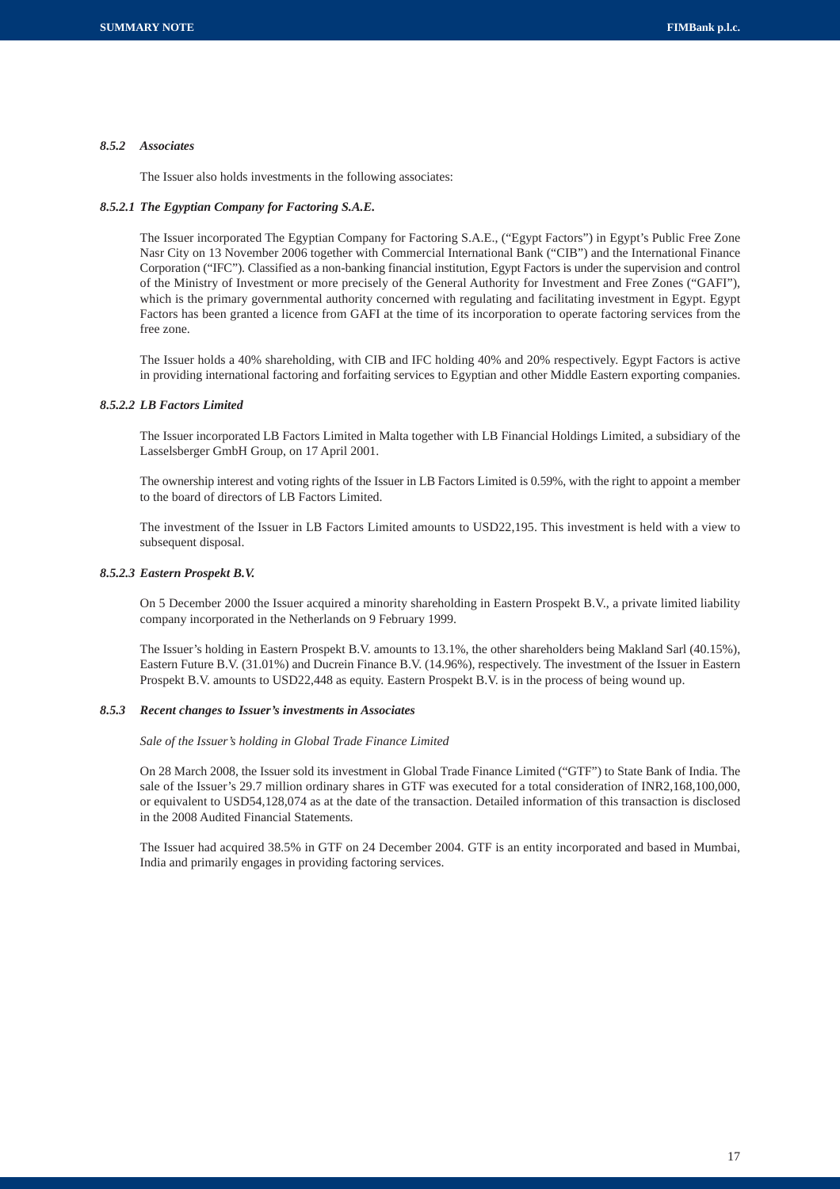#### *8.5.2 Associates*

The Issuer also holds investments in the following associates:

##### *8.5.2.1 The Egyptian Company for Factoring S.A.E.*

The Issuer incorporated The Egyptian Company for Factoring S.A.E., ("Egypt Factors") in Egypt's Public Free Zone Nasr City on 13 November 2006 together with Commercial International Bank ("CIB") and the International Finance Corporation ("IFC"). Classified as a non-banking financial institution, Egypt Factors is under the supervision and control of the Ministry of Investment or more precisely of the General Authority for Investment and Free Zones ("GAFI"), which is the primary governmental authority concerned with regulating and facilitating investment in Egypt. Egypt Factors has been granted a licence from GAFI at the time of its incorporation to operate factoring services from the free zone.

The Issuer holds a 40% shareholding, with CIB and IFC holding 40% and 20% respectively. Egypt Factors is active in providing international factoring and forfaiting services to Egyptian and other Middle Eastern exporting companies.

##### *8.5.2.2 LB Factors Limited*

The Issuer incorporated LB Factors Limited in Malta together with LB Financial Holdings Limited, a subsidiary of the Lasselsberger GmbH Group, on 17 April 2001.

The ownership interest and voting rights of the Issuer in LB Factors Limited is 0.59%, with the right to appoint a member to the board of directors of LB Factors Limited.

The investment of the Issuer in LB Factors Limited amounts to USD22,195. This investment is held with a view to subsequent disposal.

##### *8.5.2.3 Eastern Prospekt B.V.*

On 5 December 2000 the Issuer acquired a minority shareholding in Eastern Prospekt B.V., a private limited liability company incorporated in the Netherlands on 9 February 1999.

The Issuer's holding in Eastern Prospekt B.V. amounts to 13.1%, the other shareholders being Makland Sarl (40.15%), Eastern Future B.V. (31.01%) and Ducrein Finance B.V. (14.96%), respectively. The investment of the Issuer in Eastern Prospekt B.V. amounts to USD22,448 as equity. Eastern Prospekt B.V. is in the process of being wound up.

#### *8.5.3 Recent changes to Issuer's investments in Associates*

*Sale of the Issuer's holding in Global Trade Finance Limited*

On 28 March 2008, the Issuer sold its investment in Global Trade Finance Limited ("GTF") to State Bank of India. The sale of the Issuer's 29.7 million ordinary shares in GTF was executed for a total consideration of INR2,168,100,000, or equivalent to USD54,128,074 as at the date of the transaction. Detailed information of this transaction is disclosed in the 2008 Audited Financial Statements.

The Issuer had acquired 38.5% in GTF on 24 December 2004. GTF is an entity incorporated and based in Mumbai, India and primarily engages in providing factoring services.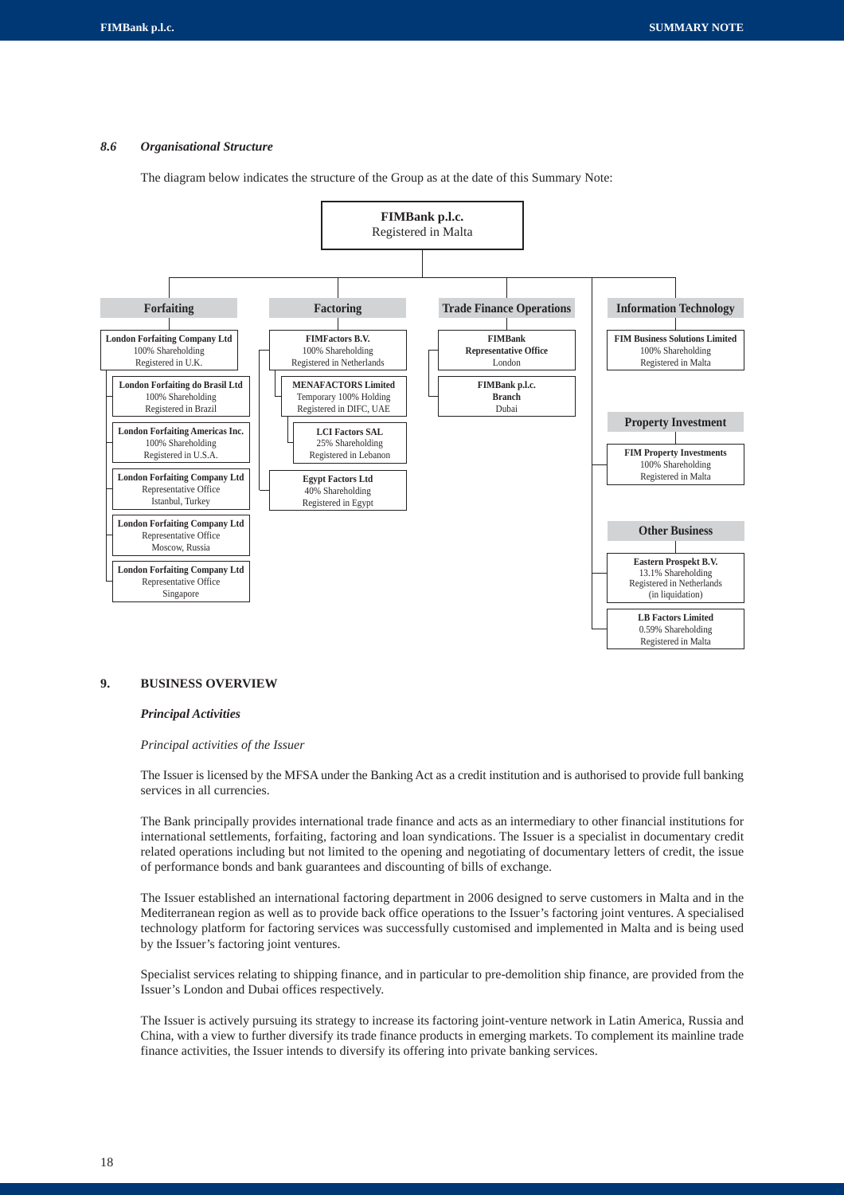### 8.6 *Organisational Structure*

The diagram below indicates the structure of the Group as at the date of this Summary Note:

**FIMBank p.l.c.**
Registered in Malta

**Forfaiting**

- **London Forfaiting Company Ltd** – 100% Shareholding – Registered in U.K.
  - **London Forfaiting do Brasil Ltd** – 100% Shareholding – Registered in Brazil
  - **London Forfaiting Americas Inc.** – 100% Shareholding – Registered in U.S.A.
  - **London Forfaiting Company Ltd** – Representative Office – Istanbul, Turkey
  - **London Forfaiting Company Ltd** – Representative Office – Moscow, Russia
  - **London Forfaiting Company Ltd** – Representative Office – Singapore

**Factoring**

- **FIMFactors B.V.** – 100% Shareholding – Registered in Netherlands
  - **MENAFACTORS Limited** – Temporary 100% Holding – Registered in DIFC, UAE
    - **LCI Factors SAL** – 25% Shareholding – Registered in Lebanon
  - **Egypt Factors Ltd** – 40% Shareholding – Registered in Egypt

**Trade Finance Operations**

- **FIMBank Representative Office** – London
- **FIMBank p.l.c. Branch** – Dubai

**Information Technology**

- **FIM Business Solutions Limited** – 100% Shareholding – Registered in Malta

**Property Investment**

- **FIM Property Investments** – 100% Shareholding – Registered in Malta

**Other Business**

- **Eastern Prospekt B.V.** – 13.1% Shareholding – Registered in Netherlands (in liquidation)
- **LB Factors Limited** – 0.59% Shareholding – Registered in Malta

## 9. BUSINESS OVERVIEW

***Principal Activities***

*Principal activities of the Issuer*

The Issuer is licensed by the MFSA under the Banking Act as a credit institution and is authorised to provide full banking services in all currencies.

The Bank principally provides international trade finance and acts as an intermediary to other financial institutions for international settlements, forfaiting, factoring and loan syndications. The Issuer is a specialist in documentary credit related operations including but not limited to the opening and negotiating of documentary letters of credit, the issue of performance bonds and bank guarantees and discounting of bills of exchange.

The Issuer established an international factoring department in 2006 designed to serve customers in Malta and in the Mediterranean region as well as to provide back office operations to the Issuer's factoring joint ventures. A specialised technology platform for factoring services was successfully customised and implemented in Malta and is being used by the Issuer's factoring joint ventures.

Specialist services relating to shipping finance, and in particular to pre-demolition ship finance, are provided from the Issuer's London and Dubai offices respectively.

The Issuer is actively pursuing its strategy to increase its factoring joint-venture network in Latin America, Russia and China, with a view to further diversify its trade finance products in emerging markets. To complement its mainline trade finance activities, the Issuer intends to diversify its offering into private banking services.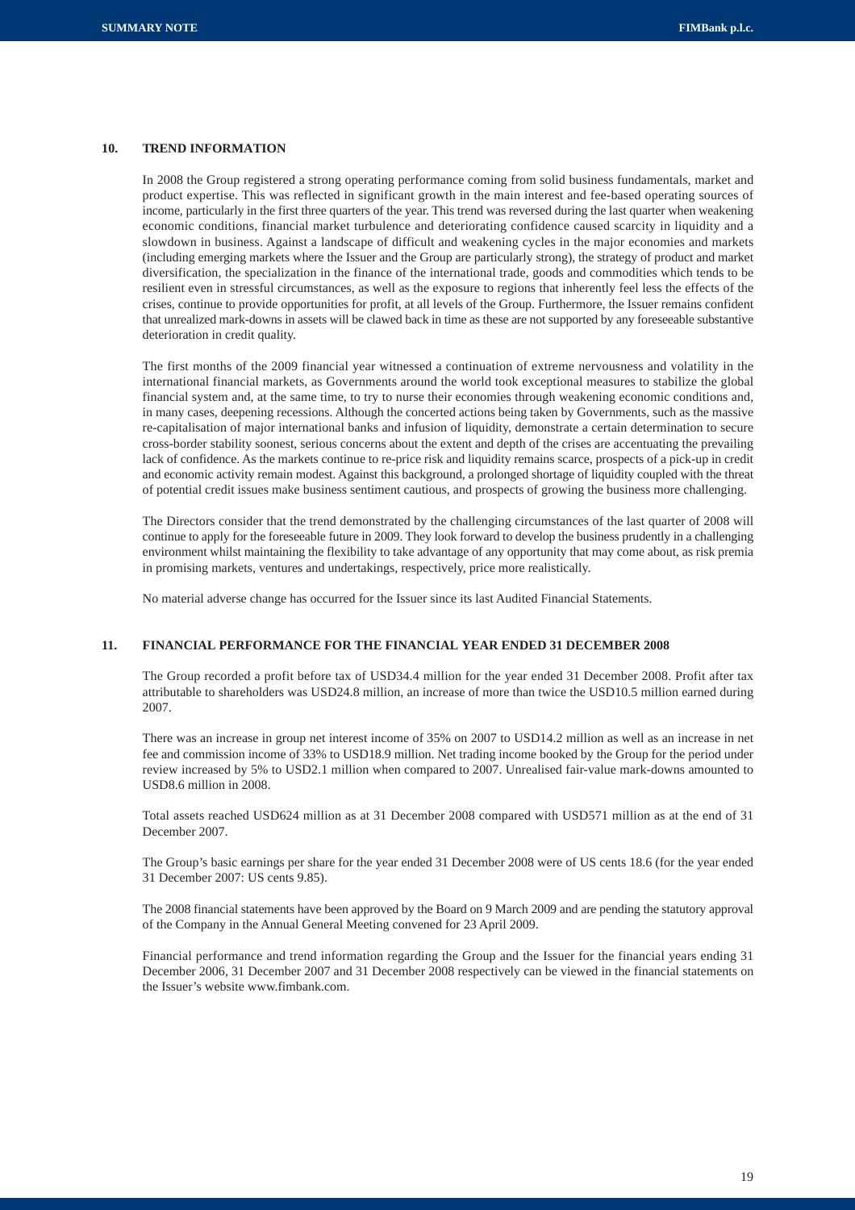## 10. TREND INFORMATION

In 2008 the Group registered a strong operating performance coming from solid business fundamentals, market and product expertise. This was reflected in significant growth in the main interest and fee-based operating sources of income, particularly in the first three quarters of the year. This trend was reversed during the last quarter when weakening economic conditions, financial market turbulence and deteriorating confidence caused scarcity in liquidity and a slowdown in business. Against a landscape of difficult and weakening cycles in the major economies and markets (including emerging markets where the Issuer and the Group are particularly strong), the strategy of product and market diversification, the specialization in the finance of the international trade, goods and commodities which tends to be resilient even in stressful circumstances, as well as the exposure to regions that inherently feel less the effects of the crises, continue to provide opportunities for profit, at all levels of the Group. Furthermore, the Issuer remains confident that unrealized mark-downs in assets will be clawed back in time as these are not supported by any foreseeable substantive deterioration in credit quality.

The first months of the 2009 financial year witnessed a continuation of extreme nervousness and volatility in the international financial markets, as Governments around the world took exceptional measures to stabilize the global financial system and, at the same time, to try to nurse their economies through weakening economic conditions and, in many cases, deepening recessions. Although the concerted actions being taken by Governments, such as the massive re-capitalisation of major international banks and infusion of liquidity, demonstrate a certain determination to secure cross-border stability soonest, serious concerns about the extent and depth of the crises are accentuating the prevailing lack of confidence. As the markets continue to re-price risk and liquidity remains scarce, prospects of a pick-up in credit and economic activity remain modest. Against this background, a prolonged shortage of liquidity coupled with the threat of potential credit issues make business sentiment cautious, and prospects of growing the business more challenging.

The Directors consider that the trend demonstrated by the challenging circumstances of the last quarter of 2008 will continue to apply for the foreseeable future in 2009. They look forward to develop the business prudently in a challenging environment whilst maintaining the flexibility to take advantage of any opportunity that may come about, as risk premia in promising markets, ventures and undertakings, respectively, price more realistically.

No material adverse change has occurred for the Issuer since its last Audited Financial Statements.

## 11. FINANCIAL PERFORMANCE FOR THE FINANCIAL YEAR ENDED 31 DECEMBER 2008

The Group recorded a profit before tax of USD34.4 million for the year ended 31 December 2008. Profit after tax attributable to shareholders was USD24.8 million, an increase of more than twice the USD10.5 million earned during 2007.

There was an increase in group net interest income of 35% on 2007 to USD14.2 million as well as an increase in net fee and commission income of 33% to USD18.9 million. Net trading income booked by the Group for the period under review increased by 5% to USD2.1 million when compared to 2007. Unrealised fair-value mark-downs amounted to USD8.6 million in 2008.

Total assets reached USD624 million as at 31 December 2008 compared with USD571 million as at the end of 31 December 2007.

The Group's basic earnings per share for the year ended 31 December 2008 were of US cents 18.6 (for the year ended 31 December 2007: US cents 9.85).

The 2008 financial statements have been approved by the Board on 9 March 2009 and are pending the statutory approval of the Company in the Annual General Meeting convened for 23 April 2009.

Financial performance and trend information regarding the Group and the Issuer for the financial years ending 31 December 2006, 31 December 2007 and 31 December 2008 respectively can be viewed in the financial statements on the Issuer's website www.fimbank.com.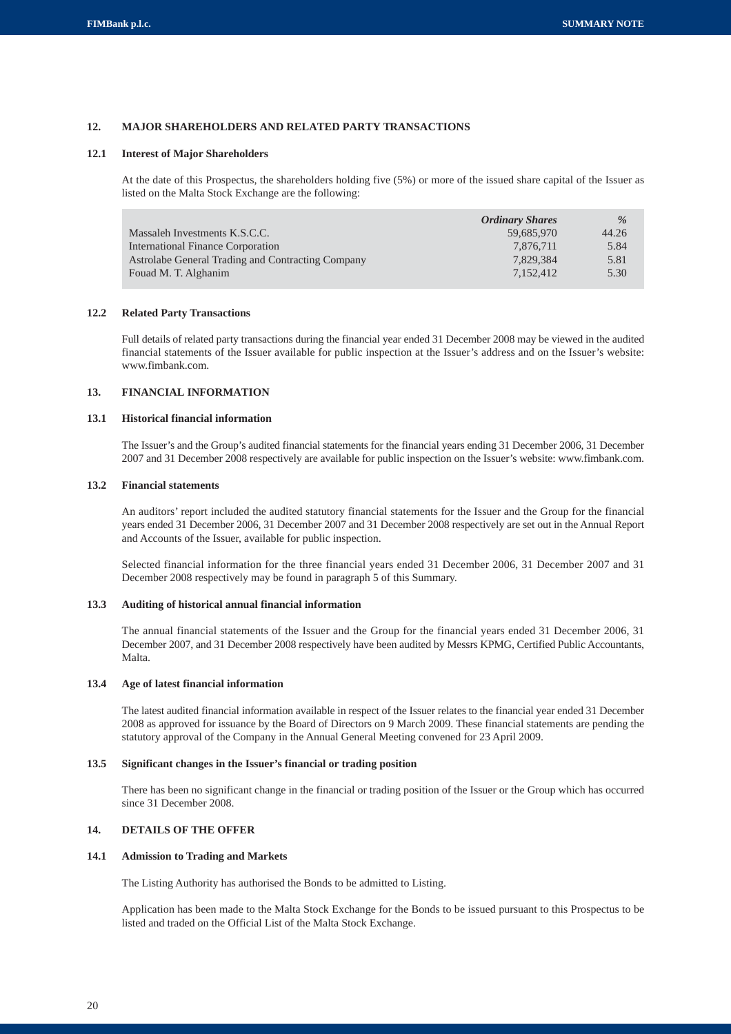## 12. MAJOR SHAREHOLDERS AND RELATED PARTY TRANSACTIONS

### 12.1 Interest of Major Shareholders

At the date of this Prospectus, the shareholders holding five (5%) or more of the issued share capital of the Issuer as listed on the Malta Stock Exchange are the following:

| | *Ordinary Shares* | *%* |
|---|---|---|
| Massaleh Investments K.S.C.C. | 59,685,970 | 44.26 |
| International Finance Corporation | 7,876,711 | 5.84 |
| Astrolabe General Trading and Contracting Company | 7,829,384 | 5.81 |
| Fouad M. T. Alghanim | 7,152,412 | 5.30 |

### 12.2 Related Party Transactions

Full details of related party transactions during the financial year ended 31 December 2008 may be viewed in the audited financial statements of the Issuer available for public inspection at the Issuer's address and on the Issuer's website: www.fimbank.com.

## 13. FINANCIAL INFORMATION

### 13.1 Historical financial information

The Issuer's and the Group's audited financial statements for the financial years ending 31 December 2006, 31 December 2007 and 31 December 2008 respectively are available for public inspection on the Issuer's website: www.fimbank.com.

### 13.2 Financial statements

An auditors' report included the audited statutory financial statements for the Issuer and the Group for the financial years ended 31 December 2006, 31 December 2007 and 31 December 2008 respectively are set out in the Annual Report and Accounts of the Issuer, available for public inspection.

Selected financial information for the three financial years ended 31 December 2006, 31 December 2007 and 31 December 2008 respectively may be found in paragraph 5 of this Summary.

### 13.3 Auditing of historical annual financial information

The annual financial statements of the Issuer and the Group for the financial years ended 31 December 2006, 31 December 2007, and 31 December 2008 respectively have been audited by Messrs KPMG, Certified Public Accountants, Malta.

### 13.4 Age of latest financial information

The latest audited financial information available in respect of the Issuer relates to the financial year ended 31 December 2008 as approved for issuance by the Board of Directors on 9 March 2009. These financial statements are pending the statutory approval of the Company in the Annual General Meeting convened for 23 April 2009.

### 13.5 Significant changes in the Issuer's financial or trading position

There has been no significant change in the financial or trading position of the Issuer or the Group which has occurred since 31 December 2008.

## 14. DETAILS OF THE OFFER

### 14.1 Admission to Trading and Markets

The Listing Authority has authorised the Bonds to be admitted to Listing.

Application has been made to the Malta Stock Exchange for the Bonds to be issued pursuant to this Prospectus to be listed and traded on the Official List of the Malta Stock Exchange.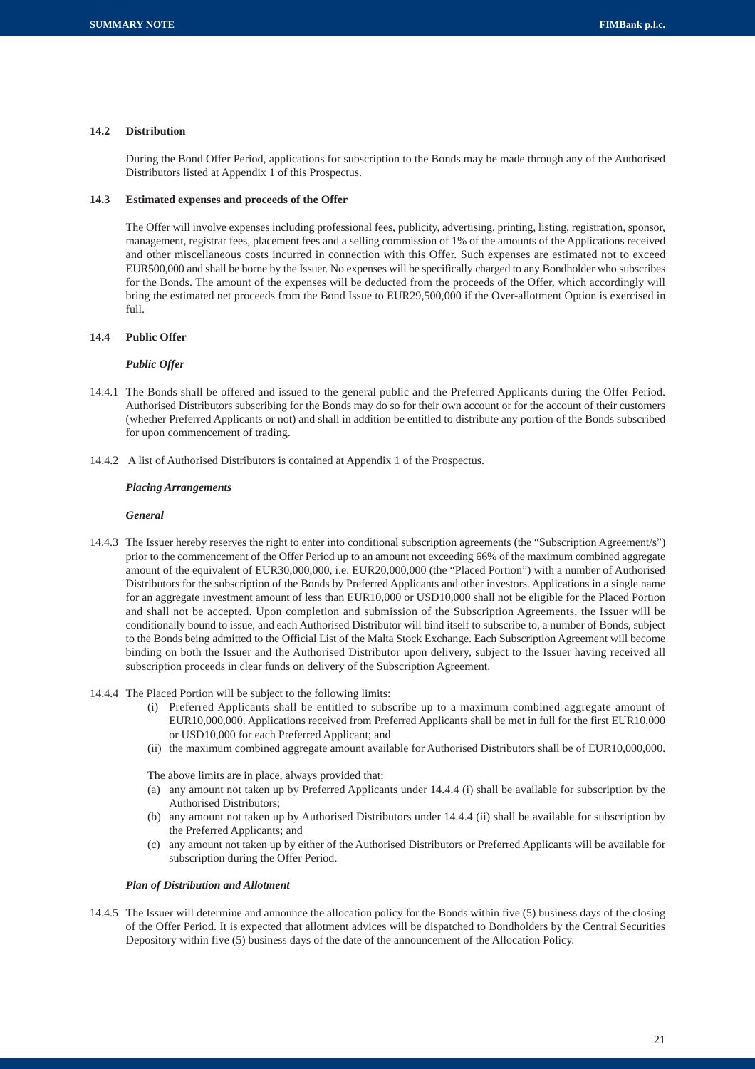### 14.2 Distribution

During the Bond Offer Period, applications for subscription to the Bonds may be made through any of the Authorised Distributors listed at Appendix 1 of this Prospectus.

### 14.3 Estimated expenses and proceeds of the Offer

The Offer will involve expenses including professional fees, publicity, advertising, printing, listing, registration, sponsor, management, registrar fees, placement fees and a selling commission of 1% of the amounts of the Applications received and other miscellaneous costs incurred in connection with this Offer. Such expenses are estimated not to exceed EUR500,000 and shall be borne by the Issuer. No expenses will be specifically charged to any Bondholder who subscribes for the Bonds. The amount of the expenses will be deducted from the proceeds of the Offer, which accordingly will bring the estimated net proceeds from the Bond Issue to EUR29,500,000 if the Over-allotment Option is exercised in full.

### 14.4 Public Offer

***Public Offer***

14.4.1 The Bonds shall be offered and issued to the general public and the Preferred Applicants during the Offer Period. Authorised Distributors subscribing for the Bonds may do so for their own account or for the account of their customers (whether Preferred Applicants or not) and shall in addition be entitled to distribute any portion of the Bonds subscribed for upon commencement of trading.

14.4.2 A list of Authorised Distributors is contained at Appendix 1 of the Prospectus.

***Placing Arrangements***

***General***

14.4.3 The Issuer hereby reserves the right to enter into conditional subscription agreements (the "Subscription Agreement/s") prior to the commencement of the Offer Period up to an amount not exceeding 66% of the maximum combined aggregate amount of the equivalent of EUR30,000,000, i.e. EUR20,000,000 (the "Placed Portion") with a number of Authorised Distributors for the subscription of the Bonds by Preferred Applicants and other investors. Applications in a single name for an aggregate investment amount of less than EUR10,000 or USD10,000 shall not be eligible for the Placed Portion and shall not be accepted. Upon completion and submission of the Subscription Agreements, the Issuer will be conditionally bound to issue, and each Authorised Distributor will bind itself to subscribe to, a number of Bonds, subject to the Bonds being admitted to the Official List of the Malta Stock Exchange. Each Subscription Agreement will become binding on both the Issuer and the Authorised Distributor upon delivery, subject to the Issuer having received all subscription proceeds in clear funds on delivery of the Subscription Agreement.

14.4.4 The Placed Portion will be subject to the following limits:

(i) Preferred Applicants shall be entitled to subscribe up to a maximum combined aggregate amount of EUR10,000,000. Applications received from Preferred Applicants shall be met in full for the first EUR10,000 or USD10,000 for each Preferred Applicant; and

(ii) the maximum combined aggregate amount available for Authorised Distributors shall be of EUR10,000,000.

The above limits are in place, always provided that:

(a) any amount not taken up by Preferred Applicants under 14.4.4 (i) shall be available for subscription by the Authorised Distributors;

(b) any amount not taken up by Authorised Distributors under 14.4.4 (ii) shall be available for subscription by the Preferred Applicants; and

(c) any amount not taken up by either of the Authorised Distributors or Preferred Applicants will be available for subscription during the Offer Period.

***Plan of Distribution and Allotment***

14.4.5 The Issuer will determine and announce the allocation policy for the Bonds within five (5) business days of the closing of the Offer Period. It is expected that allotment advices will be dispatched to Bondholders by the Central Securities Depository within five (5) business days of the date of the announcement of the Allocation Policy.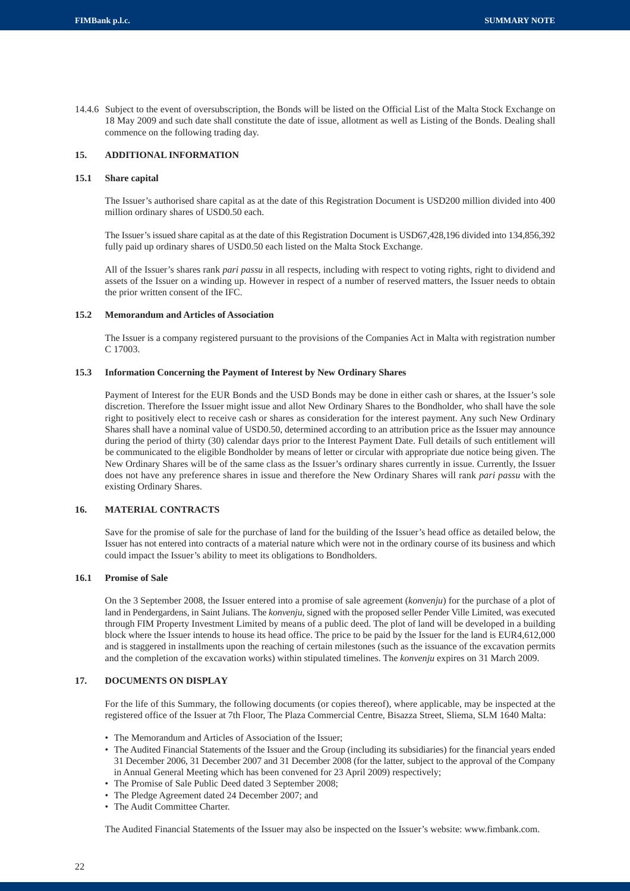14.4.6 Subject to the event of oversubscription, the Bonds will be listed on the Official List of the Malta Stock Exchange on 18 May 2009 and such date shall constitute the date of issue, allotment as well as Listing of the Bonds. Dealing shall commence on the following trading day.

## 15. ADDITIONAL INFORMATION

### 15.1 Share capital

The Issuer's authorised share capital as at the date of this Registration Document is USD200 million divided into 400 million ordinary shares of USD0.50 each.

The Issuer's issued share capital as at the date of this Registration Document is USD67,428,196 divided into 134,856,392 fully paid up ordinary shares of USD0.50 each listed on the Malta Stock Exchange.

All of the Issuer's shares rank *pari passu* in all respects, including with respect to voting rights, right to dividend and assets of the Issuer on a winding up. However in respect of a number of reserved matters, the Issuer needs to obtain the prior written consent of the IFC.

### 15.2 Memorandum and Articles of Association

The Issuer is a company registered pursuant to the provisions of the Companies Act in Malta with registration number C 17003.

### 15.3 Information Concerning the Payment of Interest by New Ordinary Shares

Payment of Interest for the EUR Bonds and the USD Bonds may be done in either cash or shares, at the Issuer's sole discretion. Therefore the Issuer might issue and allot New Ordinary Shares to the Bondholder, who shall have the sole right to positively elect to receive cash or shares as consideration for the interest payment. Any such New Ordinary Shares shall have a nominal value of USD0.50, determined according to an attribution price as the Issuer may announce during the period of thirty (30) calendar days prior to the Interest Payment Date. Full details of such entitlement will be communicated to the eligible Bondholder by means of letter or circular with appropriate due notice being given. The New Ordinary Shares will be of the same class as the Issuer's ordinary shares currently in issue. Currently, the Issuer does not have any preference shares in issue and therefore the New Ordinary Shares will rank *pari passu* with the existing Ordinary Shares.

## 16. MATERIAL CONTRACTS

Save for the promise of sale for the purchase of land for the building of the Issuer's head office as detailed below, the Issuer has not entered into contracts of a material nature which were not in the ordinary course of its business and which could impact the Issuer's ability to meet its obligations to Bondholders.

### 16.1 Promise of Sale

On the 3 September 2008, the Issuer entered into a promise of sale agreement (*konvenju*) for the purchase of a plot of land in Pendergardens, in Saint Julians. The *konvenju*, signed with the proposed seller Pender Ville Limited, was executed through FIM Property Investment Limited by means of a public deed. The plot of land will be developed in a building block where the Issuer intends to house its head office. The price to be paid by the Issuer for the land is EUR4,612,000 and is staggered in installments upon the reaching of certain milestones (such as the issuance of the excavation permits and the completion of the excavation works) within stipulated timelines. The *konvenju* expires on 31 March 2009.

## 17. DOCUMENTS ON DISPLAY

For the life of this Summary, the following documents (or copies thereof), where applicable, may be inspected at the registered office of the Issuer at 7th Floor, The Plaza Commercial Centre, Bisazza Street, Sliema, SLM 1640 Malta:

- The Memorandum and Articles of Association of the Issuer;
- The Audited Financial Statements of the Issuer and the Group (including its subsidiaries) for the financial years ended 31 December 2006, 31 December 2007 and 31 December 2008 (for the latter, subject to the approval of the Company in Annual General Meeting which has been convened for 23 April 2009) respectively;
- The Promise of Sale Public Deed dated 3 September 2008;
- The Pledge Agreement dated 24 December 2007; and
- The Audit Committee Charter.

The Audited Financial Statements of the Issuer may also be inspected on the Issuer's website: www.fimbank.com.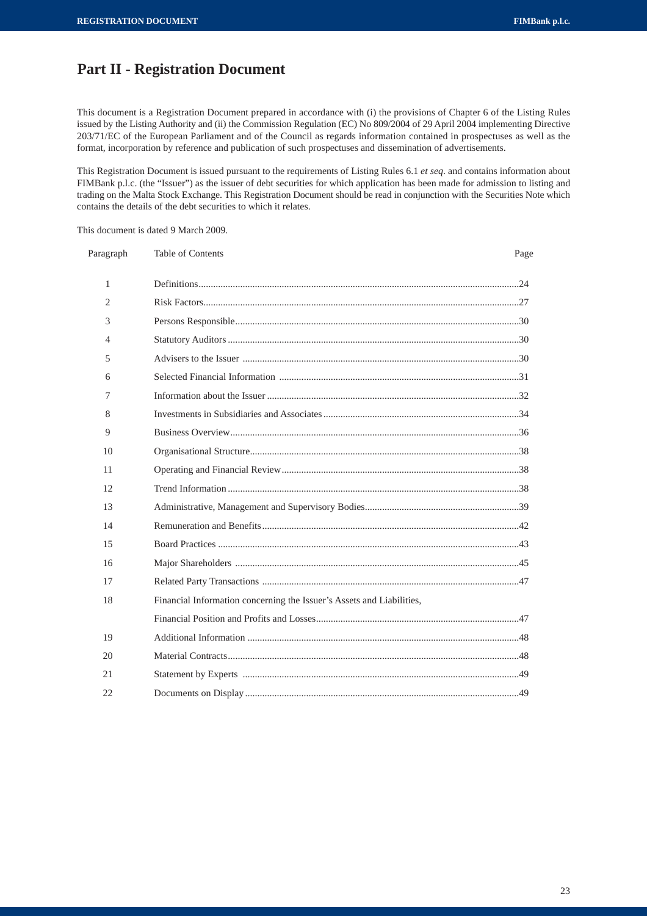# Part II - Registration Document

This document is a Registration Document prepared in accordance with (i) the provisions of Chapter 6 of the Listing Rules issued by the Listing Authority and (ii) the Commission Regulation (EC) No 809/2004 of 29 April 2004 implementing Directive 203/71/EC of the European Parliament and of the Council as regards information contained in prospectuses as well as the format, incorporation by reference and publication of such prospectuses and dissemination of advertisements.

This Registration Document is issued pursuant to the requirements of Listing Rules 6.1 *et seq*. and contains information about FIMBank p.l.c. (the "Issuer") as the issuer of debt securities for which application has been made for admission to listing and trading on the Malta Stock Exchange. This Registration Document should be read in conjunction with the Securities Note which contains the details of the debt securities to which it relates.

This document is dated 9 March 2009.

| Paragraph | Table of Contents | Page |
|---|---|---|
| 1 | Definitions | 24 |
| 2 | Risk Factors | 27 |
| 3 | Persons Responsible | 30 |
| 4 | Statutory Auditors | 30 |
| 5 | Advisers to the Issuer | 30 |
| 6 | Selected Financial Information | 31 |
| 7 | Information about the Issuer | 32 |
| 8 | Investments in Subsidiaries and Associates | 34 |
| 9 | Business Overview | 36 |
| 10 | Organisational Structure | 38 |
| 11 | Operating and Financial Review | 38 |
| 12 | Trend Information | 38 |
| 13 | Administrative, Management and Supervisory Bodies | 39 |
| 14 | Remuneration and Benefits | 42 |
| 15 | Board Practices | 43 |
| 16 | Major Shareholders | 45 |
| 17 | Related Party Transactions | 47 |
| 18 | Financial Information concerning the Issuer's Assets and Liabilities, Financial Position and Profits and Losses | 47 |
| 19 | Additional Information | 48 |
| 20 | Material Contracts | 48 |
| 21 | Statement by Experts | 49 |
| 22 | Documents on Display | 49 |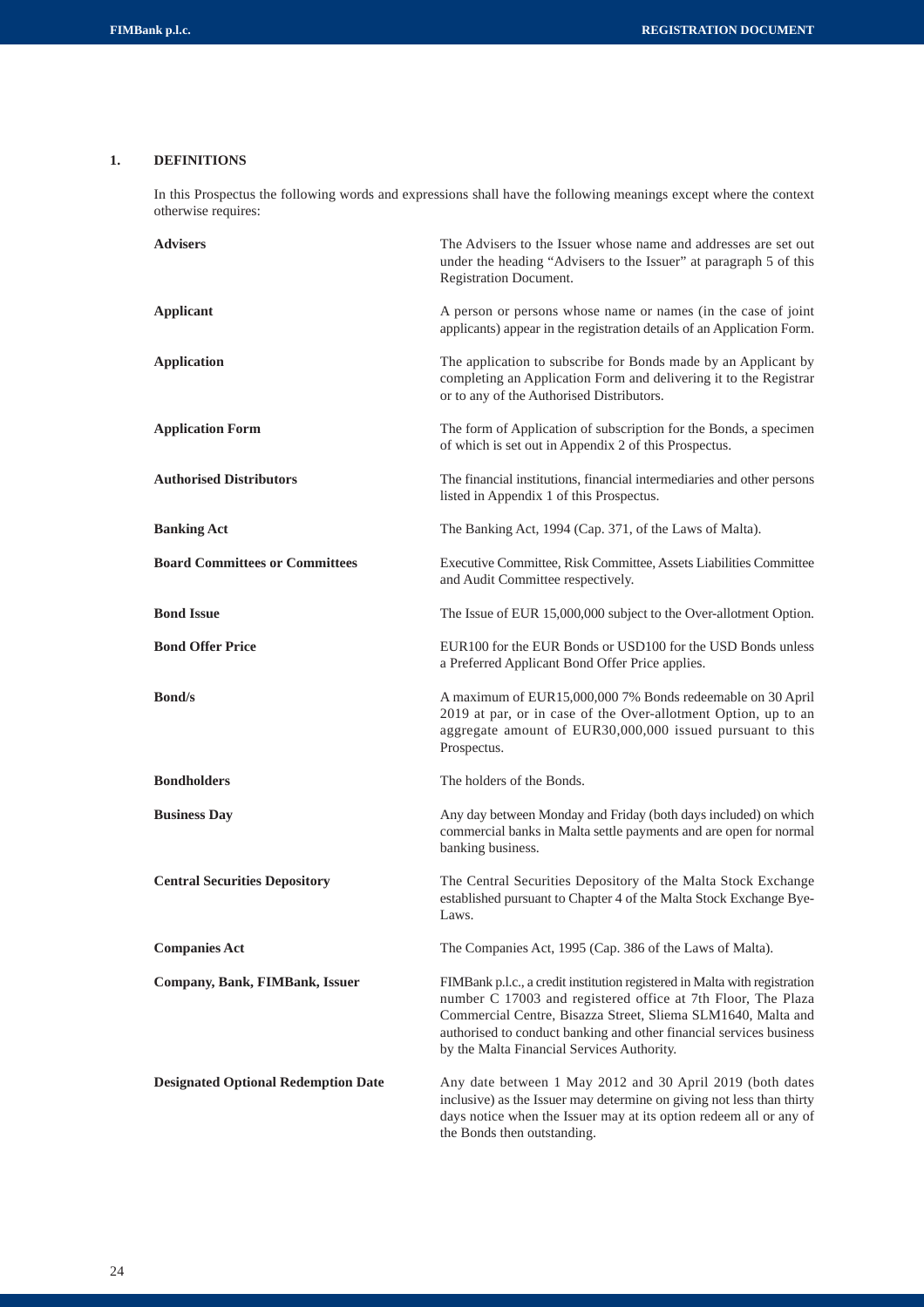## 1. DEFINITIONS

In this Prospectus the following words and expressions shall have the following meanings except where the context otherwise requires:

| | |
|---|---|
| **Advisers** | The Advisers to the Issuer whose name and addresses are set out under the heading "Advisers to the Issuer" at paragraph 5 of this Registration Document. |
| **Applicant** | A person or persons whose name or names (in the case of joint applicants) appear in the registration details of an Application Form. |
| **Application** | The application to subscribe for Bonds made by an Applicant by completing an Application Form and delivering it to the Registrar or to any of the Authorised Distributors. |
| **Application Form** | The form of Application of subscription for the Bonds, a specimen of which is set out in Appendix 2 of this Prospectus. |
| **Authorised Distributors** | The financial institutions, financial intermediaries and other persons listed in Appendix 1 of this Prospectus. |
| **Banking Act** | The Banking Act, 1994 (Cap. 371, of the Laws of Malta). |
| **Board Committees or Committees** | Executive Committee, Risk Committee, Assets Liabilities Committee and Audit Committee respectively. |
| **Bond Issue** | The Issue of EUR 15,000,000 subject to the Over-allotment Option. |
| **Bond Offer Price** | EUR100 for the EUR Bonds or USD100 for the USD Bonds unless a Preferred Applicant Bond Offer Price applies. |
| **Bond/s** | A maximum of EUR15,000,000 7% Bonds redeemable on 30 April 2019 at par, or in case of the Over-allotment Option, up to an aggregate amount of EUR30,000,000 issued pursuant to this Prospectus. |
| **Bondholders** | The holders of the Bonds. |
| **Business Day** | Any day between Monday and Friday (both days included) on which commercial banks in Malta settle payments and are open for normal banking business. |
| **Central Securities Depository** | The Central Securities Depository of the Malta Stock Exchange established pursuant to Chapter 4 of the Malta Stock Exchange Bye-Laws. |
| **Companies Act** | The Companies Act, 1995 (Cap. 386 of the Laws of Malta). |
| **Company, Bank, FIMBank, Issuer** | FIMBank p.l.c., a credit institution registered in Malta with registration number C 17003 and registered office at 7th Floor, The Plaza Commercial Centre, Bisazza Street, Sliema SLM1640, Malta and authorised to conduct banking and other financial services business by the Malta Financial Services Authority. |
| **Designated Optional Redemption Date** | Any date between 1 May 2012 and 30 April 2019 (both dates inclusive) as the Issuer may determine on giving not less than thirty days notice when the Issuer may at its option redeem all or any of the Bonds then outstanding. |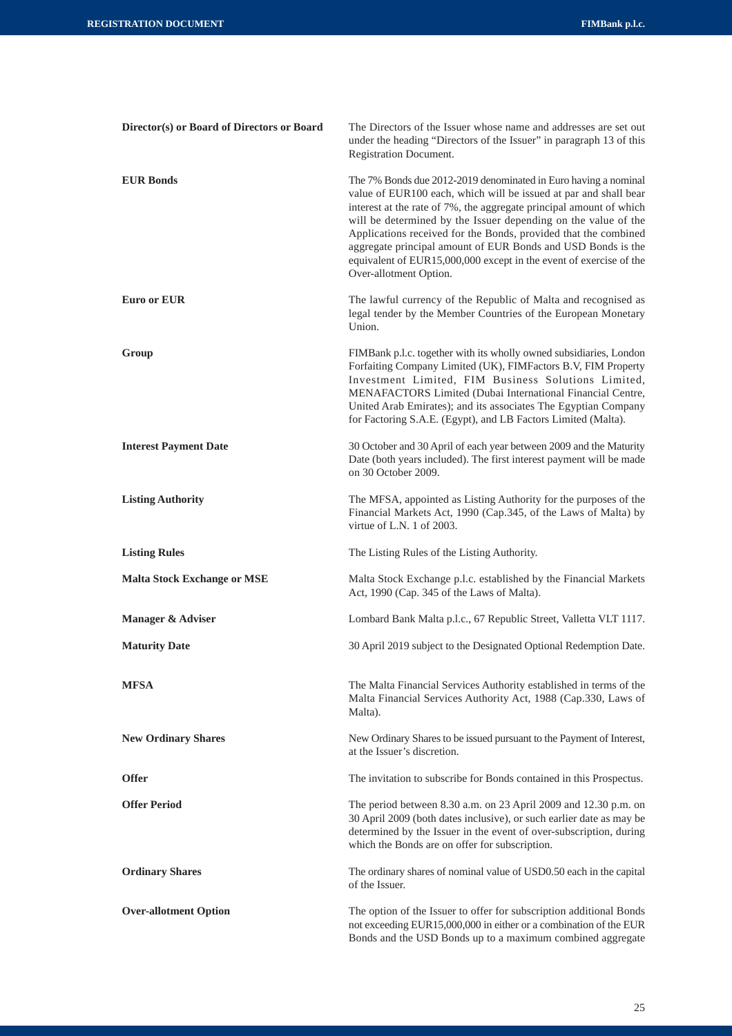| | |
|---|---|
| **Director(s) or Board of Directors or Board** | The Directors of the Issuer whose name and addresses are set out under the heading "Directors of the Issuer" in paragraph 13 of this Registration Document. |
| **EUR Bonds** | The 7% Bonds due 2012-2019 denominated in Euro having a nominal value of EUR100 each, which will be issued at par and shall bear interest at the rate of 7%, the aggregate principal amount of which will be determined by the Issuer depending on the value of the Applications received for the Bonds, provided that the combined aggregate principal amount of EUR Bonds and USD Bonds is the equivalent of EUR15,000,000 except in the event of exercise of the Over-allotment Option. |
| **Euro or EUR** | The lawful currency of the Republic of Malta and recognised as legal tender by the Member Countries of the European Monetary Union. |
| **Group** | FIMBank p.l.c. together with its wholly owned subsidiaries, London Forfaiting Company Limited (UK), FIMFactors B.V, FIM Property Investment Limited, FIM Business Solutions Limited, MENAFACTORS Limited (Dubai International Financial Centre, United Arab Emirates); and its associates The Egyptian Company for Factoring S.A.E. (Egypt), and LB Factors Limited (Malta). |
| **Interest Payment Date** | 30 October and 30 April of each year between 2009 and the Maturity Date (both years included). The first interest payment will be made on 30 October 2009. |
| **Listing Authority** | The MFSA, appointed as Listing Authority for the purposes of the Financial Markets Act, 1990 (Cap.345, of the Laws of Malta) by virtue of L.N. 1 of 2003. |
| **Listing Rules** | The Listing Rules of the Listing Authority. |
| **Malta Stock Exchange or MSE** | Malta Stock Exchange p.l.c. established by the Financial Markets Act, 1990 (Cap. 345 of the Laws of Malta). |
| **Manager & Adviser** | Lombard Bank Malta p.l.c., 67 Republic Street, Valletta VLT 1117. |
| **Maturity Date** | 30 April 2019 subject to the Designated Optional Redemption Date. |
| **MFSA** | The Malta Financial Services Authority established in terms of the Malta Financial Services Authority Act, 1988 (Cap.330, Laws of Malta). |
| **New Ordinary Shares** | New Ordinary Shares to be issued pursuant to the Payment of Interest, at the Issuer's discretion. |
| **Offer** | The invitation to subscribe for Bonds contained in this Prospectus. |
| **Offer Period** | The period between 8.30 a.m. on 23 April 2009 and 12.30 p.m. on 30 April 2009 (both dates inclusive), or such earlier date as may be determined by the Issuer in the event of over-subscription, during which the Bonds are on offer for subscription. |
| **Ordinary Shares** | The ordinary shares of nominal value of USD0.50 each in the capital of the Issuer. |
| **Over-allotment Option** | The option of the Issuer to offer for subscription additional Bonds not exceeding EUR15,000,000 in either or a combination of the EUR Bonds and the USD Bonds up to a maximum combined aggregate |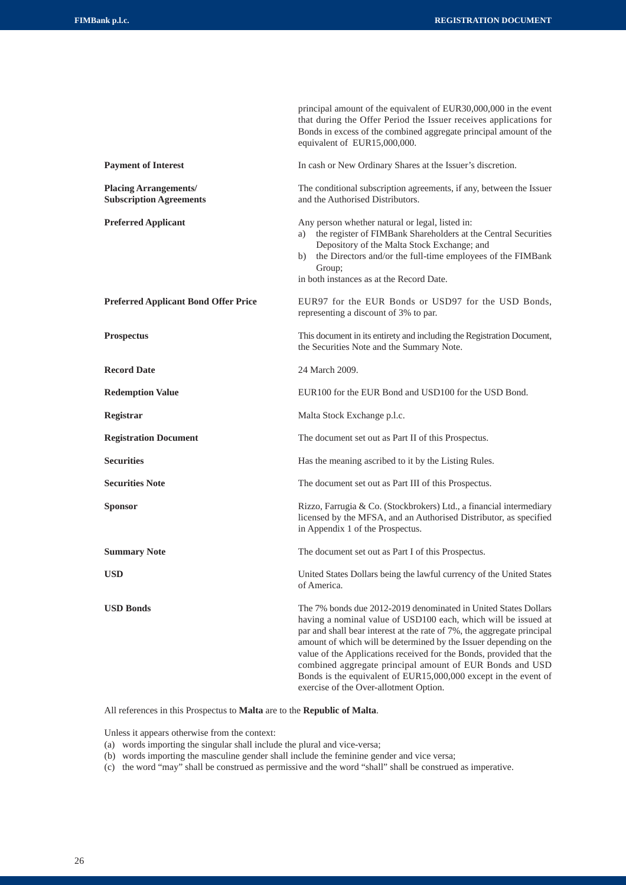| | |
|---|---|
| | principal amount of the equivalent of EUR30,000,000 in the event that during the Offer Period the Issuer receives applications for Bonds in excess of the combined aggregate principal amount of the equivalent of EUR15,000,000. |
| **Payment of Interest** | In cash or New Ordinary Shares at the Issuer's discretion. |
| **Placing Arrangements/ Subscription Agreements** | The conditional subscription agreements, if any, between the Issuer and the Authorised Distributors. |
| **Preferred Applicant** | Any person whether natural or legal, listed in: a) the register of FIMBank Shareholders at the Central Securities Depository of the Malta Stock Exchange; and b) the Directors and/or the full-time employees of the FIMBank Group; in both instances as at the Record Date. |
| **Preferred Applicant Bond Offer Price** | EUR97 for the EUR Bonds or USD97 for the USD Bonds, representing a discount of 3% to par. |
| **Prospectus** | This document in its entirety and including the Registration Document, the Securities Note and the Summary Note. |
| **Record Date** | 24 March 2009. |
| **Redemption Value** | EUR100 for the EUR Bond and USD100 for the USD Bond. |
| **Registrar** | Malta Stock Exchange p.l.c. |
| **Registration Document** | The document set out as Part II of this Prospectus. |
| **Securities** | Has the meaning ascribed to it by the Listing Rules. |
| **Securities Note** | The document set out as Part III of this Prospectus. |
| **Sponsor** | Rizzo, Farrugia & Co. (Stockbrokers) Ltd., a financial intermediary licensed by the MFSA, and an Authorised Distributor, as specified in Appendix 1 of the Prospectus. |
| **Summary Note** | The document set out as Part I of this Prospectus. |
| **USD** | United States Dollars being the lawful currency of the United States of America. |
| **USD Bonds** | The 7% bonds due 2012-2019 denominated in United States Dollars having a nominal value of USD100 each, which will be issued at par and shall bear interest at the rate of 7%, the aggregate principal amount of which will be determined by the Issuer depending on the value of the Applications received for the Bonds, provided that the combined aggregate principal amount of EUR Bonds and USD Bonds is the equivalent of EUR15,000,000 except in the event of exercise of the Over-allotment Option. |

All references in this Prospectus to **Malta** are to the **Republic of Malta**.

Unless it appears otherwise from the context:

(a) words importing the singular shall include the plural and vice-versa;
(b) words importing the masculine gender shall include the feminine gender and vice versa;
(c) the word "may" shall be construed as permissive and the word "shall" shall be construed as imperative.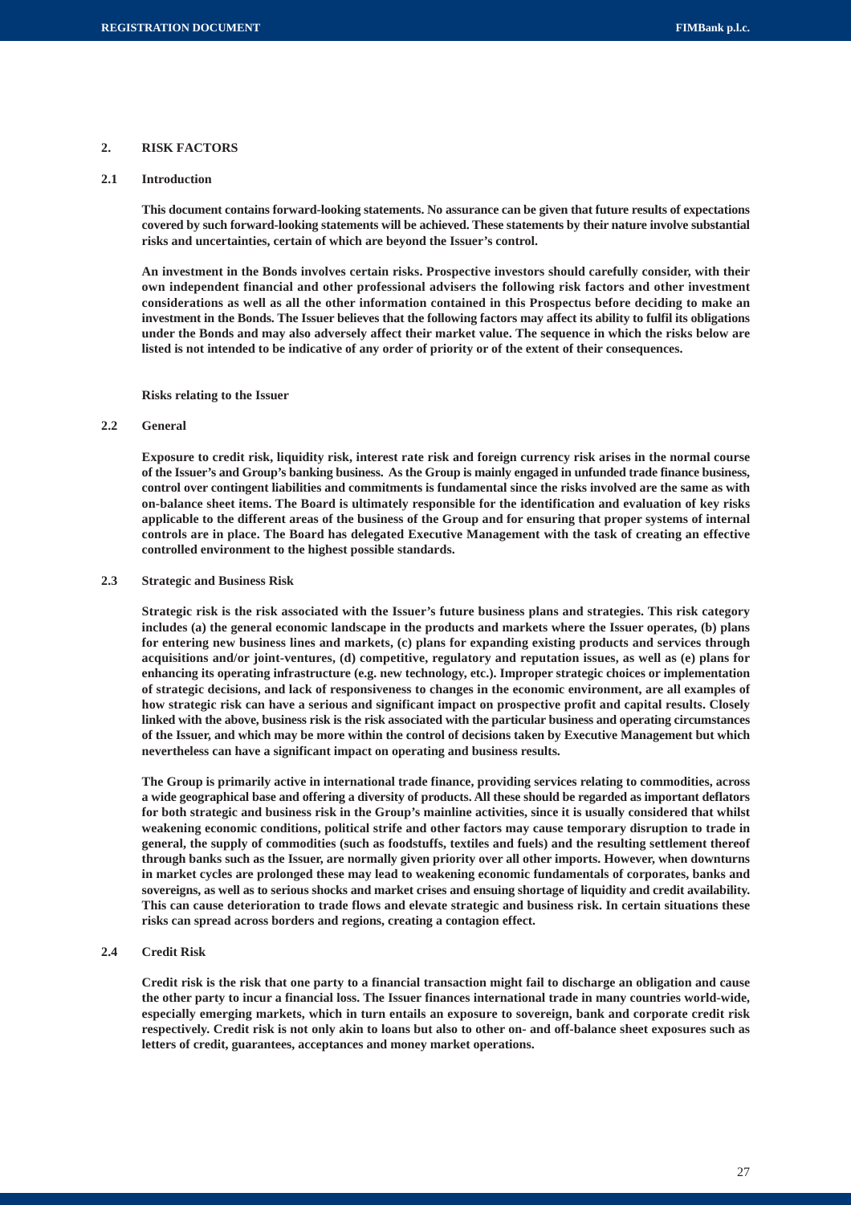## 2. RISK FACTORS

### 2.1 Introduction

**This document contains forward-looking statements. No assurance can be given that future results of expectations covered by such forward-looking statements will be achieved. These statements by their nature involve substantial risks and uncertainties, certain of which are beyond the Issuer's control.**

**An investment in the Bonds involves certain risks. Prospective investors should carefully consider, with their own independent financial and other professional advisers the following risk factors and other investment considerations as well as all the other information contained in this Prospectus before deciding to make an investment in the Bonds. The Issuer believes that the following factors may affect its ability to fulfil its obligations under the Bonds and may also adversely affect their market value. The sequence in which the risks below are listed is not intended to be indicative of any order of priority or of the extent of their consequences.**

**Risks relating to the Issuer**

### 2.2 General

**Exposure to credit risk, liquidity risk, interest rate risk and foreign currency risk arises in the normal course of the Issuer's and Group's banking business. As the Group is mainly engaged in unfunded trade finance business, control over contingent liabilities and commitments is fundamental since the risks involved are the same as with on-balance sheet items. The Board is ultimately responsible for the identification and evaluation of key risks applicable to the different areas of the business of the Group and for ensuring that proper systems of internal controls are in place. The Board has delegated Executive Management with the task of creating an effective controlled environment to the highest possible standards.**

### 2.3 Strategic and Business Risk

**Strategic risk is the risk associated with the Issuer's future business plans and strategies. This risk category includes (a) the general economic landscape in the products and markets where the Issuer operates, (b) plans for entering new business lines and markets, (c) plans for expanding existing products and services through acquisitions and/or joint-ventures, (d) competitive, regulatory and reputation issues, as well as (e) plans for enhancing its operating infrastructure (e.g. new technology, etc.). Improper strategic choices or implementation of strategic decisions, and lack of responsiveness to changes in the economic environment, are all examples of how strategic risk can have a serious and significant impact on prospective profit and capital results. Closely linked with the above, business risk is the risk associated with the particular business and operating circumstances of the Issuer, and which may be more within the control of decisions taken by Executive Management but which nevertheless can have a significant impact on operating and business results.**

**The Group is primarily active in international trade finance, providing services relating to commodities, across a wide geographical base and offering a diversity of products. All these should be regarded as important deflators for both strategic and business risk in the Group's mainline activities, since it is usually considered that whilst weakening economic conditions, political strife and other factors may cause temporary disruption to trade in general, the supply of commodities (such as foodstuffs, textiles and fuels) and the resulting settlement thereof through banks such as the Issuer, are normally given priority over all other imports. However, when downturns in market cycles are prolonged these may lead to weakening economic fundamentals of corporates, banks and sovereigns, as well as to serious shocks and market crises and ensuing shortage of liquidity and credit availability. This can cause deterioration to trade flows and elevate strategic and business risk. In certain situations these risks can spread across borders and regions, creating a contagion effect.**

### 2.4 Credit Risk

**Credit risk is the risk that one party to a financial transaction might fail to discharge an obligation and cause the other party to incur a financial loss. The Issuer finances international trade in many countries world-wide, especially emerging markets, which in turn entails an exposure to sovereign, bank and corporate credit risk respectively. Credit risk is not only akin to loans but also to other on- and off-balance sheet exposures such as letters of credit, guarantees, acceptances and money market operations.**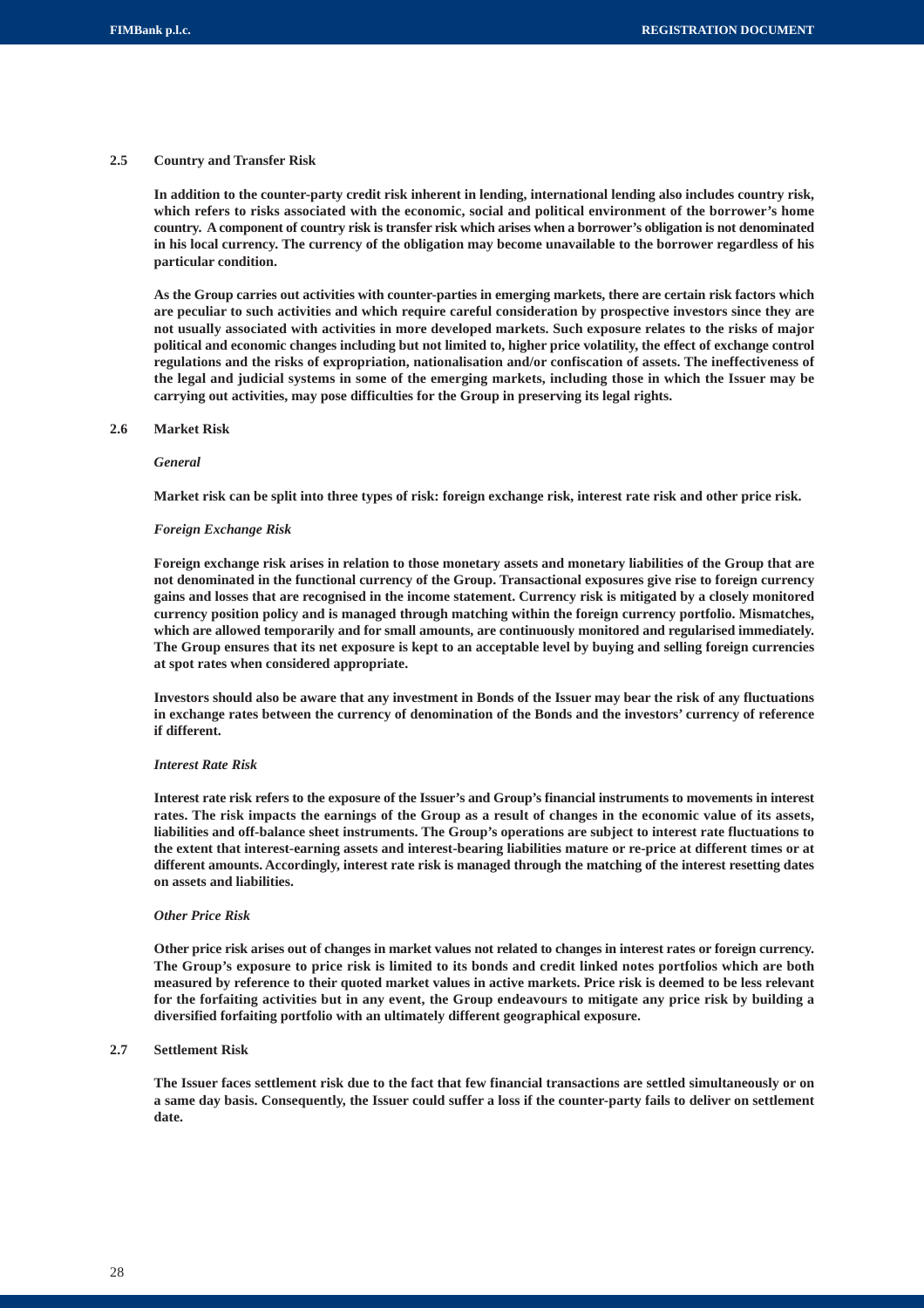### 2.5 Country and Transfer Risk

**In addition to the counter-party credit risk inherent in lending, international lending also includes country risk, which refers to risks associated with the economic, social and political environment of the borrower's home country. A component of country risk is transfer risk which arises when a borrower's obligation is not denominated in his local currency. The currency of the obligation may become unavailable to the borrower regardless of his particular condition.**

**As the Group carries out activities with counter-parties in emerging markets, there are certain risk factors which are peculiar to such activities and which require careful consideration by prospective investors since they are not usually associated with activities in more developed markets. Such exposure relates to the risks of major political and economic changes including but not limited to, higher price volatility, the effect of exchange control regulations and the risks of expropriation, nationalisation and/or confiscation of assets. The ineffectiveness of the legal and judicial systems in some of the emerging markets, including those in which the Issuer may be carrying out activities, may pose difficulties for the Group in preserving its legal rights.**

### 2.6 Market Risk

***General***

**Market risk can be split into three types of risk: foreign exchange risk, interest rate risk and other price risk.**

***Foreign Exchange Risk***

**Foreign exchange risk arises in relation to those monetary assets and monetary liabilities of the Group that are not denominated in the functional currency of the Group. Transactional exposures give rise to foreign currency gains and losses that are recognised in the income statement. Currency risk is mitigated by a closely monitored currency position policy and is managed through matching within the foreign currency portfolio. Mismatches, which are allowed temporarily and for small amounts, are continuously monitored and regularised immediately. The Group ensures that its net exposure is kept to an acceptable level by buying and selling foreign currencies at spot rates when considered appropriate.**

**Investors should also be aware that any investment in Bonds of the Issuer may bear the risk of any fluctuations in exchange rates between the currency of denomination of the Bonds and the investors' currency of reference if different.**

***Interest Rate Risk***

**Interest rate risk refers to the exposure of the Issuer's and Group's financial instruments to movements in interest rates. The risk impacts the earnings of the Group as a result of changes in the economic value of its assets, liabilities and off-balance sheet instruments. The Group's operations are subject to interest rate fluctuations to the extent that interest-earning assets and interest-bearing liabilities mature or re-price at different times or at different amounts. Accordingly, interest rate risk is managed through the matching of the interest resetting dates on assets and liabilities.**

***Other Price Risk***

**Other price risk arises out of changes in market values not related to changes in interest rates or foreign currency. The Group's exposure to price risk is limited to its bonds and credit linked notes portfolios which are both measured by reference to their quoted market values in active markets. Price risk is deemed to be less relevant for the forfaiting activities but in any event, the Group endeavours to mitigate any price risk by building a diversified forfaiting portfolio with an ultimately different geographical exposure.**

### 2.7 Settlement Risk

**The Issuer faces settlement risk due to the fact that few financial transactions are settled simultaneously or on a same day basis. Consequently, the Issuer could suffer a loss if the counter-party fails to deliver on settlement date.**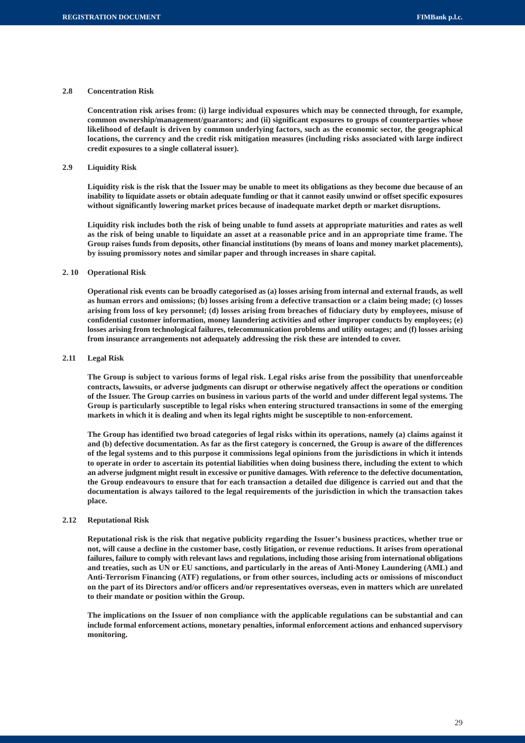### 2.8 Concentration Risk

**Concentration risk arises from: (i) large individual exposures which may be connected through, for example, common ownership/management/guarantors; and (ii) significant exposures to groups of counterparties whose likelihood of default is driven by common underlying factors, such as the economic sector, the geographical locations, the currency and the credit risk mitigation measures (including risks associated with large indirect credit exposures to a single collateral issuer).**

### 2.9 Liquidity Risk

**Liquidity risk is the risk that the Issuer may be unable to meet its obligations as they become due because of an inability to liquidate assets or obtain adequate funding or that it cannot easily unwind or offset specific exposures without significantly lowering market prices because of inadequate market depth or market disruptions.**

**Liquidity risk includes both the risk of being unable to fund assets at appropriate maturities and rates as well as the risk of being unable to liquidate an asset at a reasonable price and in an appropriate time frame. The Group raises funds from deposits, other financial institutions (by means of loans and money market placements), by issuing promissory notes and similar paper and through increases in share capital.**

### 2. 10 Operational Risk

**Operational risk events can be broadly categorised as (a) losses arising from internal and external frauds, as well as human errors and omissions; (b) losses arising from a defective transaction or a claim being made; (c) losses arising from loss of key personnel; (d) losses arising from breaches of fiduciary duty by employees, misuse of confidential customer information, money laundering activities and other improper conducts by employees; (e) losses arising from technological failures, telecommunication problems and utility outages; and (f) losses arising from insurance arrangements not adequately addressing the risk these are intended to cover.**

### 2.11 Legal Risk

**The Group is subject to various forms of legal risk. Legal risks arise from the possibility that unenforceable contracts, lawsuits, or adverse judgments can disrupt or otherwise negatively affect the operations or condition of the Issuer. The Group carries on business in various parts of the world and under different legal systems. The Group is particularly susceptible to legal risks when entering structured transactions in some of the emerging markets in which it is dealing and when its legal rights might be susceptible to non-enforcement.**

**The Group has identified two broad categories of legal risks within its operations, namely (a) claims against it and (b) defective documentation. As far as the first category is concerned, the Group is aware of the differences of the legal systems and to this purpose it commissions legal opinions from the jurisdictions in which it intends to operate in order to ascertain its potential liabilities when doing business there, including the extent to which an adverse judgment might result in excessive or punitive damages. With reference to the defective documentation, the Group endeavours to ensure that for each transaction a detailed due diligence is carried out and that the documentation is always tailored to the legal requirements of the jurisdiction in which the transaction takes place.**

### 2.12 Reputational Risk

**Reputational risk is the risk that negative publicity regarding the Issuer's business practices, whether true or not, will cause a decline in the customer base, costly litigation, or revenue reductions. It arises from operational failures, failure to comply with relevant laws and regulations, including those arising from international obligations and treaties, such as UN or EU sanctions, and particularly in the areas of Anti-Money Laundering (AML) and Anti-Terrorism Financing (ATF) regulations, or from other sources, including acts or omissions of misconduct on the part of its Directors and/or officers and/or representatives overseas, even in matters which are unrelated to their mandate or position within the Group.**

**The implications on the Issuer of non compliance with the applicable regulations can be substantial and can include formal enforcement actions, monetary penalties, informal enforcement actions and enhanced supervisory monitoring.**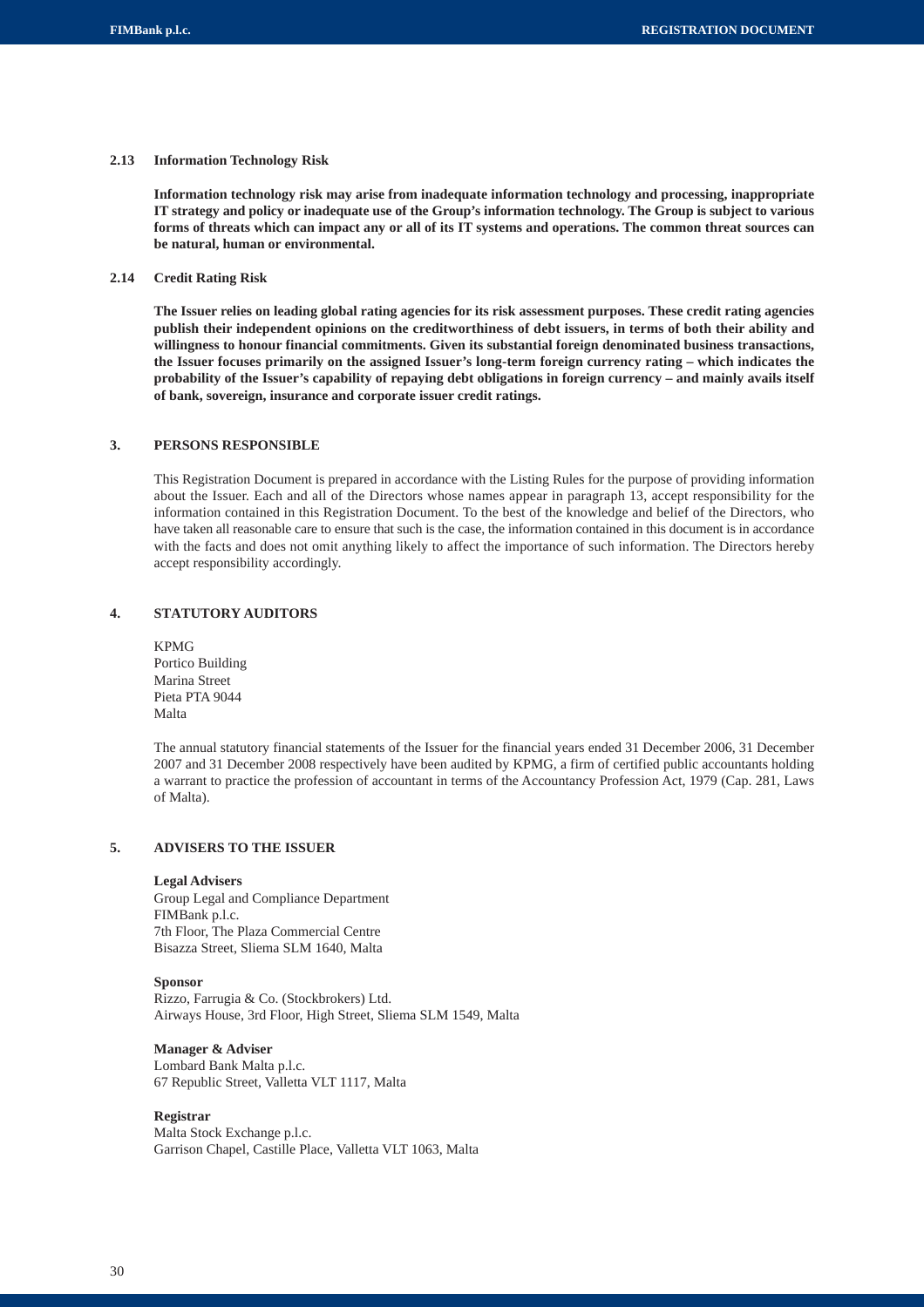### 2.13 Information Technology Risk

**Information technology risk may arise from inadequate information technology and processing, inappropriate IT strategy and policy or inadequate use of the Group's information technology. The Group is subject to various forms of threats which can impact any or all of its IT systems and operations. The common threat sources can be natural, human or environmental.**

### 2.14 Credit Rating Risk

**The Issuer relies on leading global rating agencies for its risk assessment purposes. These credit rating agencies publish their independent opinions on the creditworthiness of debt issuers, in terms of both their ability and willingness to honour financial commitments. Given its substantial foreign denominated business transactions, the Issuer focuses primarily on the assigned Issuer's long-term foreign currency rating – which indicates the probability of the Issuer's capability of repaying debt obligations in foreign currency – and mainly avails itself of bank, sovereign, insurance and corporate issuer credit ratings.**

## 3. PERSONS RESPONSIBLE

This Registration Document is prepared in accordance with the Listing Rules for the purpose of providing information about the Issuer. Each and all of the Directors whose names appear in paragraph 13, accept responsibility for the information contained in this Registration Document. To the best of the knowledge and belief of the Directors, who have taken all reasonable care to ensure that such is the case, the information contained in this document is in accordance with the facts and does not omit anything likely to affect the importance of such information. The Directors hereby accept responsibility accordingly.

## 4. STATUTORY AUDITORS

KPMG
Portico Building
Marina Street
Pieta PTA 9044
Malta

The annual statutory financial statements of the Issuer for the financial years ended 31 December 2006, 31 December 2007 and 31 December 2008 respectively have been audited by KPMG, a firm of certified public accountants holding a warrant to practice the profession of accountant in terms of the Accountancy Profession Act, 1979 (Cap. 281, Laws of Malta).

## 5. ADVISERS TO THE ISSUER

**Legal Advisers**
Group Legal and Compliance Department
FIMBank p.l.c.
7th Floor, The Plaza Commercial Centre
Bisazza Street, Sliema SLM 1640, Malta

**Sponsor**
Rizzo, Farrugia & Co. (Stockbrokers) Ltd.
Airways House, 3rd Floor, High Street, Sliema SLM 1549, Malta

**Manager & Adviser**
Lombard Bank Malta p.l.c.
67 Republic Street, Valletta VLT 1117, Malta

**Registrar**
Malta Stock Exchange p.l.c.
Garrison Chapel, Castille Place, Valletta VLT 1063, Malta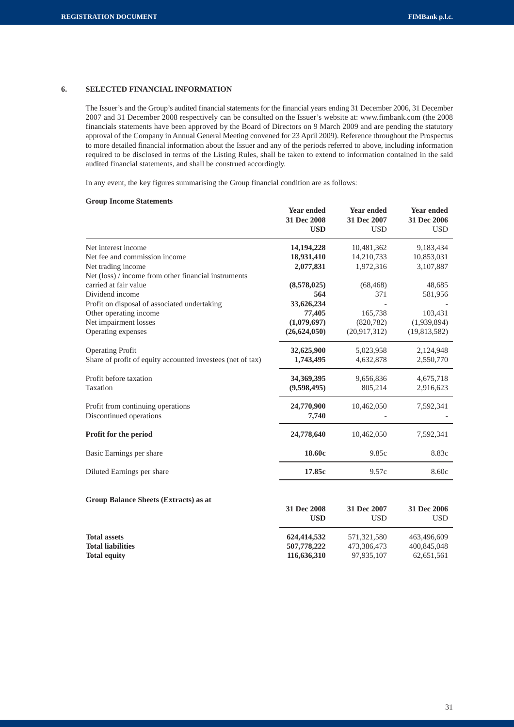## 6. SELECTED FINANCIAL INFORMATION

The Issuer's and the Group's audited financial statements for the financial years ending 31 December 2006, 31 December 2007 and 31 December 2008 respectively can be consulted on the Issuer's website at: www.fimbank.com (the 2008 financials statements have been approved by the Board of Directors on 9 March 2009 and are pending the statutory approval of the Company in Annual General Meeting convened for 23 April 2009). Reference throughout the Prospectus to more detailed financial information about the Issuer and any of the periods referred to above, including information required to be disclosed in terms of the Listing Rules, shall be taken to extend to information contained in the said audited financial statements, and shall be construed accordingly.

In any event, the key figures summarising the Group financial condition are as follows:

**Group Income Statements**

| | **Year ended 31 Dec 2008 USD** | **Year ended 31 Dec 2007 USD** | **Year ended 31 Dec 2006 USD** |
|---|---|---|---|
| Net interest income | **14,194,228** | 10,481,362 | 9,183,434 |
| Net fee and commission income | **18,931,410** | 14,210,733 | 10,853,031 |
| Net trading income | **2,077,831** | 1,972,316 | 3,107,887 |
| Net (loss) / income from other financial instruments carried at fair value | **(8,578,025)** | (68,468) | 48,685 |
| Dividend income | **564** | 371 | 581,956 |
| Profit on disposal of associated undertaking | **33,626,234** | - | - |
| Other operating income | **77,405** | 165,738 | 103,431 |
| Net impairment losses | **(1,079,697)** | (820,782) | (1,939,894) |
| Operating expenses | **(26,624,050)** | (20,917,312) | (19,813,582) |
| Operating Profit | **32,625,900** | 5,023,958 | 2,124,948 |
| Share of profit of equity accounted investees (net of tax) | **1,743,495** | 4,632,878 | 2,550,770 |
| Profit before taxation | **34,369,395** | 9,656,836 | 4,675,718 |
| Taxation | **(9,598,495)** | 805,214 | 2,916,623 |
| Profit from continuing operations | **24,770,900** | 10,462,050 | 7,592,341 |
| Discontinued operations | **7,740** | - | - |
| **Profit for the period** | **24,778,640** | 10,462,050 | 7,592,341 |
| Basic Earnings per share | **18.60c** | 9.85c | 8.83c |
| Diluted Earnings per share | **17.85c** | 9.57c | 8.60c |

**Group Balance Sheets (Extracts) as at**

| | **31 Dec 2008 USD** | **31 Dec 2007 USD** | **31 Dec 2006 USD** |
|---|---|---|---|
| **Total assets** | **624,414,532** | 571,321,580 | 463,496,609 |
| **Total liabilities** | **507,778,222** | 473,386,473 | 400,845,048 |
| **Total equity** | **116,636,310** | 97,935,107 | 62,651,561 |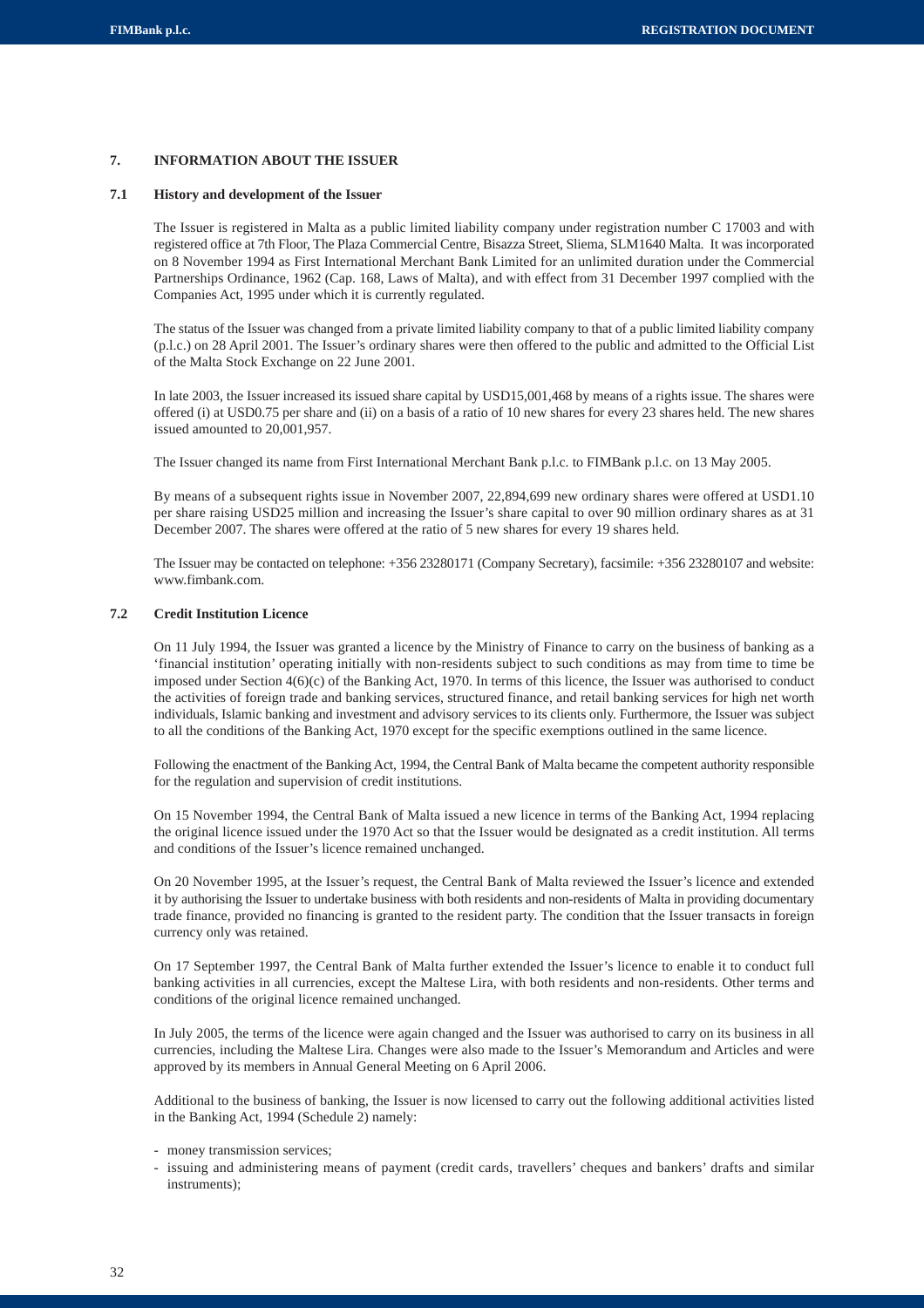## 7. INFORMATION ABOUT THE ISSUER

### 7.1 History and development of the Issuer

The Issuer is registered in Malta as a public limited liability company under registration number C 17003 and with registered office at 7th Floor, The Plaza Commercial Centre, Bisazza Street, Sliema, SLM1640 Malta. It was incorporated on 8 November 1994 as First International Merchant Bank Limited for an unlimited duration under the Commercial Partnerships Ordinance, 1962 (Cap. 168, Laws of Malta), and with effect from 31 December 1997 complied with the Companies Act, 1995 under which it is currently regulated.

The status of the Issuer was changed from a private limited liability company to that of a public limited liability company (p.l.c.) on 28 April 2001. The Issuer's ordinary shares were then offered to the public and admitted to the Official List of the Malta Stock Exchange on 22 June 2001.

In late 2003, the Issuer increased its issued share capital by USD15,001,468 by means of a rights issue. The shares were offered (i) at USD0.75 per share and (ii) on a basis of a ratio of 10 new shares for every 23 shares held. The new shares issued amounted to 20,001,957.

The Issuer changed its name from First International Merchant Bank p.l.c. to FIMBank p.l.c. on 13 May 2005.

By means of a subsequent rights issue in November 2007, 22,894,699 new ordinary shares were offered at USD1.10 per share raising USD25 million and increasing the Issuer's share capital to over 90 million ordinary shares as at 31 December 2007. The shares were offered at the ratio of 5 new shares for every 19 shares held.

The Issuer may be contacted on telephone: +356 23280171 (Company Secretary), facsimile: +356 23280107 and website: www.fimbank.com.

### 7.2 Credit Institution Licence

On 11 July 1994, the Issuer was granted a licence by the Ministry of Finance to carry on the business of banking as a 'financial institution' operating initially with non-residents subject to such conditions as may from time to time be imposed under Section 4(6)(c) of the Banking Act, 1970. In terms of this licence, the Issuer was authorised to conduct the activities of foreign trade and banking services, structured finance, and retail banking services for high net worth individuals, Islamic banking and investment and advisory services to its clients only. Furthermore, the Issuer was subject to all the conditions of the Banking Act, 1970 except for the specific exemptions outlined in the same licence.

Following the enactment of the Banking Act, 1994, the Central Bank of Malta became the competent authority responsible for the regulation and supervision of credit institutions.

On 15 November 1994, the Central Bank of Malta issued a new licence in terms of the Banking Act, 1994 replacing the original licence issued under the 1970 Act so that the Issuer would be designated as a credit institution. All terms and conditions of the Issuer's licence remained unchanged.

On 20 November 1995, at the Issuer's request, the Central Bank of Malta reviewed the Issuer's licence and extended it by authorising the Issuer to undertake business with both residents and non-residents of Malta in providing documentary trade finance, provided no financing is granted to the resident party. The condition that the Issuer transacts in foreign currency only was retained.

On 17 September 1997, the Central Bank of Malta further extended the Issuer's licence to enable it to conduct full banking activities in all currencies, except the Maltese Lira, with both residents and non-residents. Other terms and conditions of the original licence remained unchanged.

In July 2005, the terms of the licence were again changed and the Issuer was authorised to carry on its business in all currencies, including the Maltese Lira. Changes were also made to the Issuer's Memorandum and Articles and were approved by its members in Annual General Meeting on 6 April 2006.

Additional to the business of banking, the Issuer is now licensed to carry out the following additional activities listed in the Banking Act, 1994 (Schedule 2) namely:

- money transmission services;
- issuing and administering means of payment (credit cards, travellers' cheques and bankers' drafts and similar instruments);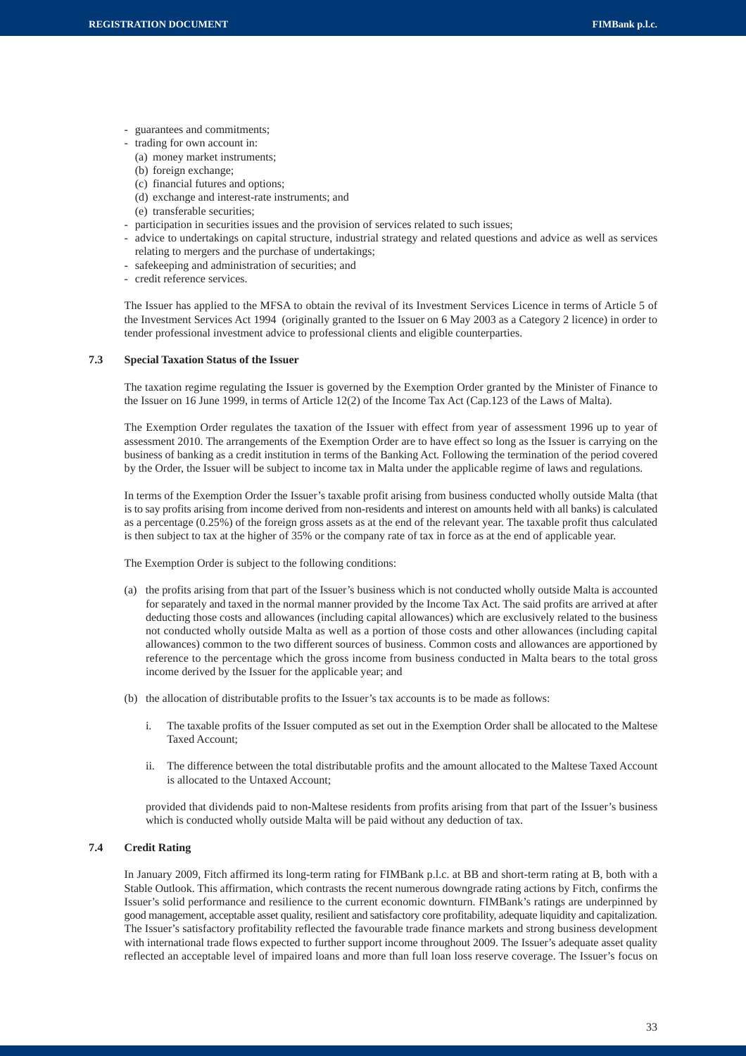- guarantees and commitments;
- trading for own account in:
  - (a) money market instruments;
  - (b) foreign exchange;
  - (c) financial futures and options;
  - (d) exchange and interest-rate instruments; and
  - (e) transferable securities;
- participation in securities issues and the provision of services related to such issues;
- advice to undertakings on capital structure, industrial strategy and related questions and advice as well as services relating to mergers and the purchase of undertakings;
- safekeeping and administration of securities; and
- credit reference services.

The Issuer has applied to the MFSA to obtain the revival of its Investment Services Licence in terms of Article 5 of the Investment Services Act 1994 (originally granted to the Issuer on 6 May 2003 as a Category 2 licence) in order to tender professional investment advice to professional clients and eligible counterparties.

### 7.3 Special Taxation Status of the Issuer

The taxation regime regulating the Issuer is governed by the Exemption Order granted by the Minister of Finance to the Issuer on 16 June 1999, in terms of Article 12(2) of the Income Tax Act (Cap.123 of the Laws of Malta).

The Exemption Order regulates the taxation of the Issuer with effect from year of assessment 1996 up to year of assessment 2010. The arrangements of the Exemption Order are to have effect so long as the Issuer is carrying on the business of banking as a credit institution in terms of the Banking Act. Following the termination of the period covered by the Order, the Issuer will be subject to income tax in Malta under the applicable regime of laws and regulations.

In terms of the Exemption Order the Issuer's taxable profit arising from business conducted wholly outside Malta (that is to say profits arising from income derived from non-residents and interest on amounts held with all banks) is calculated as a percentage (0.25%) of the foreign gross assets as at the end of the relevant year. The taxable profit thus calculated is then subject to tax at the higher of 35% or the company rate of tax in force as at the end of applicable year.

The Exemption Order is subject to the following conditions:

(a) the profits arising from that part of the Issuer's business which is not conducted wholly outside Malta is accounted for separately and taxed in the normal manner provided by the Income Tax Act. The said profits are arrived at after deducting those costs and allowances (including capital allowances) which are exclusively related to the business not conducted wholly outside Malta as well as a portion of those costs and other allowances (including capital allowances) common to the two different sources of business. Common costs and allowances are apportioned by reference to the percentage which the gross income from business conducted in Malta bears to the total gross income derived by the Issuer for the applicable year; and

(b) the allocation of distributable profits to the Issuer's tax accounts is to be made as follows:

   i. The taxable profits of the Issuer computed as set out in the Exemption Order shall be allocated to the Maltese Taxed Account;

   ii. The difference between the total distributable profits and the amount allocated to the Maltese Taxed Account is allocated to the Untaxed Account;

provided that dividends paid to non-Maltese residents from profits arising from that part of the Issuer's business which is conducted wholly outside Malta will be paid without any deduction of tax.

### 7.4 Credit Rating

In January 2009, Fitch affirmed its long-term rating for FIMBank p.l.c. at BB and short-term rating at B, both with a Stable Outlook. This affirmation, which contrasts the recent numerous downgrade rating actions by Fitch, confirms the Issuer's solid performance and resilience to the current economic downturn. FIMBank's ratings are underpinned by good management, acceptable asset quality, resilient and satisfactory core profitability, adequate liquidity and capitalization. The Issuer's satisfactory profitability reflected the favourable trade finance markets and strong business development with international trade flows expected to further support income throughout 2009. The Issuer's adequate asset quality reflected an acceptable level of impaired loans and more than full loan loss reserve coverage. The Issuer's focus on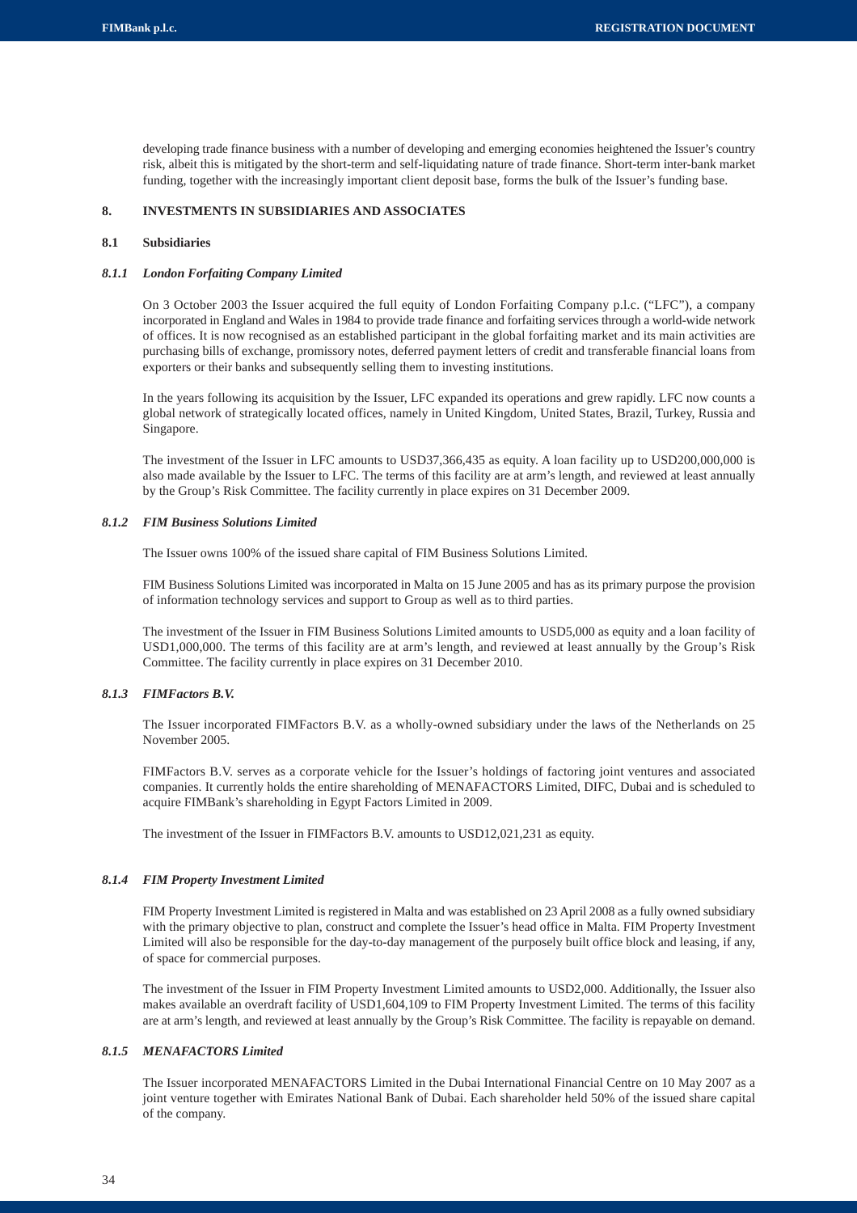developing trade finance business with a number of developing and emerging economies heightened the Issuer's country risk, albeit this is mitigated by the short-term and self-liquidating nature of trade finance. Short-term inter-bank market funding, together with the increasingly important client deposit base, forms the bulk of the Issuer's funding base.

## 8. INVESTMENTS IN SUBSIDIARIES AND ASSOCIATES

### 8.1 Subsidiaries

#### *8.1.1 London Forfaiting Company Limited*

On 3 October 2003 the Issuer acquired the full equity of London Forfaiting Company p.l.c. ("LFC"), a company incorporated in England and Wales in 1984 to provide trade finance and forfaiting services through a world-wide network of offices. It is now recognised as an established participant in the global forfaiting market and its main activities are purchasing bills of exchange, promissory notes, deferred payment letters of credit and transferable financial loans from exporters or their banks and subsequently selling them to investing institutions.

In the years following its acquisition by the Issuer, LFC expanded its operations and grew rapidly. LFC now counts a global network of strategically located offices, namely in United Kingdom, United States, Brazil, Turkey, Russia and Singapore.

The investment of the Issuer in LFC amounts to USD37,366,435 as equity. A loan facility up to USD200,000,000 is also made available by the Issuer to LFC. The terms of this facility are at arm's length, and reviewed at least annually by the Group's Risk Committee. The facility currently in place expires on 31 December 2009.

#### *8.1.2 FIM Business Solutions Limited*

The Issuer owns 100% of the issued share capital of FIM Business Solutions Limited.

FIM Business Solutions Limited was incorporated in Malta on 15 June 2005 and has as its primary purpose the provision of information technology services and support to Group as well as to third parties.

The investment of the Issuer in FIM Business Solutions Limited amounts to USD5,000 as equity and a loan facility of USD1,000,000. The terms of this facility are at arm's length, and reviewed at least annually by the Group's Risk Committee. The facility currently in place expires on 31 December 2010.

#### *8.1.3 FIMFactors B.V.*

The Issuer incorporated FIMFactors B.V. as a wholly-owned subsidiary under the laws of the Netherlands on 25 November 2005.

FIMFactors B.V. serves as a corporate vehicle for the Issuer's holdings of factoring joint ventures and associated companies. It currently holds the entire shareholding of MENAFACTORS Limited, DIFC, Dubai and is scheduled to acquire FIMBank's shareholding in Egypt Factors Limited in 2009.

The investment of the Issuer in FIMFactors B.V. amounts to USD12,021,231 as equity.

#### *8.1.4 FIM Property Investment Limited*

FIM Property Investment Limited is registered in Malta and was established on 23 April 2008 as a fully owned subsidiary with the primary objective to plan, construct and complete the Issuer's head office in Malta. FIM Property Investment Limited will also be responsible for the day-to-day management of the purposely built office block and leasing, if any, of space for commercial purposes.

The investment of the Issuer in FIM Property Investment Limited amounts to USD2,000. Additionally, the Issuer also makes available an overdraft facility of USD1,604,109 to FIM Property Investment Limited. The terms of this facility are at arm's length, and reviewed at least annually by the Group's Risk Committee. The facility is repayable on demand.

#### *8.1.5 MENAFACTORS Limited*

The Issuer incorporated MENAFACTORS Limited in the Dubai International Financial Centre on 10 May 2007 as a joint venture together with Emirates National Bank of Dubai. Each shareholder held 50% of the issued share capital of the company.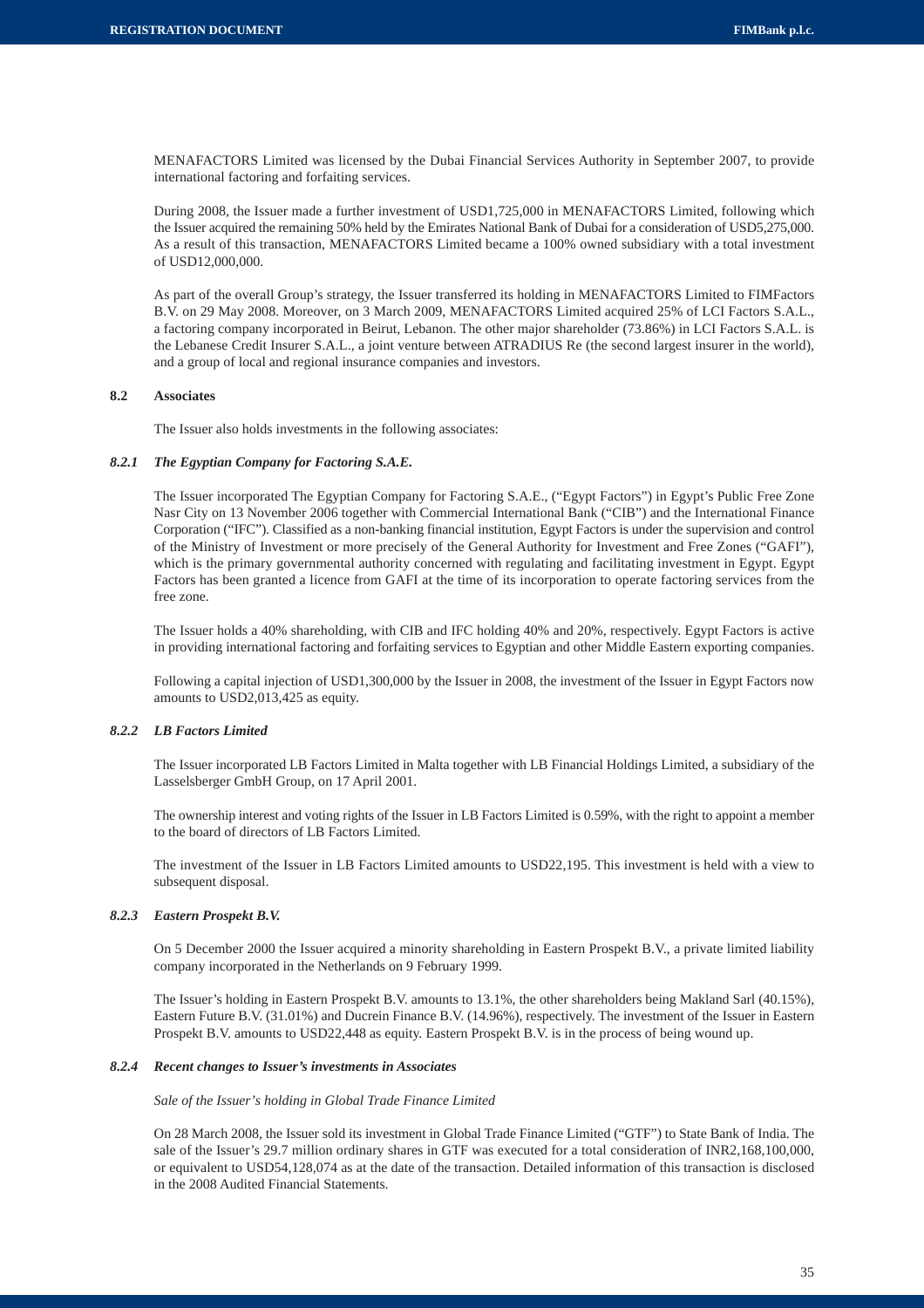MENAFACTORS Limited was licensed by the Dubai Financial Services Authority in September 2007, to provide international factoring and forfaiting services.

During 2008, the Issuer made a further investment of USD1,725,000 in MENAFACTORS Limited, following which the Issuer acquired the remaining 50% held by the Emirates National Bank of Dubai for a consideration of USD5,275,000. As a result of this transaction, MENAFACTORS Limited became a 100% owned subsidiary with a total investment of USD12,000,000.

As part of the overall Group's strategy, the Issuer transferred its holding in MENAFACTORS Limited to FIMFactors B.V. on 29 May 2008. Moreover, on 3 March 2009, MENAFACTORS Limited acquired 25% of LCI Factors S.A.L., a factoring company incorporated in Beirut, Lebanon. The other major shareholder (73.86%) in LCI Factors S.A.L. is the Lebanese Credit Insurer S.A.L., a joint venture between ATRADIUS Re (the second largest insurer in the world), and a group of local and regional insurance companies and investors.

## 8.2 Associates

The Issuer also holds investments in the following associates:

### *8.2.1 The Egyptian Company for Factoring S.A.E.*

The Issuer incorporated The Egyptian Company for Factoring S.A.E., ("Egypt Factors") in Egypt's Public Free Zone Nasr City on 13 November 2006 together with Commercial International Bank ("CIB") and the International Finance Corporation ("IFC"). Classified as a non-banking financial institution, Egypt Factors is under the supervision and control of the Ministry of Investment or more precisely of the General Authority for Investment and Free Zones ("GAFI"), which is the primary governmental authority concerned with regulating and facilitating investment in Egypt. Egypt Factors has been granted a licence from GAFI at the time of its incorporation to operate factoring services from the free zone.

The Issuer holds a 40% shareholding, with CIB and IFC holding 40% and 20%, respectively. Egypt Factors is active in providing international factoring and forfaiting services to Egyptian and other Middle Eastern exporting companies.

Following a capital injection of USD1,300,000 by the Issuer in 2008, the investment of the Issuer in Egypt Factors now amounts to USD2,013,425 as equity.

### *8.2.2 LB Factors Limited*

The Issuer incorporated LB Factors Limited in Malta together with LB Financial Holdings Limited, a subsidiary of the Lasselsberger GmbH Group, on 17 April 2001.

The ownership interest and voting rights of the Issuer in LB Factors Limited is 0.59%, with the right to appoint a member to the board of directors of LB Factors Limited.

The investment of the Issuer in LB Factors Limited amounts to USD22,195. This investment is held with a view to subsequent disposal.

### *8.2.3 Eastern Prospekt B.V.*

On 5 December 2000 the Issuer acquired a minority shareholding in Eastern Prospekt B.V., a private limited liability company incorporated in the Netherlands on 9 February 1999.

The Issuer's holding in Eastern Prospekt B.V. amounts to 13.1%, the other shareholders being Makland Sarl (40.15%), Eastern Future B.V. (31.01%) and Ducrein Finance B.V. (14.96%), respectively. The investment of the Issuer in Eastern Prospekt B.V. amounts to USD22,448 as equity. Eastern Prospekt B.V. is in the process of being wound up.

### *8.2.4 Recent changes to Issuer's investments in Associates*

*Sale of the Issuer's holding in Global Trade Finance Limited*

On 28 March 2008, the Issuer sold its investment in Global Trade Finance Limited ("GTF") to State Bank of India. The sale of the Issuer's 29.7 million ordinary shares in GTF was executed for a total consideration of INR2,168,100,000, or equivalent to USD54,128,074 as at the date of the transaction. Detailed information of this transaction is disclosed in the 2008 Audited Financial Statements.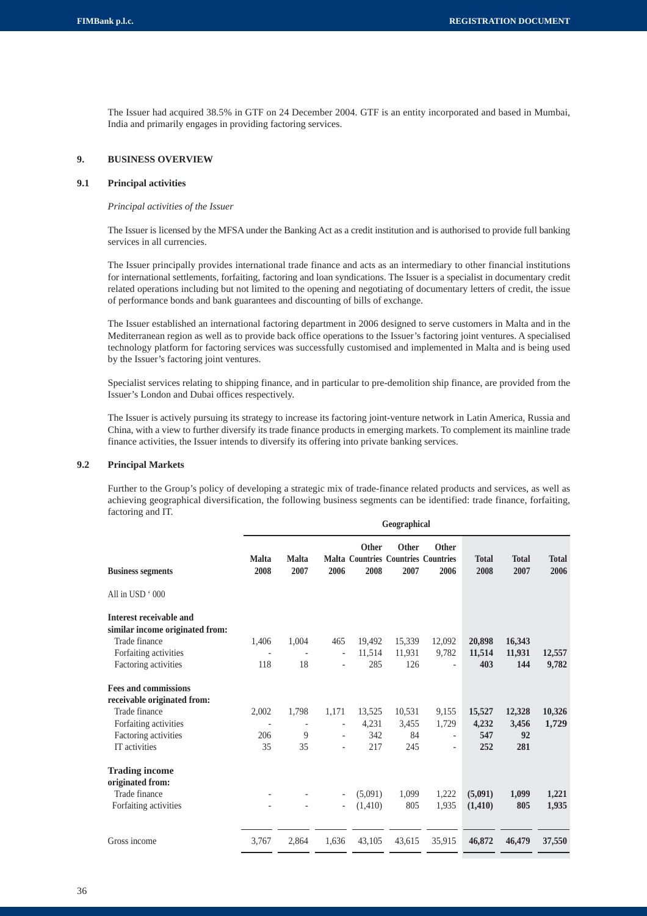The Issuer had acquired 38.5% in GTF on 24 December 2004. GTF is an entity incorporated and based in Mumbai, India and primarily engages in providing factoring services.

## 9. BUSINESS OVERVIEW

### 9.1 Principal activities

*Principal activities of the Issuer*

The Issuer is licensed by the MFSA under the Banking Act as a credit institution and is authorised to provide full banking services in all currencies.

The Issuer principally provides international trade finance and acts as an intermediary to other financial institutions for international settlements, forfaiting, factoring and loan syndications. The Issuer is a specialist in documentary credit related operations including but not limited to the opening and negotiating of documentary letters of credit, the issue of performance bonds and bank guarantees and discounting of bills of exchange.

The Issuer established an international factoring department in 2006 designed to serve customers in Malta and in the Mediterranean region as well as to provide back office operations to the Issuer's factoring joint ventures. A specialised technology platform for factoring services was successfully customised and implemented in Malta and is being used by the Issuer's factoring joint ventures.

Specialist services relating to shipping finance, and in particular to pre-demolition ship finance, are provided from the Issuer's London and Dubai offices respectively.

The Issuer is actively pursuing its strategy to increase its factoring joint-venture network in Latin America, Russia and China, with a view to further diversify its trade finance products in emerging markets. To complement its mainline trade finance activities, the Issuer intends to diversify its offering into private banking services.

### 9.2 Principal Markets

Further to the Group's policy of developing a strategic mix of trade-finance related products and services, as well as achieving geographical diversification, the following business segments can be identified: trade finance, forfaiting, factoring and IT.

| | Geographical | | | | | | | | |
|---|---|---|---|---|---|---|---|---|---|
| **Business segments** | **Malta 2008** | **Malta 2007** | **Malta 2006** | **Other Countries 2008** | **Other Countries 2007** | **Other Countries 2006** | **Total 2008** | **Total 2007** | **Total 2006** |
| All in USD ' 000 | | | | | | | | | |
| **Interest receivable and similar income originated from:** | | | | | | | | | |
| Trade finance | 1,406 | 1,004 | 465 | 19,492 | 15,339 | 12,092 | **20,898** | **16,343** | |
| Forfaiting activities | - | - | - | 11,514 | 11,931 | 9,782 | **11,514** | **11,931** | **12,557** |
| Factoring activities | 118 | 18 | - | 285 | 126 | - | **403** | **144** | **9,782** |
| **Fees and commissions receivable originated from:** | | | | | | | | | |
| Trade finance | 2,002 | 1,798 | 1,171 | 13,525 | 10,531 | 9,155 | **15,527** | **12,328** | **10,326** |
| Forfaiting activities | - | - | - | 4,231 | 3,455 | 1,729 | **4,232** | **3,456** | **1,729** |
| Factoring activities | 206 | 9 | - | 342 | 84 | - | **547** | **92** | |
| IT activities | 35 | 35 | - | 217 | 245 | - | **252** | **281** | |
| **Trading income originated from:** | | | | | | | | | |
| Trade finance | - | - | - | (5,091) | 1,099 | 1,222 | **(5,091)** | **1,099** | **1,221** |
| Forfaiting activities | - | - | - | (1,410) | 805 | 1,935 | **(1,410)** | **805** | **1,935** |
| Gross income | 3,767 | 2,864 | 1,636 | 43,105 | 43,615 | 35,915 | **46,872** | **46,479** | **37,550** |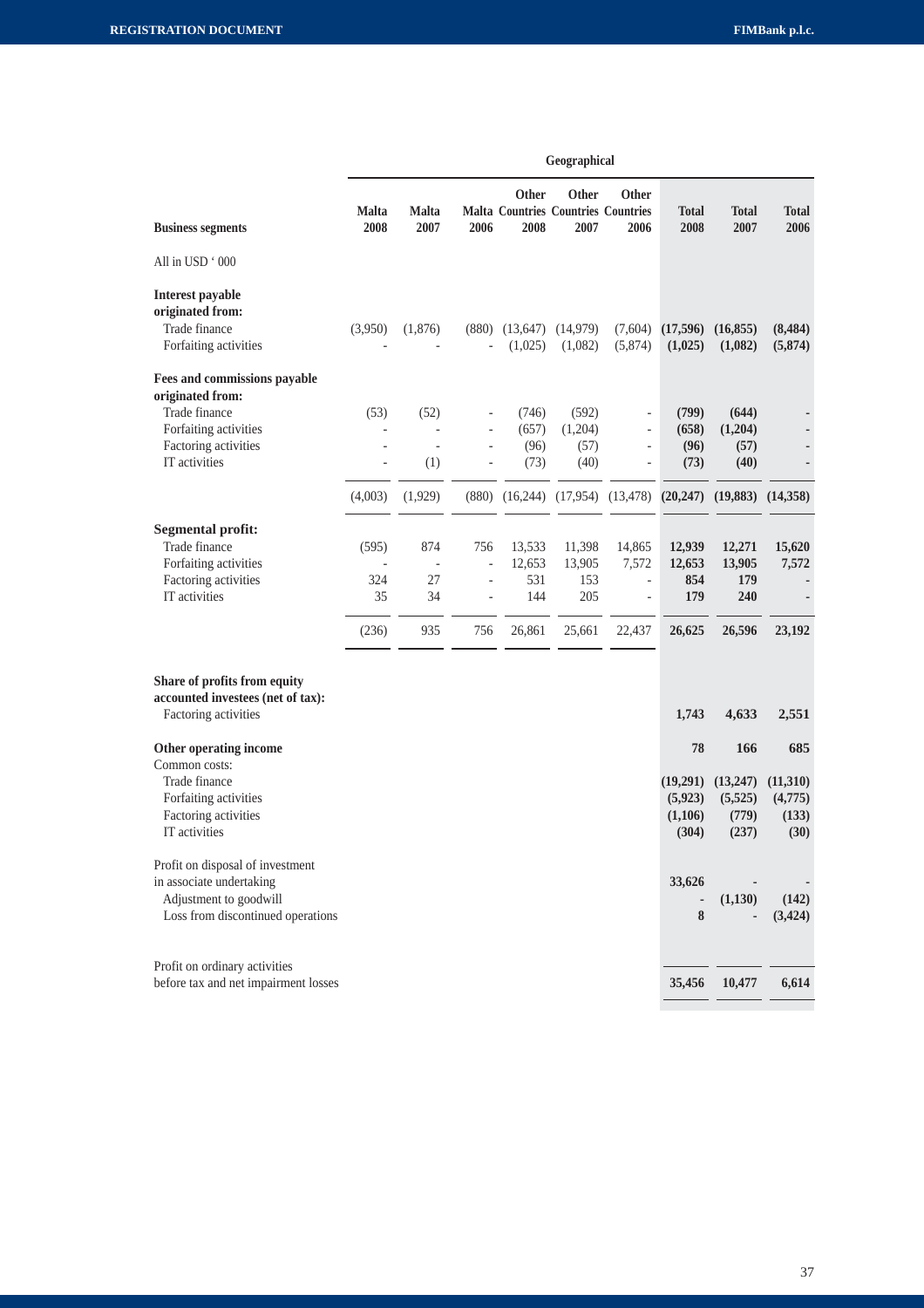| Business segments | Geographical | | | | | | | | |
|---|---|---|---|---|---|---|---|---|---|
| | Malta 2008 | Malta 2007 | Malta 2006 | Other Countries 2008 | Other Countries 2007 | Other Countries 2006 | Total 2008 | Total 2007 | Total 2006 |
| All in USD ' 000 | | | | | | | | | |
| **Interest payable originated from:** | | | | | | | | | |
| Trade finance | (3,950) | (1,876) | (880) | (13,647) | (14,979) | (7,604) | **(17,596)** | **(16,855)** | **(8,484)** |
| Forfaiting activities | - | - | - | (1,025) | (1,082) | (5,874) | **(1,025)** | **(1,082)** | **(5,874)** |
| **Fees and commissions payable originated from:** | | | | | | | | | |
| Trade finance | (53) | (52) | - | (746) | (592) | - | **(799)** | **(644)** | **-** |
| Forfaiting activities | - | - | - | (657) | (1,204) | - | **(658)** | **(1,204)** | **-** |
| Factoring activities | - | - | - | (96) | (57) | - | **(96)** | **(57)** | **-** |
| IT activities | - | (1) | - | (73) | (40) | - | **(73)** | **(40)** | **-** |
| | (4,003) | (1,929) | (880) | (16,244) | (17,954) | (13,478) | **(20,247)** | **(19,883)** | **(14,358)** |
| **Segmental profit:** | | | | | | | | | |
| Trade finance | (595) | 874 | 756 | 13,533 | 11,398 | 14,865 | **12,939** | **12,271** | **15,620** |
| Forfaiting activities | - | - | - | 12,653 | 13,905 | 7,572 | **12,653** | **13,905** | **7,572** |
| Factoring activities | 324 | 27 | - | 531 | 153 | - | **854** | **179** | **-** |
| IT activities | 35 | 34 | - | 144 | 205 | - | **179** | **240** | **-** |
| | (236) | 935 | 756 | 26,861 | 25,661 | 22,437 | **26,625** | **26,596** | **23,192** |
| **Share of profits from equity accounted investees (net of tax):** | | | | | | | | | |
| Factoring activities | | | | | | | **1,743** | **4,633** | **2,551** |
| **Other operating income** | | | | | | | **78** | **166** | **685** |
| Common costs: | | | | | | | | | |
| Trade finance | | | | | | | **(19,291)** | **(13,247)** | **(11,310)** |
| Forfaiting activities | | | | | | | **(5,923)** | **(5,525)** | **(4,775)** |
| Factoring activities | | | | | | | **(1,106)** | **(779)** | **(133)** |
| IT activities | | | | | | | **(304)** | **(237)** | **(30)** |
| Profit on disposal of investment in associate undertaking | | | | | | | **33,626** | **-** | **-** |
| Adjustment to goodwill | | | | | | | **-** | **(1,130)** | **(142)** |
| Loss from discontinued operations | | | | | | | **8** | **-** | **(3,424)** |
| Profit on ordinary activities before tax and net impairment losses | | | | | | | **35,456** | **10,477** | **6,614** |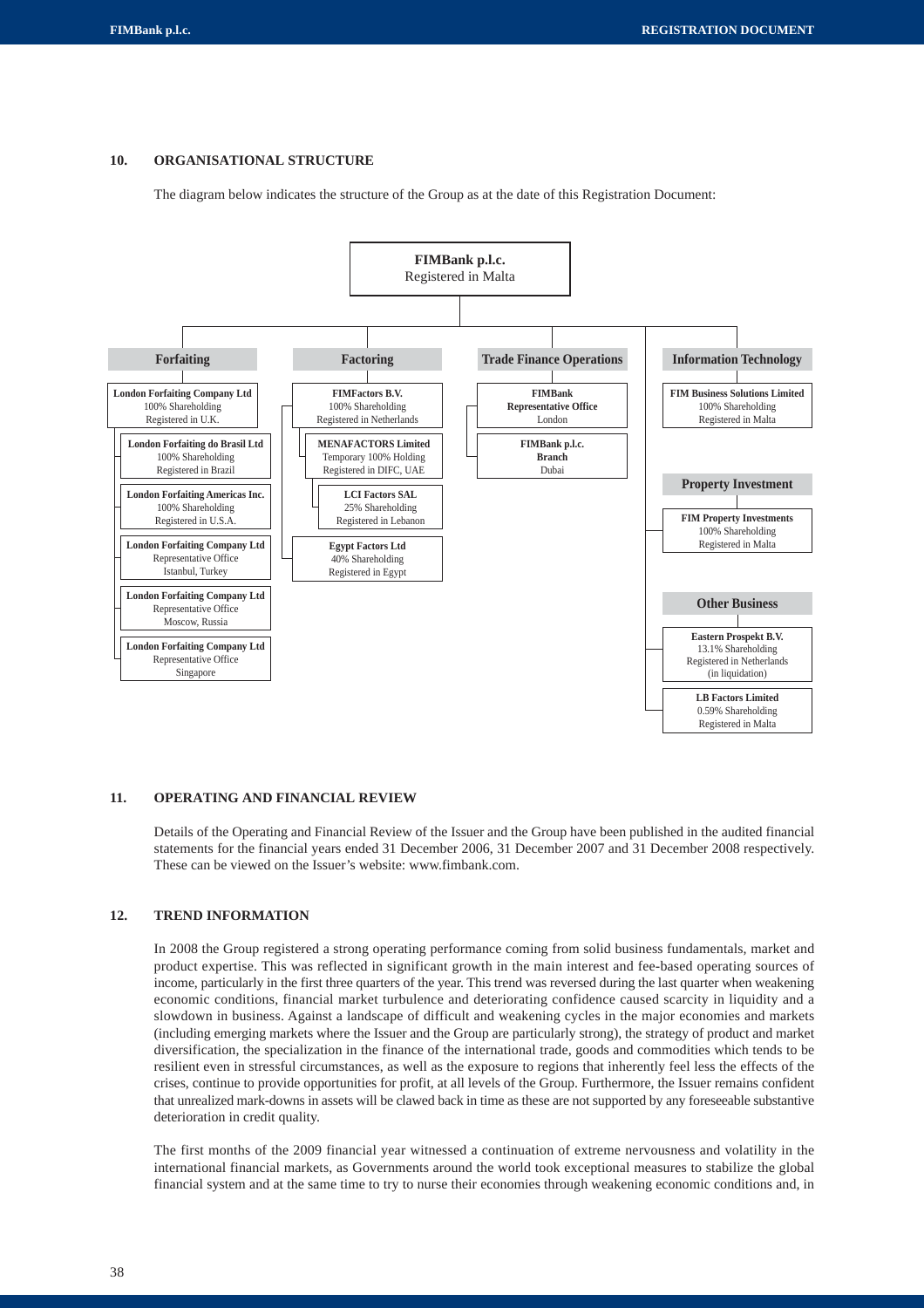## 10. ORGANISATIONAL STRUCTURE

The diagram below indicates the structure of the Group as at the date of this Registration Document:

**FIMBank p.l.c.**
Registered in Malta

**Forfaiting**
- **London Forfaiting Company Ltd** – 100% Shareholding – Registered in U.K.
  - **London Forfaiting do Brasil Ltd** – 100% Shareholding – Registered in Brazil
  - **London Forfaiting Americas Inc.** – 100% Shareholding – Registered in U.S.A.
  - **London Forfaiting Company Ltd** – Representative Office – Istanbul, Turkey
  - **London Forfaiting Company Ltd** – Representative Office – Moscow, Russia
  - **London Forfaiting Company Ltd** – Representative Office – Singapore

**Factoring**
- **FIMFactors B.V.** – 100% Shareholding – Registered in Netherlands
  - **MENAFACTORS Limited** – Temporary 100% Holding – Registered in DIFC, UAE
    - **LCI Factors SAL** – 25% Shareholding – Registered in Lebanon
  - **Egypt Factors Ltd** – 40% Shareholding – Registered in Egypt

**Trade Finance Operations**
- **FIMBank Representative Office** – London
- **FIMBank p.l.c. Branch** – Dubai

**Information Technology**
- **FIM Business Solutions Limited** – 100% Shareholding – Registered in Malta

**Property Investment**
- **FIM Property Investments** – 100% Shareholding – Registered in Malta

**Other Business**
- **Eastern Prospekt B.V.** – 13.1% Shareholding – Registered in Netherlands (in liquidation)
- **LB Factors Limited** – 0.59% Shareholding – Registered in Malta

## 11. OPERATING AND FINANCIAL REVIEW

Details of the Operating and Financial Review of the Issuer and the Group have been published in the audited financial statements for the financial years ended 31 December 2006, 31 December 2007 and 31 December 2008 respectively. These can be viewed on the Issuer's website: www.fimbank.com.

## 12. TREND INFORMATION

In 2008 the Group registered a strong operating performance coming from solid business fundamentals, market and product expertise. This was reflected in significant growth in the main interest and fee-based operating sources of income, particularly in the first three quarters of the year. This trend was reversed during the last quarter when weakening economic conditions, financial market turbulence and deteriorating confidence caused scarcity in liquidity and a slowdown in business. Against a landscape of difficult and weakening cycles in the major economies and markets (including emerging markets where the Issuer and the Group are particularly strong), the strategy of product and market diversification, the specialization in the finance of the international trade, goods and commodities which tends to be resilient even in stressful circumstances, as well as the exposure to regions that inherently feel less the effects of the crises, continue to provide opportunities for profit, at all levels of the Group. Furthermore, the Issuer remains confident that unrealized mark-downs in assets will be clawed back in time as these are not supported by any foreseeable substantive deterioration in credit quality.

The first months of the 2009 financial year witnessed a continuation of extreme nervousness and volatility in the international financial markets, as Governments around the world took exceptional measures to stabilize the global financial system and at the same time to try to nurse their economies through weakening economic conditions and, in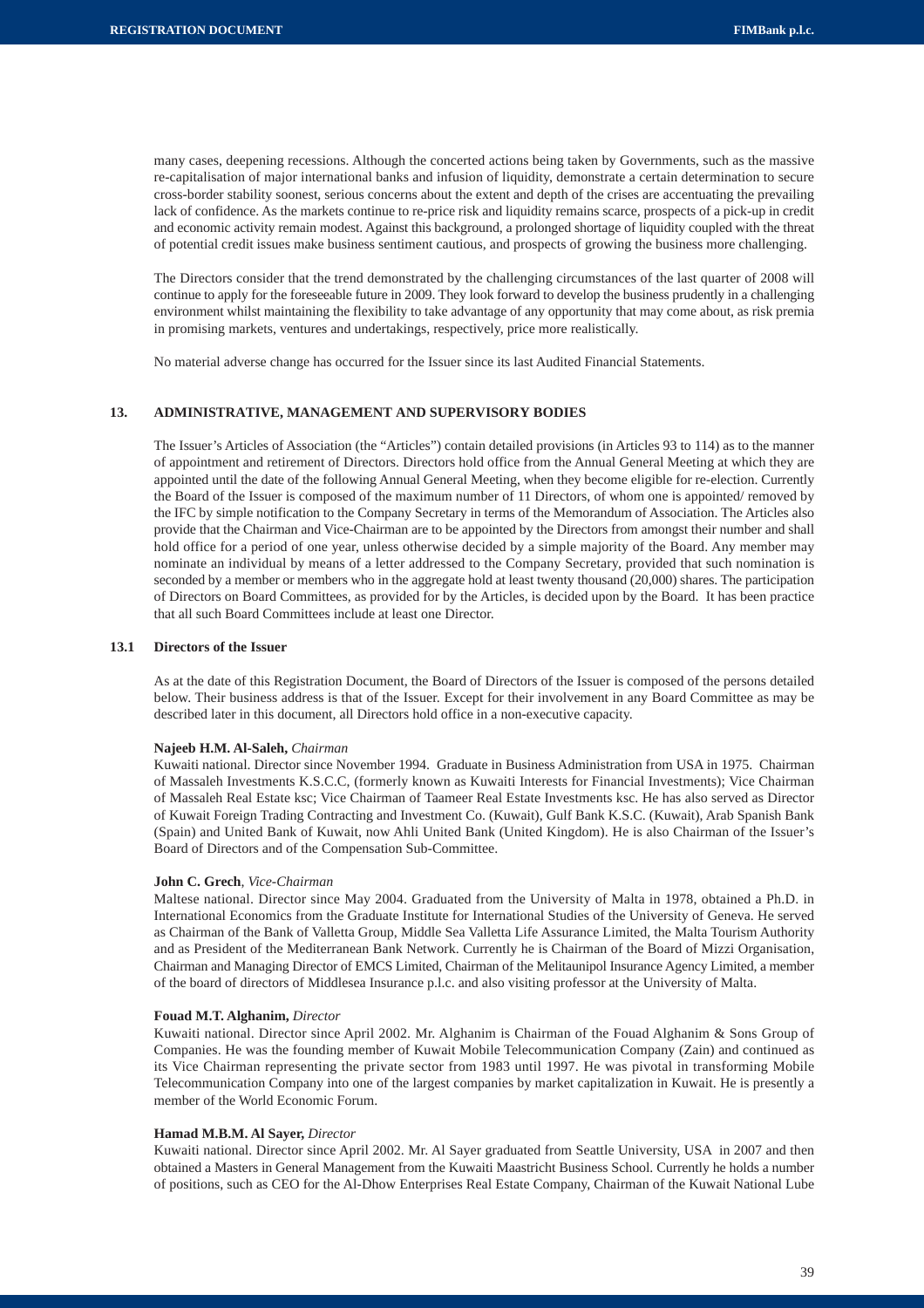many cases, deepening recessions. Although the concerted actions being taken by Governments, such as the massive re-capitalisation of major international banks and infusion of liquidity, demonstrate a certain determination to secure cross-border stability soonest, serious concerns about the extent and depth of the crises are accentuating the prevailing lack of confidence. As the markets continue to re-price risk and liquidity remains scarce, prospects of a pick-up in credit and economic activity remain modest. Against this background, a prolonged shortage of liquidity coupled with the threat of potential credit issues make business sentiment cautious, and prospects of growing the business more challenging.

The Directors consider that the trend demonstrated by the challenging circumstances of the last quarter of 2008 will continue to apply for the foreseeable future in 2009. They look forward to develop the business prudently in a challenging environment whilst maintaining the flexibility to take advantage of any opportunity that may come about, as risk premia in promising markets, ventures and undertakings, respectively, price more realistically.

No material adverse change has occurred for the Issuer since its last Audited Financial Statements.

## 13. ADMINISTRATIVE, MANAGEMENT AND SUPERVISORY BODIES

The Issuer's Articles of Association (the "Articles") contain detailed provisions (in Articles 93 to 114) as to the manner of appointment and retirement of Directors. Directors hold office from the Annual General Meeting at which they are appointed until the date of the following Annual General Meeting, when they become eligible for re-election. Currently the Board of the Issuer is composed of the maximum number of 11 Directors, of whom one is appointed/ removed by the IFC by simple notification to the Company Secretary in terms of the Memorandum of Association. The Articles also provide that the Chairman and Vice-Chairman are to be appointed by the Directors from amongst their number and shall hold office for a period of one year, unless otherwise decided by a simple majority of the Board. Any member may nominate an individual by means of a letter addressed to the Company Secretary, provided that such nomination is seconded by a member or members who in the aggregate hold at least twenty thousand (20,000) shares. The participation of Directors on Board Committees, as provided for by the Articles, is decided upon by the Board. It has been practice that all such Board Committees include at least one Director.

### 13.1 Directors of the Issuer

As at the date of this Registration Document, the Board of Directors of the Issuer is composed of the persons detailed below. Their business address is that of the Issuer. Except for their involvement in any Board Committee as may be described later in this document, all Directors hold office in a non-executive capacity.

**Najeeb H.M. Al-Saleh,** *Chairman*
Kuwaiti national. Director since November 1994. Graduate in Business Administration from USA in 1975. Chairman of Massaleh Investments K.S.C.C, (formerly known as Kuwaiti Interests for Financial Investments); Vice Chairman of Massaleh Real Estate ksc; Vice Chairman of Taameer Real Estate Investments ksc. He has also served as Director of Kuwait Foreign Trading Contracting and Investment Co. (Kuwait), Gulf Bank K.S.C. (Kuwait), Arab Spanish Bank (Spain) and United Bank of Kuwait, now Ahli United Bank (United Kingdom). He is also Chairman of the Issuer's Board of Directors and of the Compensation Sub-Committee.

**John C. Grech**, *Vice-Chairman*
Maltese national. Director since May 2004. Graduated from the University of Malta in 1978, obtained a Ph.D. in International Economics from the Graduate Institute for International Studies of the University of Geneva. He served as Chairman of the Bank of Valletta Group, Middle Sea Valletta Life Assurance Limited, the Malta Tourism Authority and as President of the Mediterranean Bank Network. Currently he is Chairman of the Board of Mizzi Organisation, Chairman and Managing Director of EMCS Limited, Chairman of the Melitaunipol Insurance Agency Limited, a member of the board of directors of Middlesea Insurance p.l.c. and also visiting professor at the University of Malta.

**Fouad M.T. Alghanim,** *Director*
Kuwaiti national. Director since April 2002. Mr. Alghanim is Chairman of the Fouad Alghanim & Sons Group of Companies. He was the founding member of Kuwait Mobile Telecommunication Company (Zain) and continued as its Vice Chairman representing the private sector from 1983 until 1997. He was pivotal in transforming Mobile Telecommunication Company into one of the largest companies by market capitalization in Kuwait. He is presently a member of the World Economic Forum.

**Hamad M.B.M. Al Sayer,** *Director*
Kuwaiti national. Director since April 2002. Mr. Al Sayer graduated from Seattle University, USA in 2007 and then obtained a Masters in General Management from the Kuwaiti Maastricht Business School. Currently he holds a number of positions, such as CEO for the Al-Dhow Enterprises Real Estate Company, Chairman of the Kuwait National Lube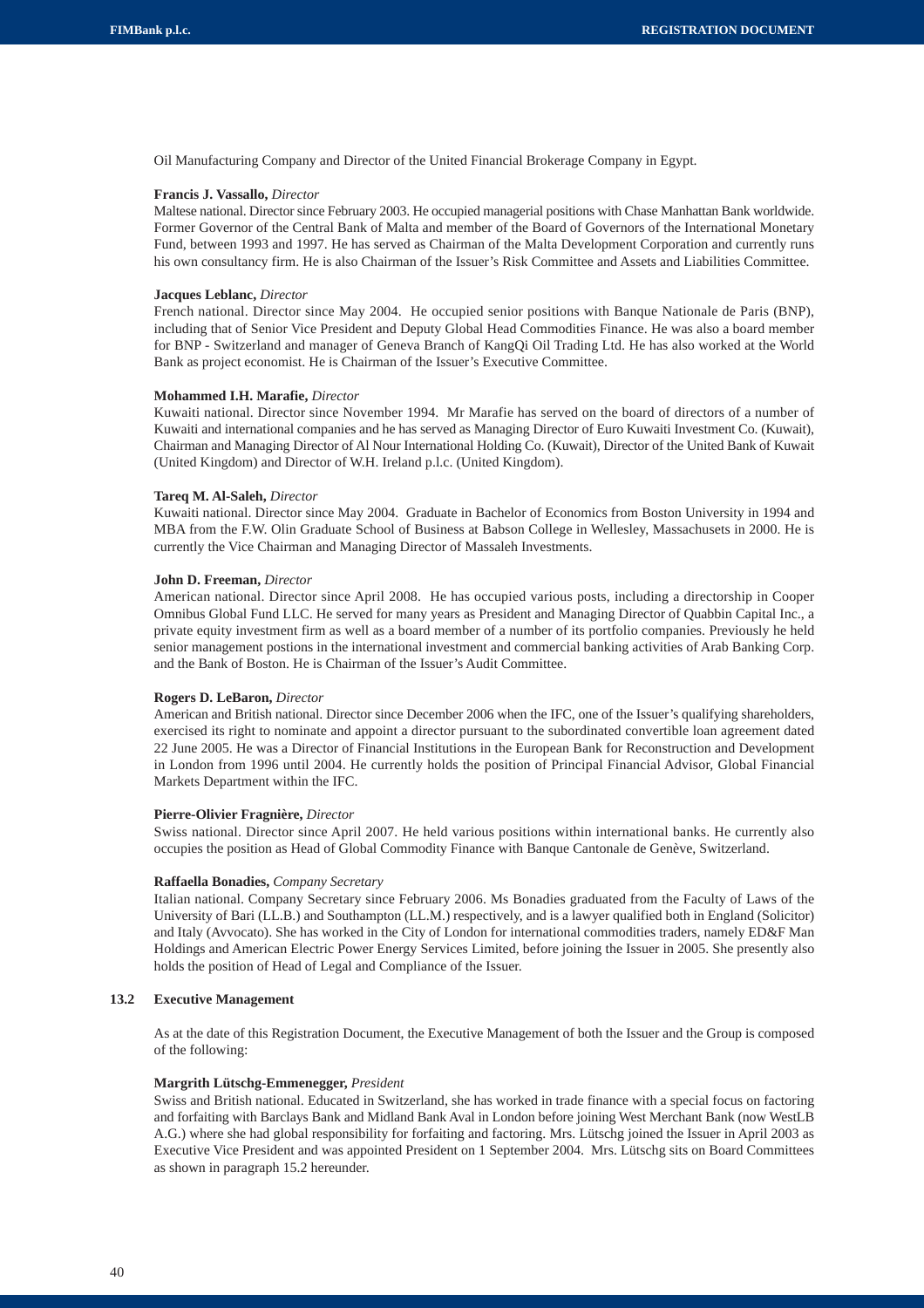Oil Manufacturing Company and Director of the United Financial Brokerage Company in Egypt.

**Francis J. Vassallo,** *Director*
Maltese national. Director since February 2003. He occupied managerial positions with Chase Manhattan Bank worldwide. Former Governor of the Central Bank of Malta and member of the Board of Governors of the International Monetary Fund, between 1993 and 1997. He has served as Chairman of the Malta Development Corporation and currently runs his own consultancy firm. He is also Chairman of the Issuer's Risk Committee and Assets and Liabilities Committee.

**Jacques Leblanc,** *Director*
French national. Director since May 2004. He occupied senior positions with Banque Nationale de Paris (BNP), including that of Senior Vice President and Deputy Global Head Commodities Finance. He was also a board member for BNP - Switzerland and manager of Geneva Branch of KangQi Oil Trading Ltd. He has also worked at the World Bank as project economist. He is Chairman of the Issuer's Executive Committee.

**Mohammed I.H. Marafie,** *Director*
Kuwaiti national. Director since November 1994. Mr Marafie has served on the board of directors of a number of Kuwaiti and international companies and he has served as Managing Director of Euro Kuwaiti Investment Co. (Kuwait), Chairman and Managing Director of Al Nour International Holding Co. (Kuwait), Director of the United Bank of Kuwait (United Kingdom) and Director of W.H. Ireland p.l.c. (United Kingdom).

**Tareq M. Al-Saleh,** *Director*
Kuwaiti national. Director since May 2004. Graduate in Bachelor of Economics from Boston University in 1994 and MBA from the F.W. Olin Graduate School of Business at Babson College in Wellesley, Massachusets in 2000. He is currently the Vice Chairman and Managing Director of Massaleh Investments.

**John D. Freeman,** *Director*
American national. Director since April 2008. He has occupied various posts, including a directorship in Cooper Omnibus Global Fund LLC. He served for many years as President and Managing Director of Quabbin Capital Inc., a private equity investment firm as well as a board member of a number of its portfolio companies. Previously he held senior management postions in the international investment and commercial banking activities of Arab Banking Corp. and the Bank of Boston. He is Chairman of the Issuer's Audit Committee.

**Rogers D. LeBaron,** *Director*
American and British national. Director since December 2006 when the IFC, one of the Issuer's qualifying shareholders, exercised its right to nominate and appoint a director pursuant to the subordinated convertible loan agreement dated 22 June 2005. He was a Director of Financial Institutions in the European Bank for Reconstruction and Development in London from 1996 until 2004. He currently holds the position of Principal Financial Advisor, Global Financial Markets Department within the IFC.

**Pierre-Olivier Fragnière,** *Director*
Swiss national. Director since April 2007. He held various positions within international banks. He currently also occupies the position as Head of Global Commodity Finance with Banque Cantonale de Genève, Switzerland.

**Raffaella Bonadies,** *Company Secretary*
Italian national. Company Secretary since February 2006. Ms Bonadies graduated from the Faculty of Laws of the University of Bari (LL.B.) and Southampton (LL.M.) respectively, and is a lawyer qualified both in England (Solicitor) and Italy (Avvocato). She has worked in the City of London for international commodities traders, namely ED&F Man Holdings and American Electric Power Energy Services Limited, before joining the Issuer in 2005. She presently also holds the position of Head of Legal and Compliance of the Issuer.

### 13.2 Executive Management

As at the date of this Registration Document, the Executive Management of both the Issuer and the Group is composed of the following:

**Margrith Lütschg-Emmenegger,** *President*
Swiss and British national. Educated in Switzerland, she has worked in trade finance with a special focus on factoring and forfaiting with Barclays Bank and Midland Bank Aval in London before joining West Merchant Bank (now WestLB A.G.) where she had global responsibility for forfaiting and factoring. Mrs. Lütschg joined the Issuer in April 2003 as Executive Vice President and was appointed President on 1 September 2004. Mrs. Lütschg sits on Board Committees as shown in paragraph 15.2 hereunder.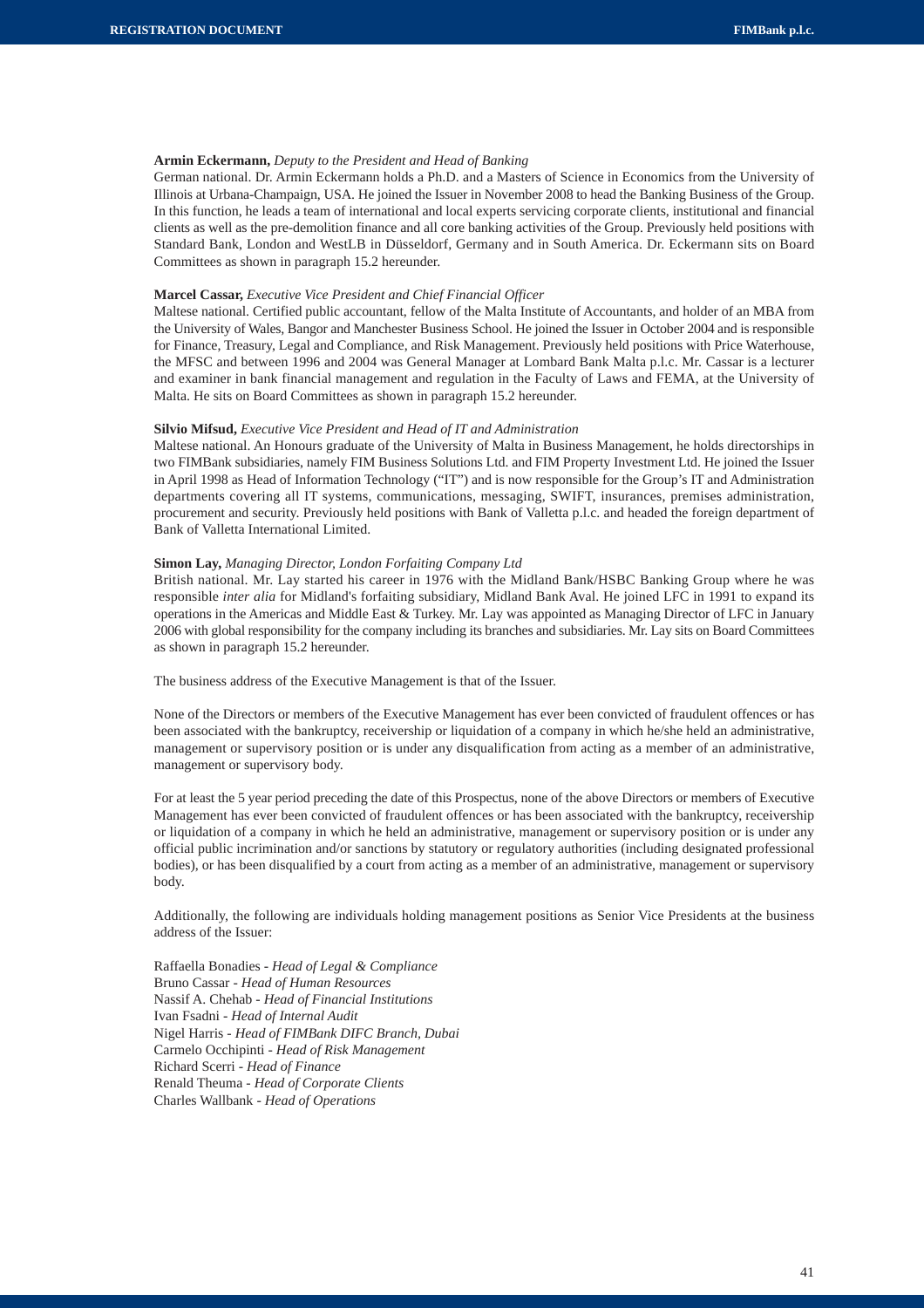**Armin Eckermann,** *Deputy to the President and Head of Banking*
German national. Dr. Armin Eckermann holds a Ph.D. and a Masters of Science in Economics from the University of Illinois at Urbana-Champaign, USA. He joined the Issuer in November 2008 to head the Banking Business of the Group. In this function, he leads a team of international and local experts servicing corporate clients, institutional and financial clients as well as the pre-demolition finance and all core banking activities of the Group. Previously held positions with Standard Bank, London and WestLB in Düsseldorf, Germany and in South America. Dr. Eckermann sits on Board Committees as shown in paragraph 15.2 hereunder.

**Marcel Cassar,** *Executive Vice President and Chief Financial Officer*
Maltese national. Certified public accountant, fellow of the Malta Institute of Accountants, and holder of an MBA from the University of Wales, Bangor and Manchester Business School. He joined the Issuer in October 2004 and is responsible for Finance, Treasury, Legal and Compliance, and Risk Management. Previously held positions with Price Waterhouse, the MFSC and between 1996 and 2004 was General Manager at Lombard Bank Malta p.l.c. Mr. Cassar is a lecturer and examiner in bank financial management and regulation in the Faculty of Laws and FEMA, at the University of Malta. He sits on Board Committees as shown in paragraph 15.2 hereunder.

**Silvio Mifsud,** *Executive Vice President and Head of IT and Administration*
Maltese national. An Honours graduate of the University of Malta in Business Management, he holds directorships in two FIMBank subsidiaries, namely FIM Business Solutions Ltd. and FIM Property Investment Ltd. He joined the Issuer in April 1998 as Head of Information Technology ("IT") and is now responsible for the Group's IT and Administration departments covering all IT systems, communications, messaging, SWIFT, insurances, premises administration, procurement and security. Previously held positions with Bank of Valletta p.l.c. and headed the foreign department of Bank of Valletta International Limited.

**Simon Lay,** *Managing Director, London Forfaiting Company Ltd*
British national. Mr. Lay started his career in 1976 with the Midland Bank/HSBC Banking Group where he was responsible *inter alia* for Midland's forfaiting subsidiary, Midland Bank Aval. He joined LFC in 1991 to expand its operations in the Americas and Middle East & Turkey. Mr. Lay was appointed as Managing Director of LFC in January 2006 with global responsibility for the company including its branches and subsidiaries. Mr. Lay sits on Board Committees as shown in paragraph 15.2 hereunder.

The business address of the Executive Management is that of the Issuer.

None of the Directors or members of the Executive Management has ever been convicted of fraudulent offences or has been associated with the bankruptcy, receivership or liquidation of a company in which he/she held an administrative, management or supervisory position or is under any disqualification from acting as a member of an administrative, management or supervisory body.

For at least the 5 year period preceding the date of this Prospectus, none of the above Directors or members of Executive Management has ever been convicted of fraudulent offences or has been associated with the bankruptcy, receivership or liquidation of a company in which he held an administrative, management or supervisory position or is under any official public incrimination and/or sanctions by statutory or regulatory authorities (including designated professional bodies), or has been disqualified by a court from acting as a member of an administrative, management or supervisory body.

Additionally, the following are individuals holding management positions as Senior Vice Presidents at the business address of the Issuer:

Raffaella Bonadies - *Head of Legal & Compliance*
Bruno Cassar - *Head of Human Resources*
Nassif A. Chehab - *Head of Financial Institutions*
Ivan Fsadni - *Head of Internal Audit*
Nigel Harris - *Head of FIMBank DIFC Branch, Dubai*
Carmelo Occhipinti - *Head of Risk Management*
Richard Scerri - *Head of Finance*
Renald Theuma - *Head of Corporate Clients*
Charles Wallbank - *Head of Operations*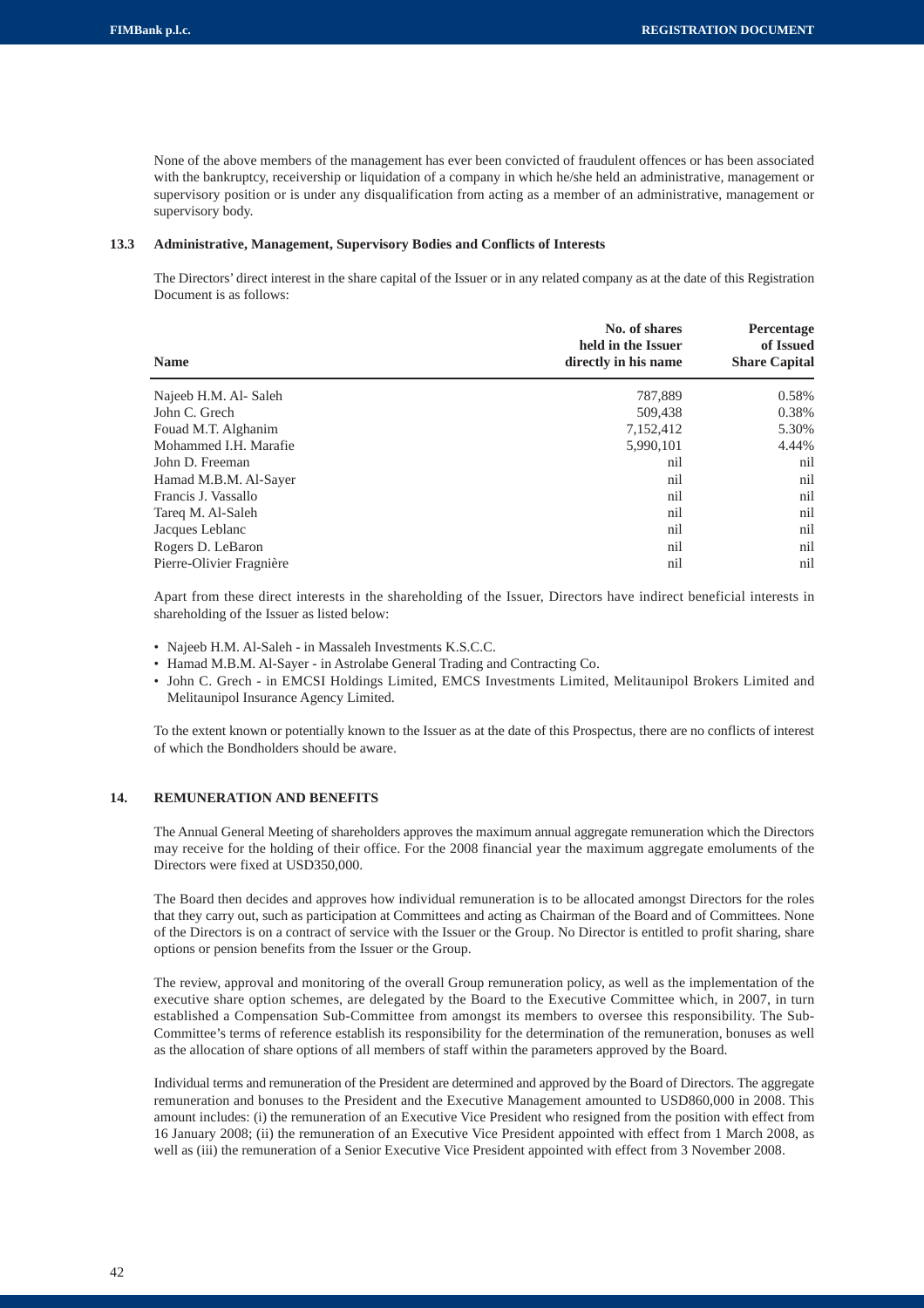None of the above members of the management has ever been convicted of fraudulent offences or has been associated with the bankruptcy, receivership or liquidation of a company in which he/she held an administrative, management or supervisory position or is under any disqualification from acting as a member of an administrative, management or supervisory body.

### 13.3 Administrative, Management, Supervisory Bodies and Conflicts of Interests

The Directors' direct interest in the share capital of the Issuer or in any related company as at the date of this Registration Document is as follows:

| Name | No. of shares held in the Issuer directly in his name | Percentage of Issued Share Capital |
|---|---|---|
| Najeeb H.M. Al- Saleh | 787,889 | 0.58% |
| John C. Grech | 509,438 | 0.38% |
| Fouad M.T. Alghanim | 7,152,412 | 5.30% |
| Mohammed I.H. Marafie | 5,990,101 | 4.44% |
| John D. Freeman | nil | nil |
| Hamad M.B.M. Al-Sayer | nil | nil |
| Francis J. Vassallo | nil | nil |
| Tareq M. Al-Saleh | nil | nil |
| Jacques Leblanc | nil | nil |
| Rogers D. LeBaron | nil | nil |
| Pierre-Olivier Fragnière | nil | nil |

Apart from these direct interests in the shareholding of the Issuer, Directors have indirect beneficial interests in shareholding of the Issuer as listed below:

- Najeeb H.M. Al-Saleh - in Massaleh Investments K.S.C.C.
- Hamad M.B.M. Al-Sayer - in Astrolabe General Trading and Contracting Co.
- John C. Grech - in EMCSI Holdings Limited, EMCS Investments Limited, Melitaunipol Brokers Limited and Melitaunipol Insurance Agency Limited.

To the extent known or potentially known to the Issuer as at the date of this Prospectus, there are no conflicts of interest of which the Bondholders should be aware.

## 14. REMUNERATION AND BENEFITS

The Annual General Meeting of shareholders approves the maximum annual aggregate remuneration which the Directors may receive for the holding of their office. For the 2008 financial year the maximum aggregate emoluments of the Directors were fixed at USD350,000.

The Board then decides and approves how individual remuneration is to be allocated amongst Directors for the roles that they carry out, such as participation at Committees and acting as Chairman of the Board and of Committees. None of the Directors is on a contract of service with the Issuer or the Group. No Director is entitled to profit sharing, share options or pension benefits from the Issuer or the Group.

The review, approval and monitoring of the overall Group remuneration policy, as well as the implementation of the executive share option schemes, are delegated by the Board to the Executive Committee which, in 2007, in turn established a Compensation Sub-Committee from amongst its members to oversee this responsibility. The Sub-Committee's terms of reference establish its responsibility for the determination of the remuneration, bonuses as well as the allocation of share options of all members of staff within the parameters approved by the Board.

Individual terms and remuneration of the President are determined and approved by the Board of Directors. The aggregate remuneration and bonuses to the President and the Executive Management amounted to USD860,000 in 2008. This amount includes: (i) the remuneration of an Executive Vice President who resigned from the position with effect from 16 January 2008; (ii) the remuneration of an Executive Vice President appointed with effect from 1 March 2008, as well as (iii) the remuneration of a Senior Executive Vice President appointed with effect from 3 November 2008.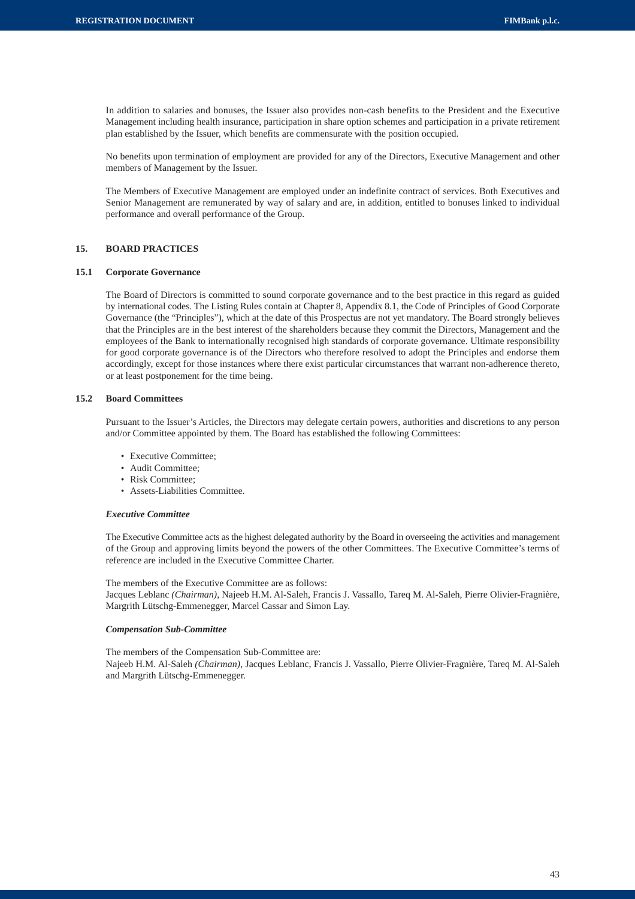In addition to salaries and bonuses, the Issuer also provides non-cash benefits to the President and the Executive Management including health insurance, participation in share option schemes and participation in a private retirement plan established by the Issuer, which benefits are commensurate with the position occupied.

No benefits upon termination of employment are provided for any of the Directors, Executive Management and other members of Management by the Issuer.

The Members of Executive Management are employed under an indefinite contract of services. Both Executives and Senior Management are remunerated by way of salary and are, in addition, entitled to bonuses linked to individual performance and overall performance of the Group.

## 15. BOARD PRACTICES

### 15.1 Corporate Governance

The Board of Directors is committed to sound corporate governance and to the best practice in this regard as guided by international codes. The Listing Rules contain at Chapter 8, Appendix 8.1, the Code of Principles of Good Corporate Governance (the "Principles"), which at the date of this Prospectus are not yet mandatory. The Board strongly believes that the Principles are in the best interest of the shareholders because they commit the Directors, Management and the employees of the Bank to internationally recognised high standards of corporate governance. Ultimate responsibility for good corporate governance is of the Directors who therefore resolved to adopt the Principles and endorse them accordingly, except for those instances where there exist particular circumstances that warrant non-adherence thereto, or at least postponement for the time being.

### 15.2 Board Committees

Pursuant to the Issuer's Articles, the Directors may delegate certain powers, authorities and discretions to any person and/or Committee appointed by them. The Board has established the following Committees:

- Executive Committee;
- Audit Committee;
- Risk Committee;
- Assets-Liabilities Committee.

***Executive Committee***

The Executive Committee acts as the highest delegated authority by the Board in overseeing the activities and management of the Group and approving limits beyond the powers of the other Committees. The Executive Committee's terms of reference are included in the Executive Committee Charter.

The members of the Executive Committee are as follows:
Jacques Leblanc *(Chairman)*, Najeeb H.M. Al-Saleh, Francis J. Vassallo, Tareq M. Al-Saleh, Pierre Olivier-Fragnière, Margrith Lütschg-Emmenegger, Marcel Cassar and Simon Lay.

***Compensation Sub-Committee***

The members of the Compensation Sub-Committee are:
Najeeb H.M. Al-Saleh *(Chairman)*, Jacques Leblanc, Francis J. Vassallo, Pierre Olivier-Fragnière, Tareq M. Al-Saleh and Margrith Lütschg-Emmenegger.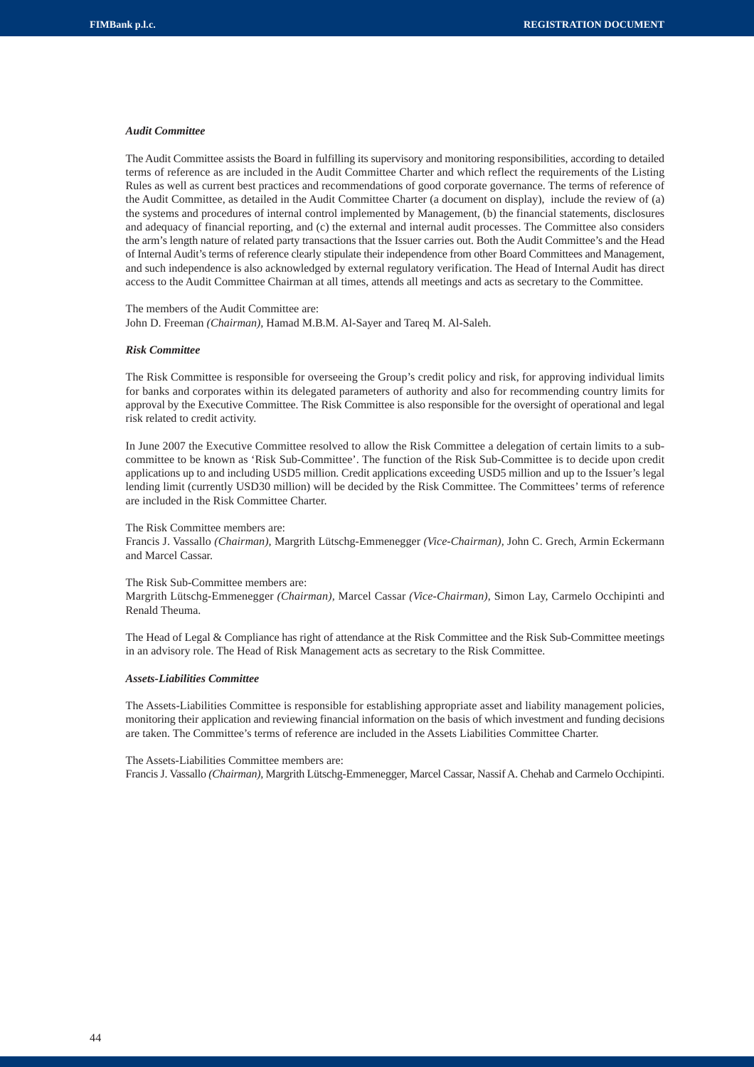### *Audit Committee*

The Audit Committee assists the Board in fulfilling its supervisory and monitoring responsibilities, according to detailed terms of reference as are included in the Audit Committee Charter and which reflect the requirements of the Listing Rules as well as current best practices and recommendations of good corporate governance. The terms of reference of the Audit Committee, as detailed in the Audit Committee Charter (a document on display), include the review of (a) the systems and procedures of internal control implemented by Management, (b) the financial statements, disclosures and adequacy of financial reporting, and (c) the external and internal audit processes. The Committee also considers the arm's length nature of related party transactions that the Issuer carries out. Both the Audit Committee's and the Head of Internal Audit's terms of reference clearly stipulate their independence from other Board Committees and Management, and such independence is also acknowledged by external regulatory verification. The Head of Internal Audit has direct access to the Audit Committee Chairman at all times, attends all meetings and acts as secretary to the Committee.

The members of the Audit Committee are:
John D. Freeman *(Chairman)*, Hamad M.B.M. Al-Sayer and Tareq M. Al-Saleh.

### *Risk Committee*

The Risk Committee is responsible for overseeing the Group's credit policy and risk, for approving individual limits for banks and corporates within its delegated parameters of authority and also for recommending country limits for approval by the Executive Committee. The Risk Committee is also responsible for the oversight of operational and legal risk related to credit activity.

In June 2007 the Executive Committee resolved to allow the Risk Committee a delegation of certain limits to a sub-committee to be known as 'Risk Sub-Committee'. The function of the Risk Sub-Committee is to decide upon credit applications up to and including USD5 million. Credit applications exceeding USD5 million and up to the Issuer's legal lending limit (currently USD30 million) will be decided by the Risk Committee. The Committees' terms of reference are included in the Risk Committee Charter.

The Risk Committee members are:
Francis J. Vassallo *(Chairman)*, Margrith Lütschg-Emmenegger *(Vice-Chairman)*, John C. Grech, Armin Eckermann and Marcel Cassar.

The Risk Sub-Committee members are:
Margrith Lütschg-Emmenegger *(Chairman)*, Marcel Cassar *(Vice-Chairman)*, Simon Lay, Carmelo Occhipinti and Renald Theuma.

The Head of Legal & Compliance has right of attendance at the Risk Committee and the Risk Sub-Committee meetings in an advisory role. The Head of Risk Management acts as secretary to the Risk Committee.

### *Assets-Liabilities Committee*

The Assets-Liabilities Committee is responsible for establishing appropriate asset and liability management policies, monitoring their application and reviewing financial information on the basis of which investment and funding decisions are taken. The Committee's terms of reference are included in the Assets Liabilities Committee Charter.

The Assets-Liabilities Committee members are:
Francis J. Vassallo *(Chairman)*, Margrith Lütschg-Emmenegger, Marcel Cassar, Nassif A. Chehab and Carmelo Occhipinti.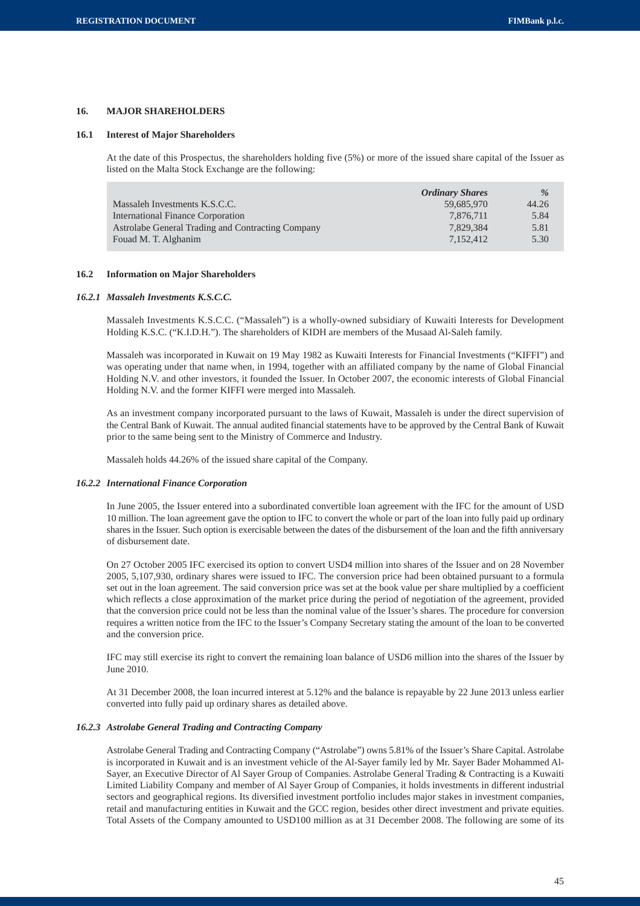## 16. MAJOR SHAREHOLDERS

### 16.1 Interest of Major Shareholders

At the date of this Prospectus, the shareholders holding five (5%) or more of the issued share capital of the Issuer as listed on the Malta Stock Exchange are the following:

| | *Ordinary Shares* | *%* |
|---|---|---|
| Massaleh Investments K.S.C.C. | 59,685,970 | 44.26 |
| International Finance Corporation | 7,876,711 | 5.84 |
| Astrolabe General Trading and Contracting Company | 7,829,384 | 5.81 |
| Fouad M. T. Alghanim | 7,152,412 | 5.30 |

### 16.2 Information on Major Shareholders

#### *16.2.1 Massaleh Investments K.S.C.C.*

Massaleh Investments K.S.C.C. ("Massaleh") is a wholly-owned subsidiary of Kuwaiti Interests for Development Holding K.S.C. ("K.I.D.H."). The shareholders of KIDH are members of the Musaad Al-Saleh family.

Massaleh was incorporated in Kuwait on 19 May 1982 as Kuwaiti Interests for Financial Investments ("KIFFI") and was operating under that name when, in 1994, together with an affiliated company by the name of Global Financial Holding N.V. and other investors, it founded the Issuer. In October 2007, the economic interests of Global Financial Holding N.V. and the former KIFFI were merged into Massaleh.

As an investment company incorporated pursuant to the laws of Kuwait, Massaleh is under the direct supervision of the Central Bank of Kuwait. The annual audited financial statements have to be approved by the Central Bank of Kuwait prior to the same being sent to the Ministry of Commerce and Industry.

Massaleh holds 44.26% of the issued share capital of the Company.

#### *16.2.2 International Finance Corporation*

In June 2005, the Issuer entered into a subordinated convertible loan agreement with the IFC for the amount of USD 10 million. The loan agreement gave the option to IFC to convert the whole or part of the loan into fully paid up ordinary shares in the Issuer. Such option is exercisable between the dates of the disbursement of the loan and the fifth anniversary of disbursement date.

On 27 October 2005 IFC exercised its option to convert USD4 million into shares of the Issuer and on 28 November 2005, 5,107,930, ordinary shares were issued to IFC. The conversion price had been obtained pursuant to a formula set out in the loan agreement. The said conversion price was set at the book value per share multiplied by a coefficient which reflects a close approximation of the market price during the period of negotiation of the agreement, provided that the conversion price could not be less than the nominal value of the Issuer's shares. The procedure for conversion requires a written notice from the IFC to the Issuer's Company Secretary stating the amount of the loan to be converted and the conversion price.

IFC may still exercise its right to convert the remaining loan balance of USD6 million into the shares of the Issuer by June 2010.

At 31 December 2008, the loan incurred interest at 5.12% and the balance is repayable by 22 June 2013 unless earlier converted into fully paid up ordinary shares as detailed above.

#### *16.2.3 Astrolabe General Trading and Contracting Company*

Astrolabe General Trading and Contracting Company ("Astrolabe") owns 5.81% of the Issuer's Share Capital. Astrolabe is incorporated in Kuwait and is an investment vehicle of the Al-Sayer family led by Mr. Sayer Bader Mohammed Al-Sayer, an Executive Director of Al Sayer Group of Companies. Astrolabe General Trading & Contracting is a Kuwaiti Limited Liability Company and member of Al Sayer Group of Companies, it holds investments in different industrial sectors and geographical regions. Its diversified investment portfolio includes major stakes in investment companies, retail and manufacturing entities in Kuwait and the GCC region, besides other direct investment and private equities. Total Assets of the Company amounted to USD100 million as at 31 December 2008. The following are some of its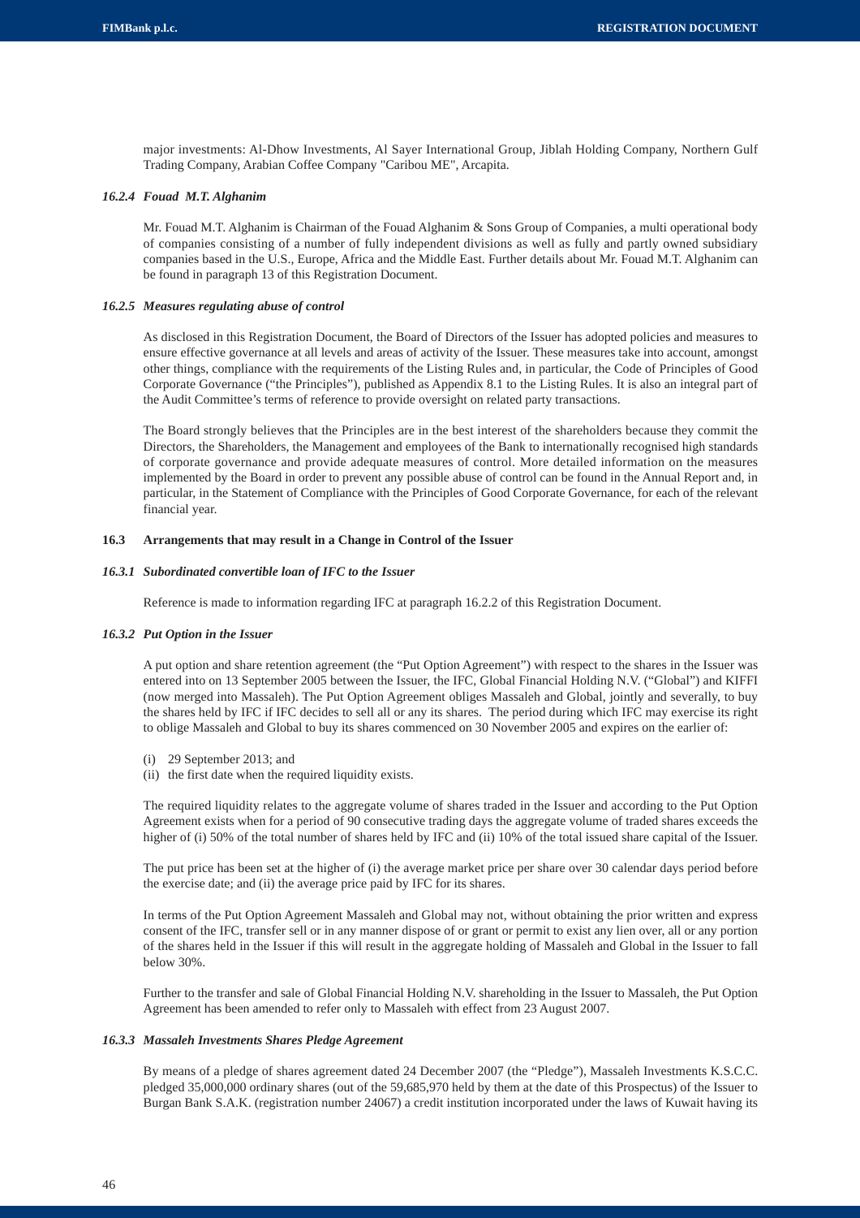major investments: Al-Dhow Investments, Al Sayer International Group, Jiblah Holding Company, Northern Gulf Trading Company, Arabian Coffee Company "Caribou ME", Arcapita.

#### *16.2.4 Fouad M.T. Alghanim*

Mr. Fouad M.T. Alghanim is Chairman of the Fouad Alghanim & Sons Group of Companies, a multi operational body of companies consisting of a number of fully independent divisions as well as fully and partly owned subsidiary companies based in the U.S., Europe, Africa and the Middle East. Further details about Mr. Fouad M.T. Alghanim can be found in paragraph 13 of this Registration Document.

#### *16.2.5 Measures regulating abuse of control*

As disclosed in this Registration Document, the Board of Directors of the Issuer has adopted policies and measures to ensure effective governance at all levels and areas of activity of the Issuer. These measures take into account, amongst other things, compliance with the requirements of the Listing Rules and, in particular, the Code of Principles of Good Corporate Governance ("the Principles"), published as Appendix 8.1 to the Listing Rules. It is also an integral part of the Audit Committee's terms of reference to provide oversight on related party transactions.

The Board strongly believes that the Principles are in the best interest of the shareholders because they commit the Directors, the Shareholders, the Management and employees of the Bank to internationally recognised high standards of corporate governance and provide adequate measures of control. More detailed information on the measures implemented by the Board in order to prevent any possible abuse of control can be found in the Annual Report and, in particular, in the Statement of Compliance with the Principles of Good Corporate Governance, for each of the relevant financial year.

### 16.3 Arrangements that may result in a Change in Control of the Issuer

#### *16.3.1 Subordinated convertible loan of IFC to the Issuer*

Reference is made to information regarding IFC at paragraph 16.2.2 of this Registration Document.

#### *16.3.2 Put Option in the Issuer*

A put option and share retention agreement (the "Put Option Agreement") with respect to the shares in the Issuer was entered into on 13 September 2005 between the Issuer, the IFC, Global Financial Holding N.V. ("Global") and KIFFI (now merged into Massaleh). The Put Option Agreement obliges Massaleh and Global, jointly and severally, to buy the shares held by IFC if IFC decides to sell all or any its shares. The period during which IFC may exercise its right to oblige Massaleh and Global to buy its shares commenced on 30 November 2005 and expires on the earlier of:

(i) 29 September 2013; and
(ii) the first date when the required liquidity exists.

The required liquidity relates to the aggregate volume of shares traded in the Issuer and according to the Put Option Agreement exists when for a period of 90 consecutive trading days the aggregate volume of traded shares exceeds the higher of (i) 50% of the total number of shares held by IFC and (ii) 10% of the total issued share capital of the Issuer.

The put price has been set at the higher of (i) the average market price per share over 30 calendar days period before the exercise date; and (ii) the average price paid by IFC for its shares.

In terms of the Put Option Agreement Massaleh and Global may not, without obtaining the prior written and express consent of the IFC, transfer sell or in any manner dispose of or grant or permit to exist any lien over, all or any portion of the shares held in the Issuer if this will result in the aggregate holding of Massaleh and Global in the Issuer to fall below 30%.

Further to the transfer and sale of Global Financial Holding N.V. shareholding in the Issuer to Massaleh, the Put Option Agreement has been amended to refer only to Massaleh with effect from 23 August 2007.

#### *16.3.3 Massaleh Investments Shares Pledge Agreement*

By means of a pledge of shares agreement dated 24 December 2007 (the "Pledge"), Massaleh Investments K.S.C.C. pledged 35,000,000 ordinary shares (out of the 59,685,970 held by them at the date of this Prospectus) of the Issuer to Burgan Bank S.A.K. (registration number 24067) a credit institution incorporated under the laws of Kuwait having its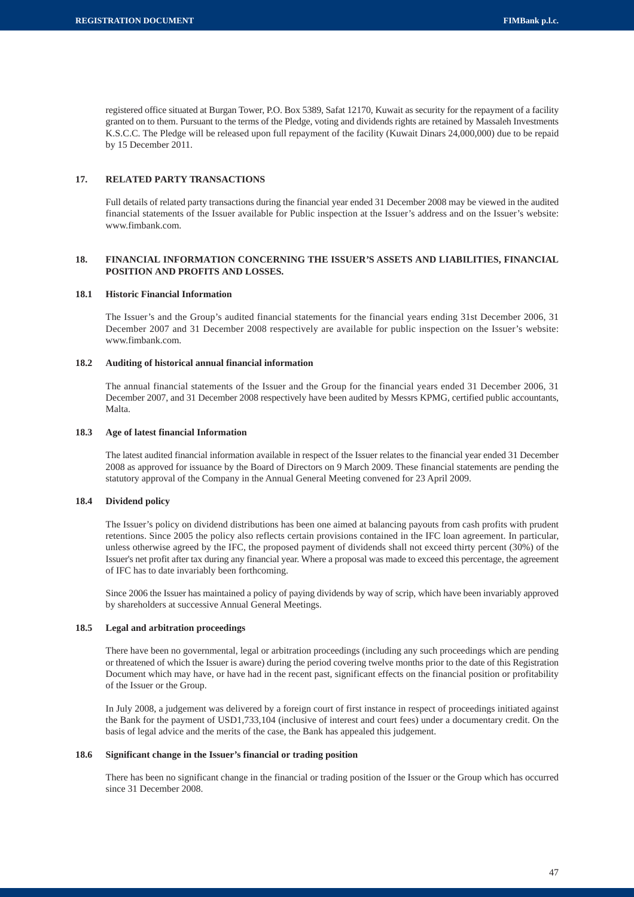registered office situated at Burgan Tower, P.O. Box 5389, Safat 12170, Kuwait as security for the repayment of a facility granted on to them. Pursuant to the terms of the Pledge, voting and dividends rights are retained by Massaleh Investments K.S.C.C. The Pledge will be released upon full repayment of the facility (Kuwait Dinars 24,000,000) due to be repaid by 15 December 2011.

## 17. RELATED PARTY TRANSACTIONS

Full details of related party transactions during the financial year ended 31 December 2008 may be viewed in the audited financial statements of the Issuer available for Public inspection at the Issuer's address and on the Issuer's website: www.fimbank.com.

## 18. FINANCIAL INFORMATION CONCERNING THE ISSUER'S ASSETS AND LIABILITIES, FINANCIAL POSITION AND PROFITS AND LOSSES.

### 18.1 Historic Financial Information

The Issuer's and the Group's audited financial statements for the financial years ending 31st December 2006, 31 December 2007 and 31 December 2008 respectively are available for public inspection on the Issuer's website: www.fimbank.com.

### 18.2 Auditing of historical annual financial information

The annual financial statements of the Issuer and the Group for the financial years ended 31 December 2006, 31 December 2007, and 31 December 2008 respectively have been audited by Messrs KPMG, certified public accountants, Malta.

### 18.3 Age of latest financial Information

The latest audited financial information available in respect of the Issuer relates to the financial year ended 31 December 2008 as approved for issuance by the Board of Directors on 9 March 2009. These financial statements are pending the statutory approval of the Company in the Annual General Meeting convened for 23 April 2009.

### 18.4 Dividend policy

The Issuer's policy on dividend distributions has been one aimed at balancing payouts from cash profits with prudent retentions. Since 2005 the policy also reflects certain provisions contained in the IFC loan agreement. In particular, unless otherwise agreed by the IFC, the proposed payment of dividends shall not exceed thirty percent (30%) of the Issuer's net profit after tax during any financial year. Where a proposal was made to exceed this percentage, the agreement of IFC has to date invariably been forthcoming.

Since 2006 the Issuer has maintained a policy of paying dividends by way of scrip, which have been invariably approved by shareholders at successive Annual General Meetings.

### 18.5 Legal and arbitration proceedings

There have been no governmental, legal or arbitration proceedings (including any such proceedings which are pending or threatened of which the Issuer is aware) during the period covering twelve months prior to the date of this Registration Document which may have, or have had in the recent past, significant effects on the financial position or profitability of the Issuer or the Group.

In July 2008, a judgement was delivered by a foreign court of first instance in respect of proceedings initiated against the Bank for the payment of USD1,733,104 (inclusive of interest and court fees) under a documentary credit. On the basis of legal advice and the merits of the case, the Bank has appealed this judgement.

### 18.6 Significant change in the Issuer's financial or trading position

There has been no significant change in the financial or trading position of the Issuer or the Group which has occurred since 31 December 2008.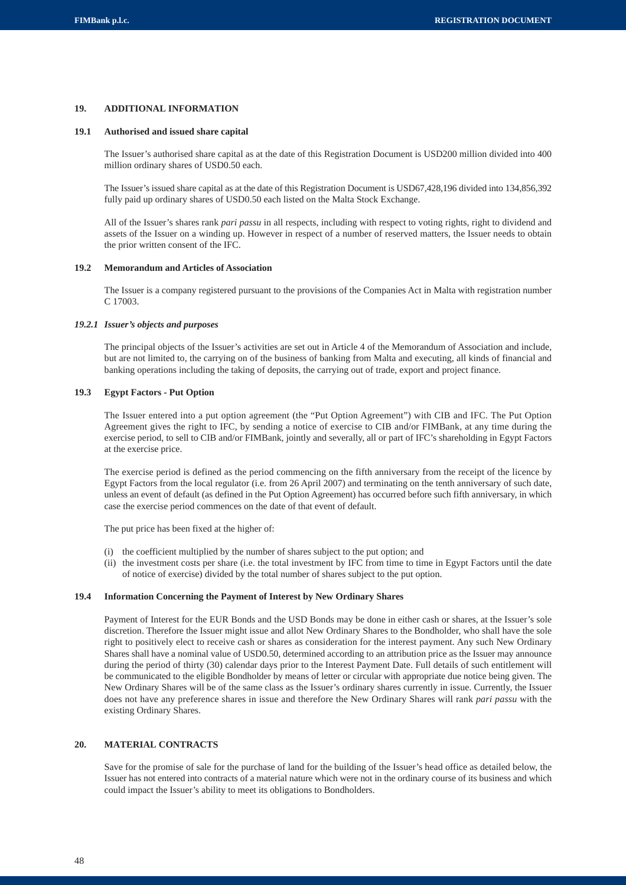## 19. ADDITIONAL INFORMATION

### 19.1 Authorised and issued share capital

The Issuer's authorised share capital as at the date of this Registration Document is USD200 million divided into 400 million ordinary shares of USD0.50 each.

The Issuer's issued share capital as at the date of this Registration Document is USD67,428,196 divided into 134,856,392 fully paid up ordinary shares of USD0.50 each listed on the Malta Stock Exchange.

All of the Issuer's shares rank *pari passu* in all respects, including with respect to voting rights, right to dividend and assets of the Issuer on a winding up. However in respect of a number of reserved matters, the Issuer needs to obtain the prior written consent of the IFC.

### 19.2 Memorandum and Articles of Association

The Issuer is a company registered pursuant to the provisions of the Companies Act in Malta with registration number C 17003.

#### *19.2.1 Issuer's objects and purposes*

The principal objects of the Issuer's activities are set out in Article 4 of the Memorandum of Association and include, but are not limited to, the carrying on of the business of banking from Malta and executing, all kinds of financial and banking operations including the taking of deposits, the carrying out of trade, export and project finance.

### 19.3 Egypt Factors - Put Option

The Issuer entered into a put option agreement (the "Put Option Agreement") with CIB and IFC. The Put Option Agreement gives the right to IFC, by sending a notice of exercise to CIB and/or FIMBank, at any time during the exercise period, to sell to CIB and/or FIMBank, jointly and severally, all or part of IFC's shareholding in Egypt Factors at the exercise price.

The exercise period is defined as the period commencing on the fifth anniversary from the receipt of the licence by Egypt Factors from the local regulator (i.e. from 26 April 2007) and terminating on the tenth anniversary of such date, unless an event of default (as defined in the Put Option Agreement) has occurred before such fifth anniversary, in which case the exercise period commences on the date of that event of default.

The put price has been fixed at the higher of:

(i) the coefficient multiplied by the number of shares subject to the put option; and
(ii) the investment costs per share (i.e. the total investment by IFC from time to time in Egypt Factors until the date of notice of exercise) divided by the total number of shares subject to the put option.

### 19.4 Information Concerning the Payment of Interest by New Ordinary Shares

Payment of Interest for the EUR Bonds and the USD Bonds may be done in either cash or shares, at the Issuer's sole discretion. Therefore the Issuer might issue and allot New Ordinary Shares to the Bondholder, who shall have the sole right to positively elect to receive cash or shares as consideration for the interest payment. Any such New Ordinary Shares shall have a nominal value of USD0.50, determined according to an attribution price as the Issuer may announce during the period of thirty (30) calendar days prior to the Interest Payment Date. Full details of such entitlement will be communicated to the eligible Bondholder by means of letter or circular with appropriate due notice being given. The New Ordinary Shares will be of the same class as the Issuer's ordinary shares currently in issue. Currently, the Issuer does not have any preference shares in issue and therefore the New Ordinary Shares will rank *pari passu* with the existing Ordinary Shares.

## 20. MATERIAL CONTRACTS

Save for the promise of sale for the purchase of land for the building of the Issuer's head office as detailed below, the Issuer has not entered into contracts of a material nature which were not in the ordinary course of its business and which could impact the Issuer's ability to meet its obligations to Bondholders.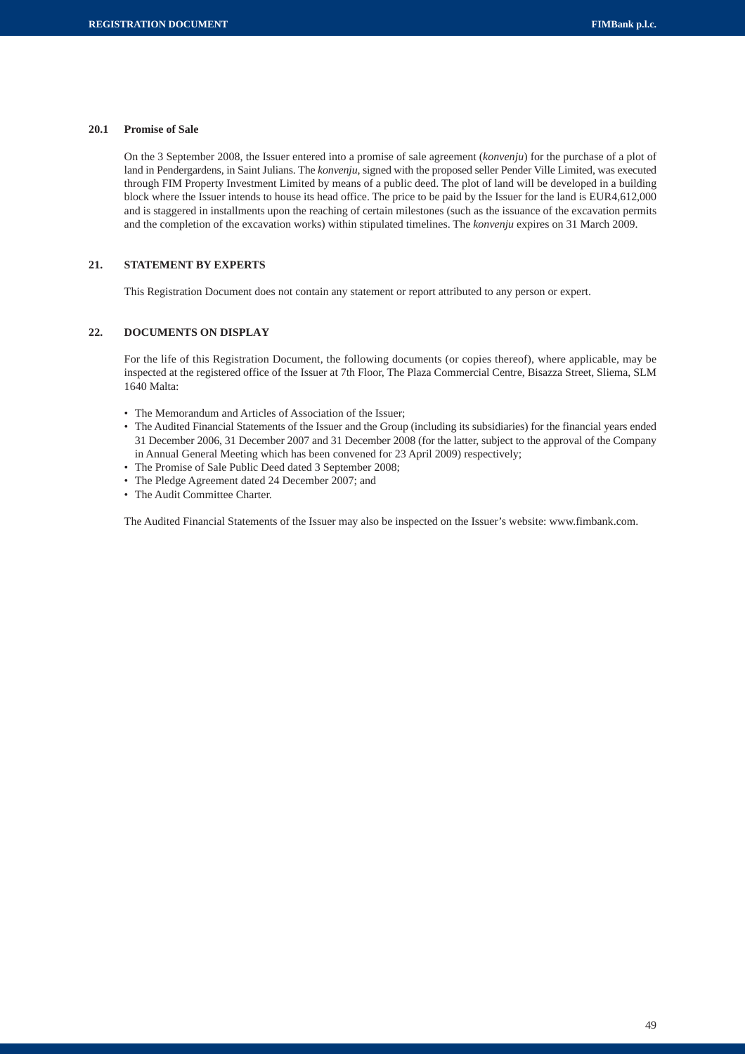### 20.1 Promise of Sale

On the 3 September 2008, the Issuer entered into a promise of sale agreement (*konvenju*) for the purchase of a plot of land in Pendergardens, in Saint Julians. The *konvenju*, signed with the proposed seller Pender Ville Limited, was executed through FIM Property Investment Limited by means of a public deed. The plot of land will be developed in a building block where the Issuer intends to house its head office. The price to be paid by the Issuer for the land is EUR4,612,000 and is staggered in installments upon the reaching of certain milestones (such as the issuance of the excavation permits and the completion of the excavation works) within stipulated timelines. The *konvenju* expires on 31 March 2009.

## 21. STATEMENT BY EXPERTS

This Registration Document does not contain any statement or report attributed to any person or expert.

## 22. DOCUMENTS ON DISPLAY

For the life of this Registration Document, the following documents (or copies thereof), where applicable, may be inspected at the registered office of the Issuer at 7th Floor, The Plaza Commercial Centre, Bisazza Street, Sliema, SLM 1640 Malta:

- The Memorandum and Articles of Association of the Issuer;
- The Audited Financial Statements of the Issuer and the Group (including its subsidiaries) for the financial years ended 31 December 2006, 31 December 2007 and 31 December 2008 (for the latter, subject to the approval of the Company in Annual General Meeting which has been convened for 23 April 2009) respectively;
- The Promise of Sale Public Deed dated 3 September 2008;
- The Pledge Agreement dated 24 December 2007; and
- The Audit Committee Charter.

The Audited Financial Statements of the Issuer may also be inspected on the Issuer's website: www.fimbank.com.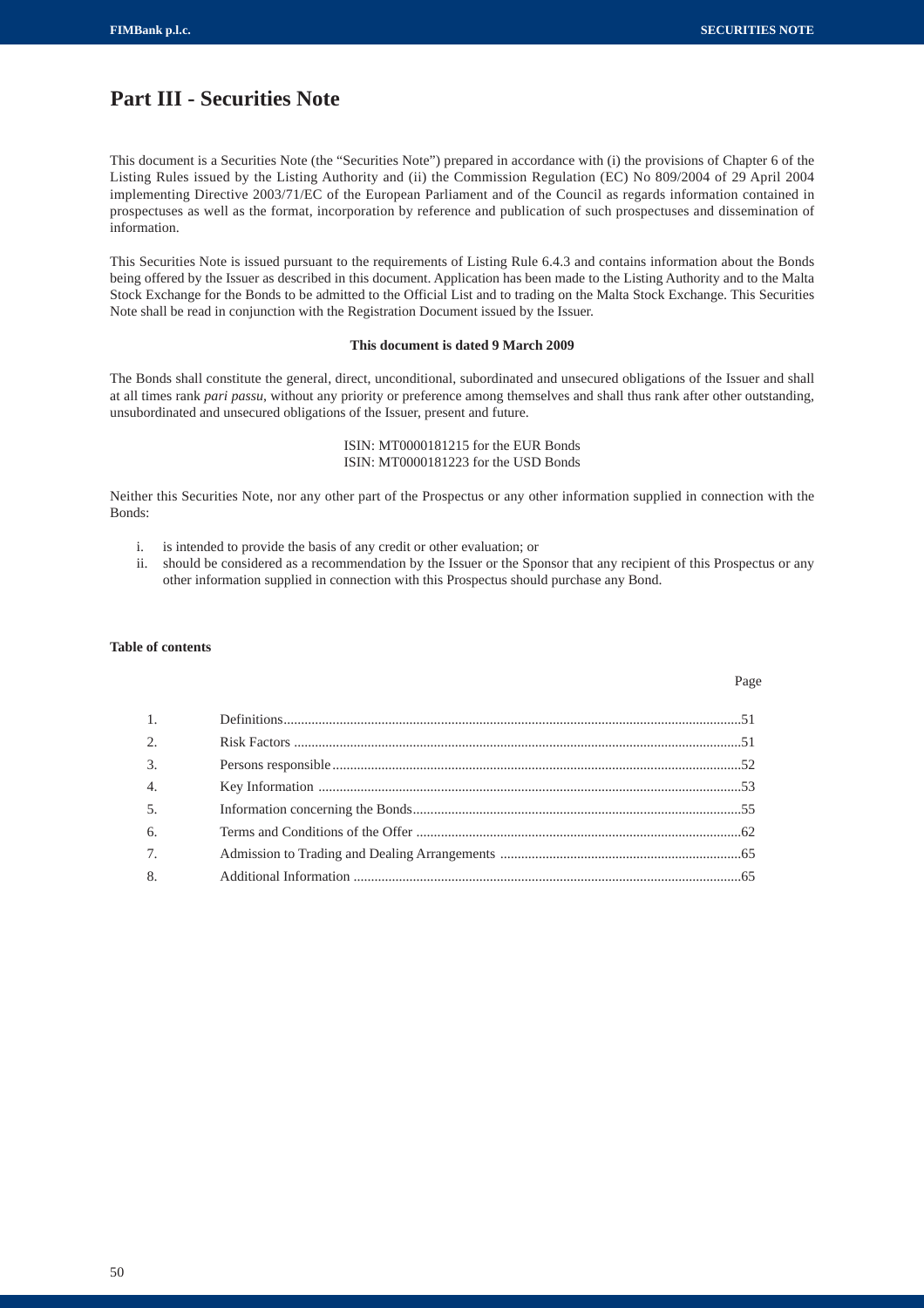# Part III - Securities Note

This document is a Securities Note (the "Securities Note") prepared in accordance with (i) the provisions of Chapter 6 of the Listing Rules issued by the Listing Authority and (ii) the Commission Regulation (EC) No 809/2004 of 29 April 2004 implementing Directive 2003/71/EC of the European Parliament and of the Council as regards information contained in prospectuses as well as the format, incorporation by reference and publication of such prospectuses and dissemination of information.

This Securities Note is issued pursuant to the requirements of Listing Rule 6.4.3 and contains information about the Bonds being offered by the Issuer as described in this document. Application has been made to the Listing Authority and to the Malta Stock Exchange for the Bonds to be admitted to the Official List and to trading on the Malta Stock Exchange. This Securities Note shall be read in conjunction with the Registration Document issued by the Issuer.

**This document is dated 9 March 2009**

The Bonds shall constitute the general, direct, unconditional, subordinated and unsecured obligations of the Issuer and shall at all times rank *pari passu*, without any priority or preference among themselves and shall thus rank after other outstanding, unsubordinated and unsecured obligations of the Issuer, present and future.

ISIN: MT0000181215 for the EUR Bonds
ISIN: MT0000181223 for the USD Bonds

Neither this Securities Note, nor any other part of the Prospectus or any other information supplied in connection with the Bonds:

i. is intended to provide the basis of any credit or other evaluation; or
ii. should be considered as a recommendation by the Issuer or the Sponsor that any recipient of this Prospectus or any other information supplied in connection with this Prospectus should purchase any Bond.

**Table of contents**

| | | Page |
|---|---|---|
| 1. | Definitions | 51 |
| 2. | Risk Factors | 51 |
| 3. | Persons responsible | 52 |
| 4. | Key Information | 53 |
| 5. | Information concerning the Bonds | 55 |
| 6. | Terms and Conditions of the Offer | 62 |
| 7. | Admission to Trading and Dealing Arrangements | 65 |
| 8. | Additional Information | 65 |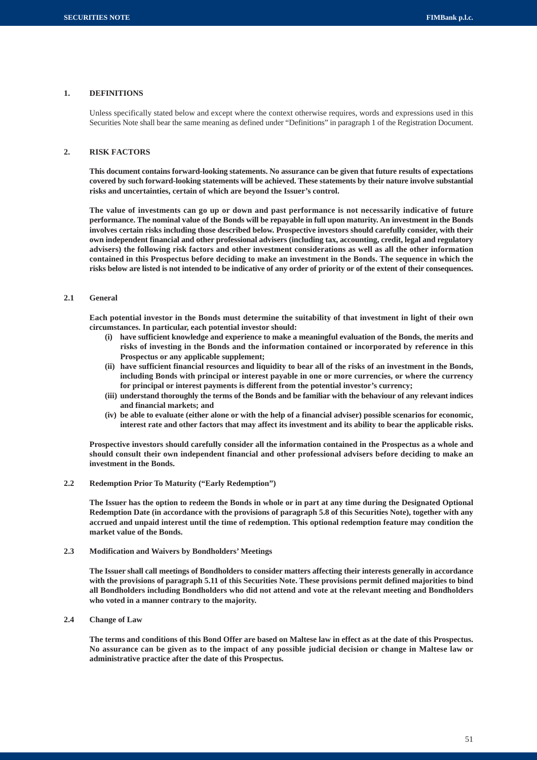## 1. DEFINITIONS

Unless specifically stated below and except where the context otherwise requires, words and expressions used in this Securities Note shall bear the same meaning as defined under "Definitions" in paragraph 1 of the Registration Document.

## 2. RISK FACTORS

**This document contains forward-looking statements. No assurance can be given that future results of expectations covered by such forward-looking statements will be achieved. These statements by their nature involve substantial risks and uncertainties, certain of which are beyond the Issuer's control.**

**The value of investments can go up or down and past performance is not necessarily indicative of future performance. The nominal value of the Bonds will be repayable in full upon maturity. An investment in the Bonds involves certain risks including those described below. Prospective investors should carefully consider, with their own independent financial and other professional advisers (including tax, accounting, credit, legal and regulatory advisers) the following risk factors and other investment considerations as well as all the other information contained in this Prospectus before deciding to make an investment in the Bonds. The sequence in which the risks below are listed is not intended to be indicative of any order of priority or of the extent of their consequences.**

### 2.1 General

**Each potential investor in the Bonds must determine the suitability of that investment in light of their own circumstances. In particular, each potential investor should:**

**(i) have sufficient knowledge and experience to make a meaningful evaluation of the Bonds, the merits and risks of investing in the Bonds and the information contained or incorporated by reference in this Prospectus or any applicable supplement;**

**(ii) have sufficient financial resources and liquidity to bear all of the risks of an investment in the Bonds, including Bonds with principal or interest payable in one or more currencies, or where the currency for principal or interest payments is different from the potential investor's currency;**

**(iii) understand thoroughly the terms of the Bonds and be familiar with the behaviour of any relevant indices and financial markets; and**

**(iv) be able to evaluate (either alone or with the help of a financial adviser) possible scenarios for economic, interest rate and other factors that may affect its investment and its ability to bear the applicable risks.**

**Prospective investors should carefully consider all the information contained in the Prospectus as a whole and should consult their own independent financial and other professional advisers before deciding to make an investment in the Bonds.**

### 2.2 Redemption Prior To Maturity ("Early Redemption")

**The Issuer has the option to redeem the Bonds in whole or in part at any time during the Designated Optional Redemption Date (in accordance with the provisions of paragraph 5.8 of this Securities Note), together with any accrued and unpaid interest until the time of redemption. This optional redemption feature may condition the market value of the Bonds.**

### 2.3 Modification and Waivers by Bondholders' Meetings

**The Issuer shall call meetings of Bondholders to consider matters affecting their interests generally in accordance with the provisions of paragraph 5.11 of this Securities Note. These provisions permit defined majorities to bind all Bondholders including Bondholders who did not attend and vote at the relevant meeting and Bondholders who voted in a manner contrary to the majority.**

### 2.4 Change of Law

**The terms and conditions of this Bond Offer are based on Maltese law in effect as at the date of this Prospectus. No assurance can be given as to the impact of any possible judicial decision or change in Maltese law or administrative practice after the date of this Prospectus.**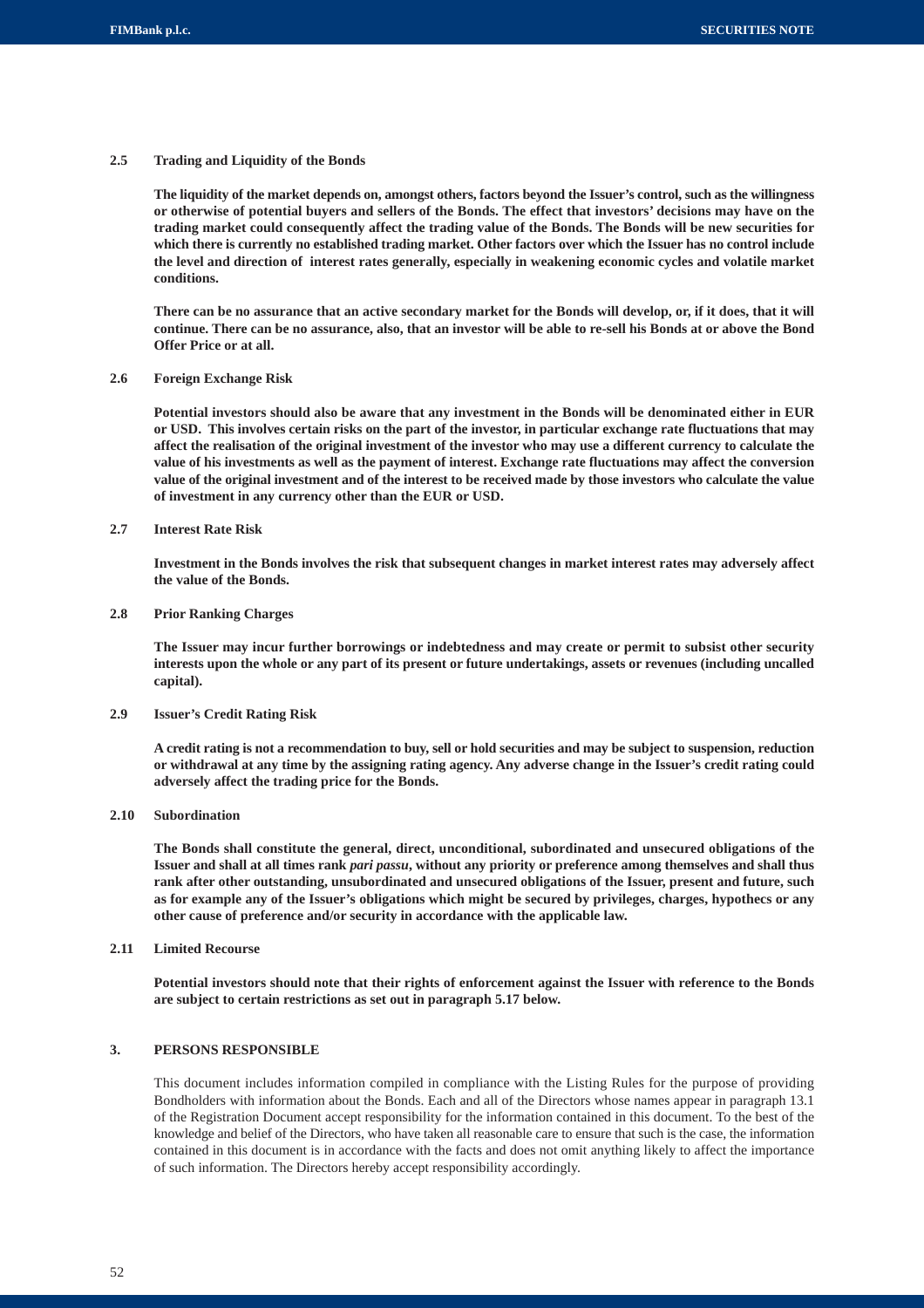### 2.5 Trading and Liquidity of the Bonds

**The liquidity of the market depends on, amongst others, factors beyond the Issuer's control, such as the willingness or otherwise of potential buyers and sellers of the Bonds. The effect that investors' decisions may have on the trading market could consequently affect the trading value of the Bonds. The Bonds will be new securities for which there is currently no established trading market. Other factors over which the Issuer has no control include the level and direction of interest rates generally, especially in weakening economic cycles and volatile market conditions.**

**There can be no assurance that an active secondary market for the Bonds will develop, or, if it does, that it will continue. There can be no assurance, also, that an investor will be able to re-sell his Bonds at or above the Bond Offer Price or at all.**

### 2.6 Foreign Exchange Risk

**Potential investors should also be aware that any investment in the Bonds will be denominated either in EUR or USD. This involves certain risks on the part of the investor, in particular exchange rate fluctuations that may affect the realisation of the original investment of the investor who may use a different currency to calculate the value of his investments as well as the payment of interest. Exchange rate fluctuations may affect the conversion value of the original investment and of the interest to be received made by those investors who calculate the value of investment in any currency other than the EUR or USD.**

### 2.7 Interest Rate Risk

**Investment in the Bonds involves the risk that subsequent changes in market interest rates may adversely affect the value of the Bonds.**

### 2.8 Prior Ranking Charges

**The Issuer may incur further borrowings or indebtedness and may create or permit to subsist other security interests upon the whole or any part of its present or future undertakings, assets or revenues (including uncalled capital).**

### 2.9 Issuer's Credit Rating Risk

**A credit rating is not a recommendation to buy, sell or hold securities and may be subject to suspension, reduction or withdrawal at any time by the assigning rating agency. Any adverse change in the Issuer's credit rating could adversely affect the trading price for the Bonds.**

### 2.10 Subordination

**The Bonds shall constitute the general, direct, unconditional, subordinated and unsecured obligations of the Issuer and shall at all times rank *pari passu*, without any priority or preference among themselves and shall thus rank after other outstanding, unsubordinated and unsecured obligations of the Issuer, present and future, such as for example any of the Issuer's obligations which might be secured by privileges, charges, hypothecs or any other cause of preference and/or security in accordance with the applicable law.**

### 2.11 Limited Recourse

**Potential investors should note that their rights of enforcement against the Issuer with reference to the Bonds are subject to certain restrictions as set out in paragraph 5.17 below.**

## 3. PERSONS RESPONSIBLE

This document includes information compiled in compliance with the Listing Rules for the purpose of providing Bondholders with information about the Bonds. Each and all of the Directors whose names appear in paragraph 13.1 of the Registration Document accept responsibility for the information contained in this document. To the best of the knowledge and belief of the Directors, who have taken all reasonable care to ensure that such is the case, the information contained in this document is in accordance with the facts and does not omit anything likely to affect the importance of such information. The Directors hereby accept responsibility accordingly.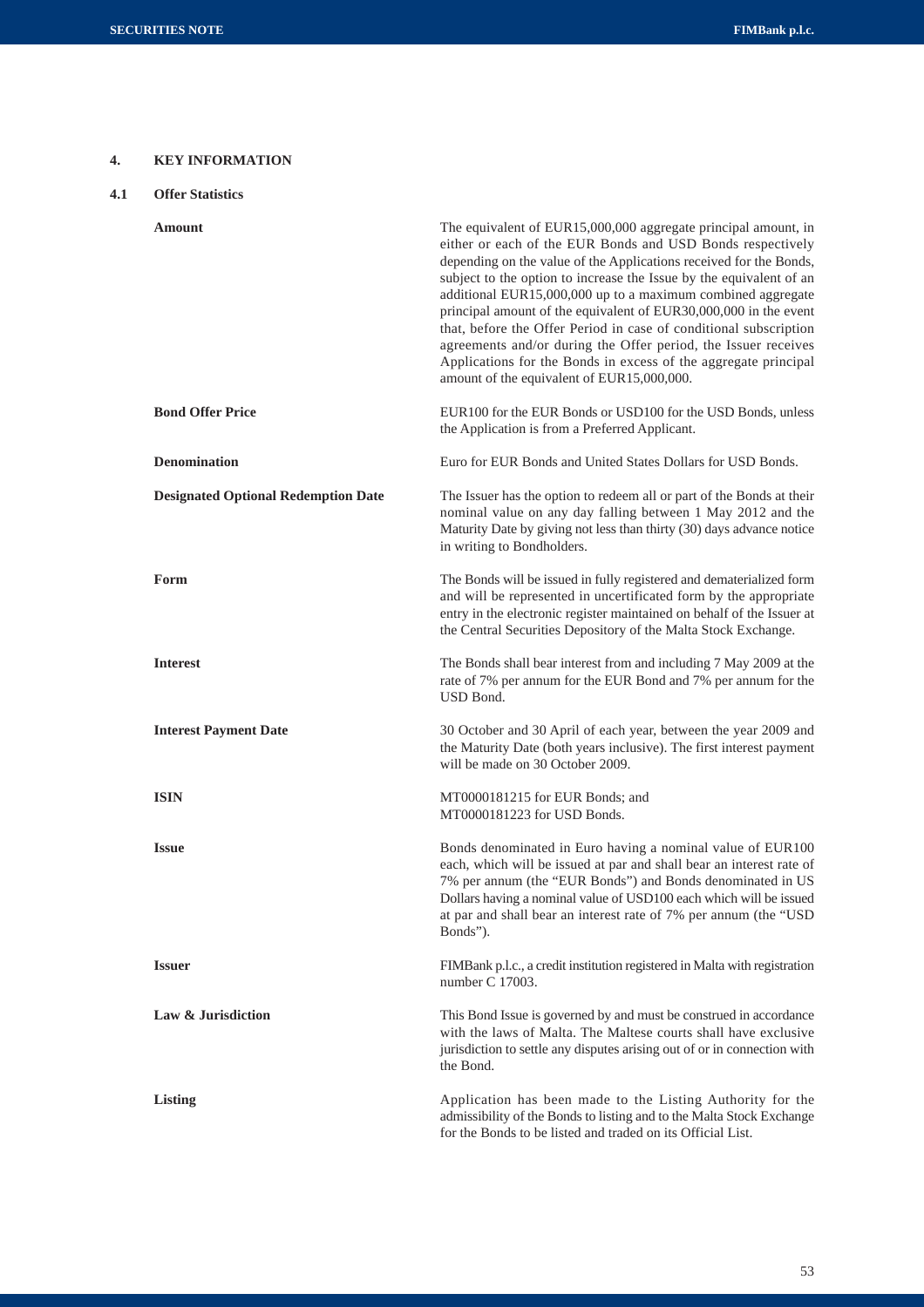## 4. KEY INFORMATION

### 4.1 Offer Statistics

| | |
|---|---|
| **Amount** | The equivalent of EUR15,000,000 aggregate principal amount, in either or each of the EUR Bonds and USD Bonds respectively depending on the value of the Applications received for the Bonds, subject to the option to increase the Issue by the equivalent of an additional EUR15,000,000 up to a maximum combined aggregate principal amount of the equivalent of EUR30,000,000 in the event that, before the Offer Period in case of conditional subscription agreements and/or during the Offer period, the Issuer receives Applications for the Bonds in excess of the aggregate principal amount of the equivalent of EUR15,000,000. |
| **Bond Offer Price** | EUR100 for the EUR Bonds or USD100 for the USD Bonds, unless the Application is from a Preferred Applicant. |
| **Denomination** | Euro for EUR Bonds and United States Dollars for USD Bonds. |
| **Designated Optional Redemption Date** | The Issuer has the option to redeem all or part of the Bonds at their nominal value on any day falling between 1 May 2012 and the Maturity Date by giving not less than thirty (30) days advance notice in writing to Bondholders. |
| **Form** | The Bonds will be issued in fully registered and dematerialized form and will be represented in uncertificated form by the appropriate entry in the electronic register maintained on behalf of the Issuer at the Central Securities Depository of the Malta Stock Exchange. |
| **Interest** | The Bonds shall bear interest from and including 7 May 2009 at the rate of 7% per annum for the EUR Bond and 7% per annum for the USD Bond. |
| **Interest Payment Date** | 30 October and 30 April of each year, between the year 2009 and the Maturity Date (both years inclusive). The first interest payment will be made on 30 October 2009. |
| **ISIN** | MT0000181215 for EUR Bonds; and<br>MT0000181223 for USD Bonds. |
| **Issue** | Bonds denominated in Euro having a nominal value of EUR100 each, which will be issued at par and shall bear an interest rate of 7% per annum (the "EUR Bonds") and Bonds denominated in US Dollars having a nominal value of USD100 each which will be issued at par and shall bear an interest rate of 7% per annum (the "USD Bonds"). |
| **Issuer** | FIMBank p.l.c., a credit institution registered in Malta with registration number C 17003. |
| **Law & Jurisdiction** | This Bond Issue is governed by and must be construed in accordance with the laws of Malta. The Maltese courts shall have exclusive jurisdiction to settle any disputes arising out of or in connection with the Bond. |
| **Listing** | Application has been made to the Listing Authority for the admissibility of the Bonds to listing and to the Malta Stock Exchange for the Bonds to be listed and traded on its Official List. |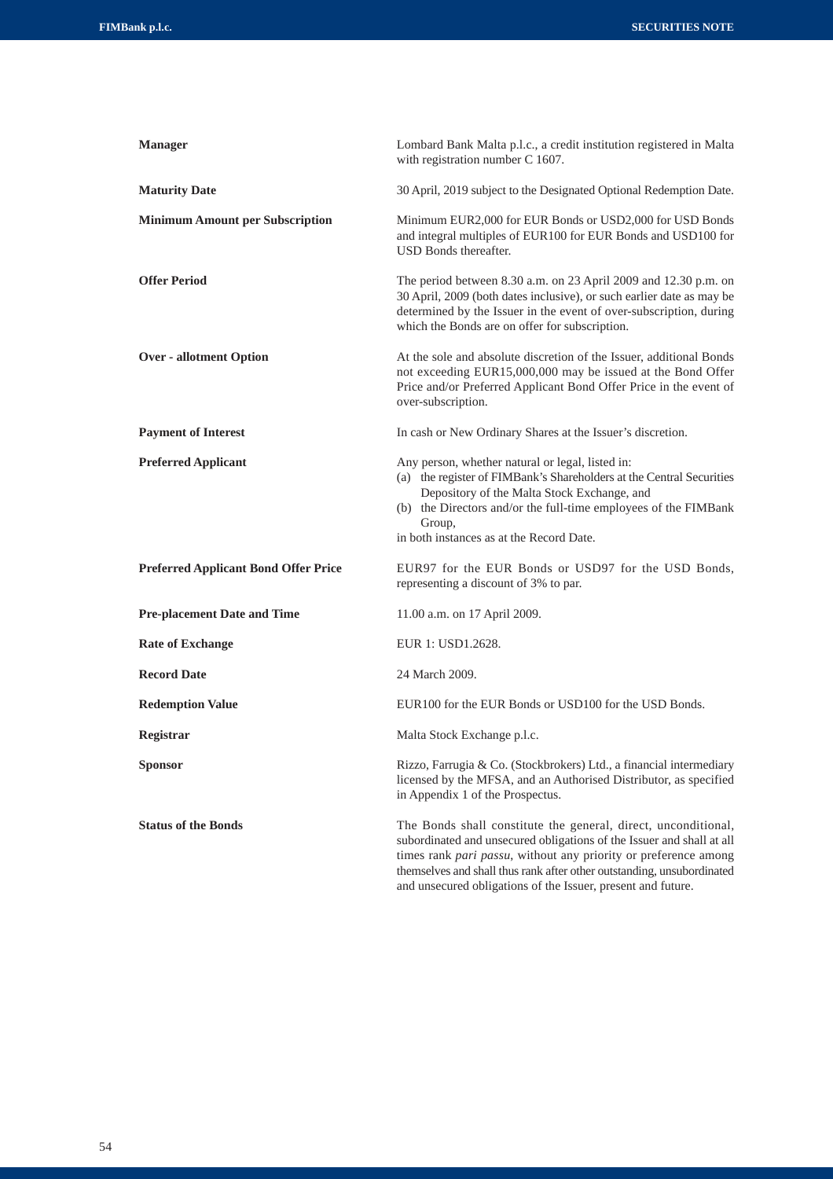**Manager** Lombard Bank Malta p.l.c., a credit institution registered in Malta with registration number C 1607.

**Maturity Date** 30 April, 2019 subject to the Designated Optional Redemption Date.

**Minimum Amount per Subscription** Minimum EUR2,000 for EUR Bonds or USD2,000 for USD Bonds and integral multiples of EUR100 for EUR Bonds and USD100 for USD Bonds thereafter.

**Offer Period** The period between 8.30 a.m. on 23 April 2009 and 12.30 p.m. on 30 April, 2009 (both dates inclusive), or such earlier date as may be determined by the Issuer in the event of over-subscription, during which the Bonds are on offer for subscription.

**Over - allotment Option** At the sole and absolute discretion of the Issuer, additional Bonds not exceeding EUR15,000,000 may be issued at the Bond Offer Price and/or Preferred Applicant Bond Offer Price in the event of over-subscription.

**Payment of Interest** In cash or New Ordinary Shares at the Issuer's discretion.

**Preferred Applicant** Any person, whether natural or legal, listed in:

(a) the register of FIMBank's Shareholders at the Central Securities Depository of the Malta Stock Exchange, and

(b) the Directors and/or the full-time employees of the FIMBank Group,

in both instances as at the Record Date.

**Preferred Applicant Bond Offer Price** EUR97 for the EUR Bonds or USD97 for the USD Bonds, representing a discount of 3% to par.

**Pre-placement Date and Time** 11.00 a.m. on 17 April 2009.

**Rate of Exchange** EUR 1: USD1.2628.

**Record Date** 24 March 2009.

**Redemption Value** EUR100 for the EUR Bonds or USD100 for the USD Bonds.

**Registrar** Malta Stock Exchange p.l.c.

**Sponsor** Rizzo, Farrugia & Co. (Stockbrokers) Ltd., a financial intermediary licensed by the MFSA, and an Authorised Distributor, as specified in Appendix 1 of the Prospectus.

**Status of the Bonds** The Bonds shall constitute the general, direct, unconditional, subordinated and unsecured obligations of the Issuer and shall at all times rank *pari passu*, without any priority or preference among themselves and shall thus rank after other outstanding, unsubordinated and unsecured obligations of the Issuer, present and future.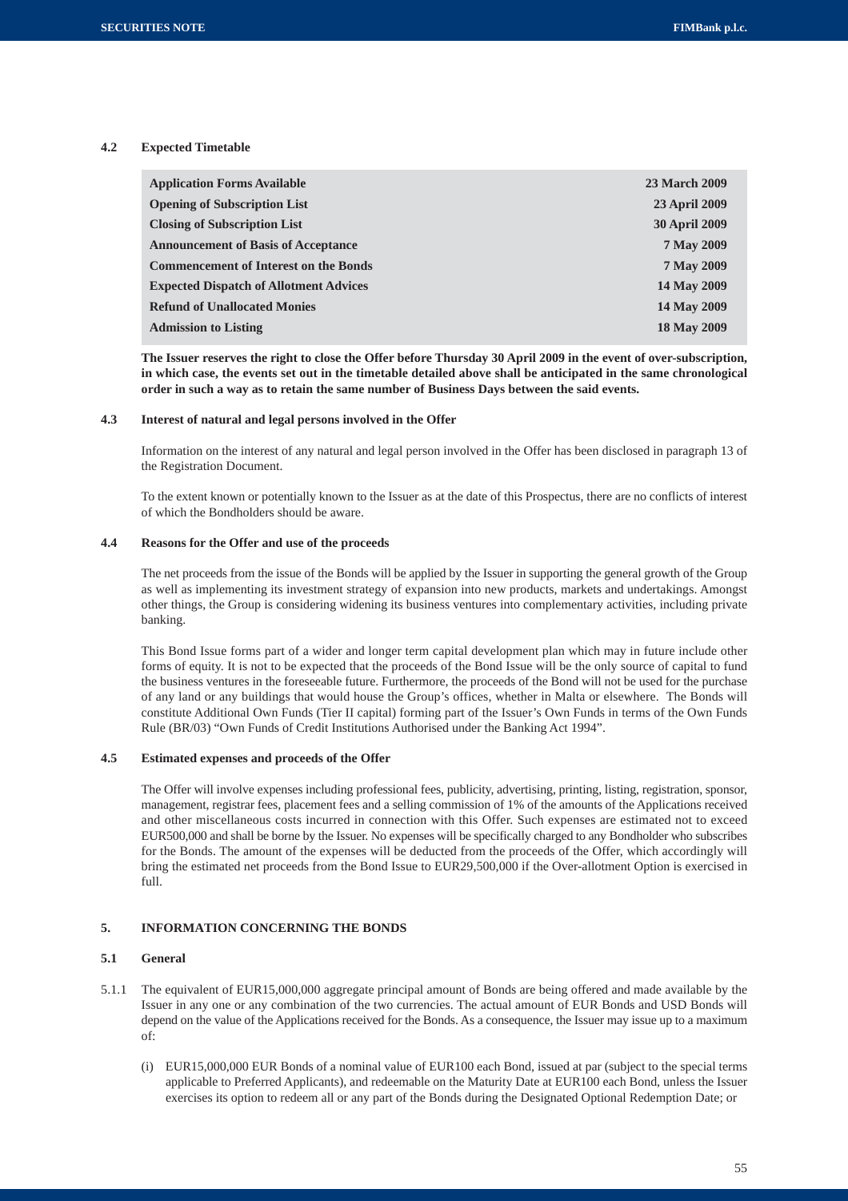### 4.2 Expected Timetable

| | |
|---|---|
| **Application Forms Available** | **23 March 2009** |
| **Opening of Subscription List** | **23 April 2009** |
| **Closing of Subscription List** | **30 April 2009** |
| **Announcement of Basis of Acceptance** | **7 May 2009** |
| **Commencement of Interest on the Bonds** | **7 May 2009** |
| **Expected Dispatch of Allotment Advices** | **14 May 2009** |
| **Refund of Unallocated Monies** | **14 May 2009** |
| **Admission to Listing** | **18 May 2009** |

**The Issuer reserves the right to close the Offer before Thursday 30 April 2009 in the event of over-subscription, in which case, the events set out in the timetable detailed above shall be anticipated in the same chronological order in such a way as to retain the same number of Business Days between the said events.**

### 4.3 Interest of natural and legal persons involved in the Offer

Information on the interest of any natural and legal person involved in the Offer has been disclosed in paragraph 13 of the Registration Document.

To the extent known or potentially known to the Issuer as at the date of this Prospectus, there are no conflicts of interest of which the Bondholders should be aware.

### 4.4 Reasons for the Offer and use of the proceeds

The net proceeds from the issue of the Bonds will be applied by the Issuer in supporting the general growth of the Group as well as implementing its investment strategy of expansion into new products, markets and undertakings. Amongst other things, the Group is considering widening its business ventures into complementary activities, including private banking.

This Bond Issue forms part of a wider and longer term capital development plan which may in future include other forms of equity. It is not to be expected that the proceeds of the Bond Issue will be the only source of capital to fund the business ventures in the foreseeable future. Furthermore, the proceeds of the Bond will not be used for the purchase of any land or any buildings that would house the Group's offices, whether in Malta or elsewhere. The Bonds will constitute Additional Own Funds (Tier II capital) forming part of the Issuer's Own Funds in terms of the Own Funds Rule (BR/03) "Own Funds of Credit Institutions Authorised under the Banking Act 1994".

### 4.5 Estimated expenses and proceeds of the Offer

The Offer will involve expenses including professional fees, publicity, advertising, printing, listing, registration, sponsor, management, registrar fees, placement fees and a selling commission of 1% of the amounts of the Applications received and other miscellaneous costs incurred in connection with this Offer. Such expenses are estimated not to exceed EUR500,000 and shall be borne by the Issuer. No expenses will be specifically charged to any Bondholder who subscribes for the Bonds. The amount of the expenses will be deducted from the proceeds of the Offer, which accordingly will bring the estimated net proceeds from the Bond Issue to EUR29,500,000 if the Over-allotment Option is exercised in full.

## 5. INFORMATION CONCERNING THE BONDS

### 5.1 General

5.1.1 The equivalent of EUR15,000,000 aggregate principal amount of Bonds are being offered and made available by the Issuer in any one or any combination of the two currencies. The actual amount of EUR Bonds and USD Bonds will depend on the value of the Applications received for the Bonds. As a consequence, the Issuer may issue up to a maximum of:

(i) EUR15,000,000 EUR Bonds of a nominal value of EUR100 each Bond, issued at par (subject to the special terms applicable to Preferred Applicants), and redeemable on the Maturity Date at EUR100 each Bond, unless the Issuer exercises its option to redeem all or any part of the Bonds during the Designated Optional Redemption Date; or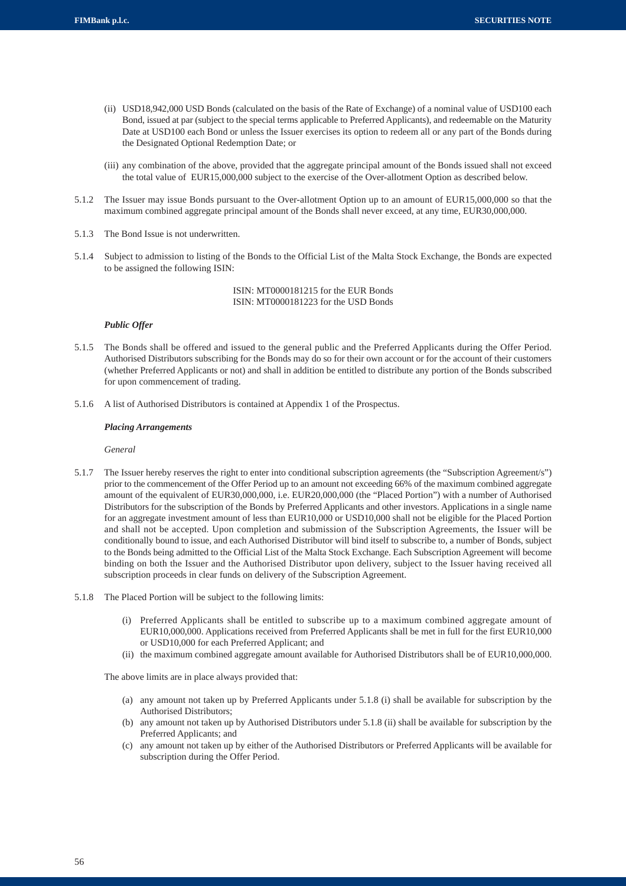(ii) USD18,942,000 USD Bonds (calculated on the basis of the Rate of Exchange) of a nominal value of USD100 each Bond, issued at par (subject to the special terms applicable to Preferred Applicants), and redeemable on the Maturity Date at USD100 each Bond or unless the Issuer exercises its option to redeem all or any part of the Bonds during the Designated Optional Redemption Date; or

(iii) any combination of the above, provided that the aggregate principal amount of the Bonds issued shall not exceed the total value of EUR15,000,000 subject to the exercise of the Over-allotment Option as described below.

5.1.2 The Issuer may issue Bonds pursuant to the Over-allotment Option up to an amount of EUR15,000,000 so that the maximum combined aggregate principal amount of the Bonds shall never exceed, at any time, EUR30,000,000.

5.1.3 The Bond Issue is not underwritten.

5.1.4 Subject to admission to listing of the Bonds to the Official List of the Malta Stock Exchange, the Bonds are expected to be assigned the following ISIN:

ISIN: MT0000181215 for the EUR Bonds
ISIN: MT0000181223 for the USD Bonds

***Public Offer***

5.1.5 The Bonds shall be offered and issued to the general public and the Preferred Applicants during the Offer Period. Authorised Distributors subscribing for the Bonds may do so for their own account or for the account of their customers (whether Preferred Applicants or not) and shall in addition be entitled to distribute any portion of the Bonds subscribed for upon commencement of trading.

5.1.6 A list of Authorised Distributors is contained at Appendix 1 of the Prospectus.

***Placing Arrangements***

*General*

5.1.7 The Issuer hereby reserves the right to enter into conditional subscription agreements (the "Subscription Agreement/s") prior to the commencement of the Offer Period up to an amount not exceeding 66% of the maximum combined aggregate amount of the equivalent of EUR30,000,000, i.e. EUR20,000,000 (the "Placed Portion") with a number of Authorised Distributors for the subscription of the Bonds by Preferred Applicants and other investors. Applications in a single name for an aggregate investment amount of less than EUR10,000 or USD10,000 shall not be eligible for the Placed Portion and shall not be accepted. Upon completion and submission of the Subscription Agreements, the Issuer will be conditionally bound to issue, and each Authorised Distributor will bind itself to subscribe to, a number of Bonds, subject to the Bonds being admitted to the Official List of the Malta Stock Exchange. Each Subscription Agreement will become binding on both the Issuer and the Authorised Distributor upon delivery, subject to the Issuer having received all subscription proceeds in clear funds on delivery of the Subscription Agreement.

5.1.8 The Placed Portion will be subject to the following limits:

(i) Preferred Applicants shall be entitled to subscribe up to a maximum combined aggregate amount of EUR10,000,000. Applications received from Preferred Applicants shall be met in full for the first EUR10,000 or USD10,000 for each Preferred Applicant; and
(ii) the maximum combined aggregate amount available for Authorised Distributors shall be of EUR10,000,000.

The above limits are in place always provided that:

(a) any amount not taken up by Preferred Applicants under 5.1.8 (i) shall be available for subscription by the Authorised Distributors;
(b) any amount not taken up by Authorised Distributors under 5.1.8 (ii) shall be available for subscription by the Preferred Applicants; and
(c) any amount not taken up by either of the Authorised Distributors or Preferred Applicants will be available for subscription during the Offer Period.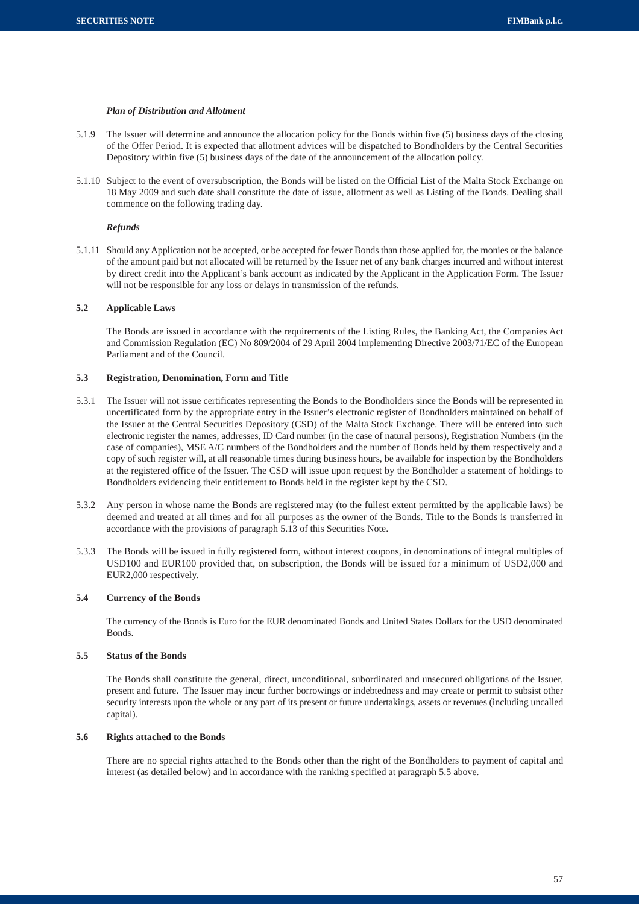*Plan of Distribution and Allotment*

5.1.9 The Issuer will determine and announce the allocation policy for the Bonds within five (5) business days of the closing of the Offer Period. It is expected that allotment advices will be dispatched to Bondholders by the Central Securities Depository within five (5) business days of the date of the announcement of the allocation policy.

5.1.10 Subject to the event of oversubscription, the Bonds will be listed on the Official List of the Malta Stock Exchange on 18 May 2009 and such date shall constitute the date of issue, allotment as well as Listing of the Bonds. Dealing shall commence on the following trading day.

*Refunds*

5.1.11 Should any Application not be accepted, or be accepted for fewer Bonds than those applied for, the monies or the balance of the amount paid but not allocated will be returned by the Issuer net of any bank charges incurred and without interest by direct credit into the Applicant's bank account as indicated by the Applicant in the Application Form. The Issuer will not be responsible for any loss or delays in transmission of the refunds.

### 5.2 Applicable Laws

The Bonds are issued in accordance with the requirements of the Listing Rules, the Banking Act, the Companies Act and Commission Regulation (EC) No 809/2004 of 29 April 2004 implementing Directive 2003/71/EC of the European Parliament and of the Council.

### 5.3 Registration, Denomination, Form and Title

5.3.1 The Issuer will not issue certificates representing the Bonds to the Bondholders since the Bonds will be represented in uncertificated form by the appropriate entry in the Issuer's electronic register of Bondholders maintained on behalf of the Issuer at the Central Securities Depository (CSD) of the Malta Stock Exchange. There will be entered into such electronic register the names, addresses, ID Card number (in the case of natural persons), Registration Numbers (in the case of companies), MSE A/C numbers of the Bondholders and the number of Bonds held by them respectively and a copy of such register will, at all reasonable times during business hours, be available for inspection by the Bondholders at the registered office of the Issuer. The CSD will issue upon request by the Bondholder a statement of holdings to Bondholders evidencing their entitlement to Bonds held in the register kept by the CSD.

5.3.2 Any person in whose name the Bonds are registered may (to the fullest extent permitted by the applicable laws) be deemed and treated at all times and for all purposes as the owner of the Bonds. Title to the Bonds is transferred in accordance with the provisions of paragraph 5.13 of this Securities Note.

5.3.3 The Bonds will be issued in fully registered form, without interest coupons, in denominations of integral multiples of USD100 and EUR100 provided that, on subscription, the Bonds will be issued for a minimum of USD2,000 and EUR2,000 respectively.

### 5.4 Currency of the Bonds

The currency of the Bonds is Euro for the EUR denominated Bonds and United States Dollars for the USD denominated Bonds.

### 5.5 Status of the Bonds

The Bonds shall constitute the general, direct, unconditional, subordinated and unsecured obligations of the Issuer, present and future. The Issuer may incur further borrowings or indebtedness and may create or permit to subsist other security interests upon the whole or any part of its present or future undertakings, assets or revenues (including uncalled capital).

### 5.6 Rights attached to the Bonds

There are no special rights attached to the Bonds other than the right of the Bondholders to payment of capital and interest (as detailed below) and in accordance with the ranking specified at paragraph 5.5 above.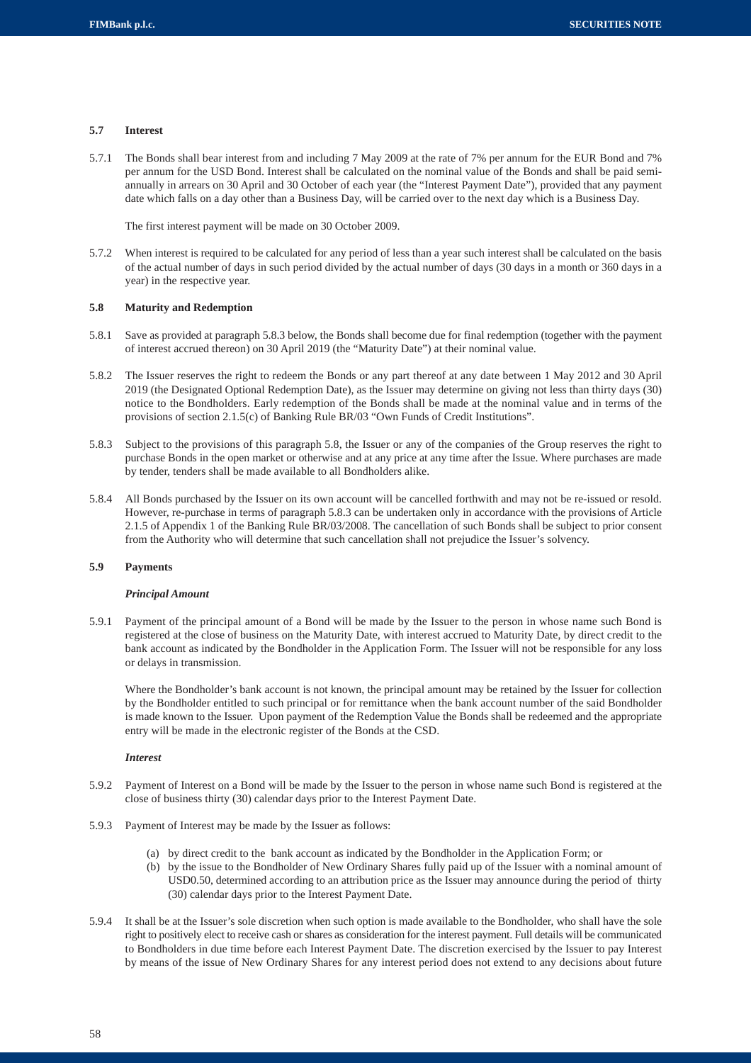### 5.7 Interest

5.7.1 The Bonds shall bear interest from and including 7 May 2009 at the rate of 7% per annum for the EUR Bond and 7% per annum for the USD Bond. Interest shall be calculated on the nominal value of the Bonds and shall be paid semi-annually in arrears on 30 April and 30 October of each year (the "Interest Payment Date"), provided that any payment date which falls on a day other than a Business Day, will be carried over to the next day which is a Business Day.

The first interest payment will be made on 30 October 2009.

5.7.2 When interest is required to be calculated for any period of less than a year such interest shall be calculated on the basis of the actual number of days in such period divided by the actual number of days (30 days in a month or 360 days in a year) in the respective year.

### 5.8 Maturity and Redemption

5.8.1 Save as provided at paragraph 5.8.3 below, the Bonds shall become due for final redemption (together with the payment of interest accrued thereon) on 30 April 2019 (the "Maturity Date") at their nominal value.

5.8.2 The Issuer reserves the right to redeem the Bonds or any part thereof at any date between 1 May 2012 and 30 April 2019 (the Designated Optional Redemption Date), as the Issuer may determine on giving not less than thirty days (30) notice to the Bondholders. Early redemption of the Bonds shall be made at the nominal value and in terms of the provisions of section 2.1.5(c) of Banking Rule BR/03 "Own Funds of Credit Institutions".

5.8.3 Subject to the provisions of this paragraph 5.8, the Issuer or any of the companies of the Group reserves the right to purchase Bonds in the open market or otherwise and at any price at any time after the Issue. Where purchases are made by tender, tenders shall be made available to all Bondholders alike.

5.8.4 All Bonds purchased by the Issuer on its own account will be cancelled forthwith and may not be re-issued or resold. However, re-purchase in terms of paragraph 5.8.3 can be undertaken only in accordance with the provisions of Article 2.1.5 of Appendix 1 of the Banking Rule BR/03/2008. The cancellation of such Bonds shall be subject to prior consent from the Authority who will determine that such cancellation shall not prejudice the Issuer's solvency.

### 5.9 Payments

***Principal Amount***

5.9.1 Payment of the principal amount of a Bond will be made by the Issuer to the person in whose name such Bond is registered at the close of business on the Maturity Date, with interest accrued to Maturity Date, by direct credit to the bank account as indicated by the Bondholder in the Application Form. The Issuer will not be responsible for any loss or delays in transmission.

Where the Bondholder's bank account is not known, the principal amount may be retained by the Issuer for collection by the Bondholder entitled to such principal or for remittance when the bank account number of the said Bondholder is made known to the Issuer. Upon payment of the Redemption Value the Bonds shall be redeemed and the appropriate entry will be made in the electronic register of the Bonds at the CSD.

***Interest***

5.9.2 Payment of Interest on a Bond will be made by the Issuer to the person in whose name such Bond is registered at the close of business thirty (30) calendar days prior to the Interest Payment Date.

5.9.3 Payment of Interest may be made by the Issuer as follows:

(a) by direct credit to the bank account as indicated by the Bondholder in the Application Form; or
(b) by the issue to the Bondholder of New Ordinary Shares fully paid up of the Issuer with a nominal amount of USD0.50, determined according to an attribution price as the Issuer may announce during the period of thirty (30) calendar days prior to the Interest Payment Date.

5.9.4 It shall be at the Issuer's sole discretion when such option is made available to the Bondholder, who shall have the sole right to positively elect to receive cash or shares as consideration for the interest payment. Full details will be communicated to Bondholders in due time before each Interest Payment Date. The discretion exercised by the Issuer to pay Interest by means of the issue of New Ordinary Shares for any interest period does not extend to any decisions about future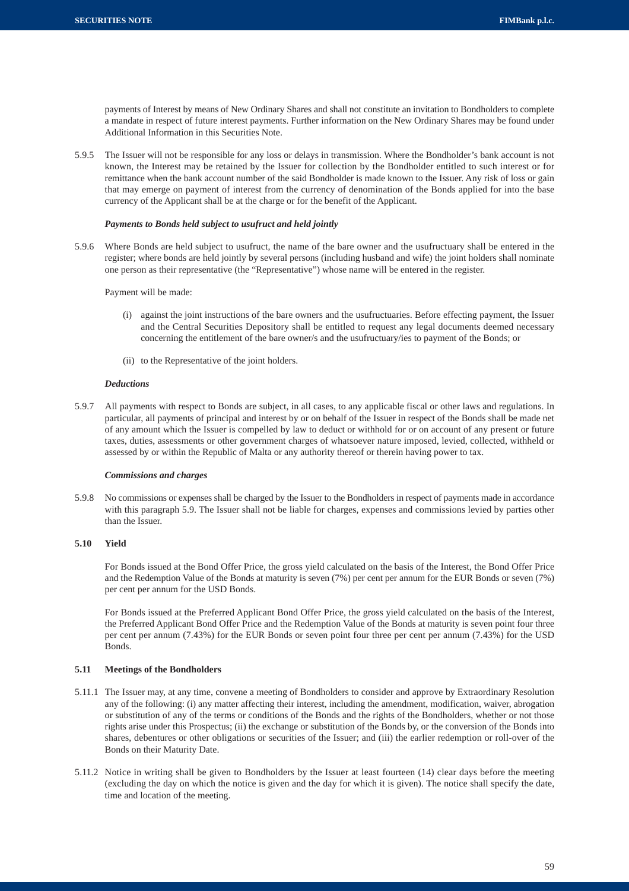payments of Interest by means of New Ordinary Shares and shall not constitute an invitation to Bondholders to complete a mandate in respect of future interest payments. Further information on the New Ordinary Shares may be found under Additional Information in this Securities Note.

5.9.5 The Issuer will not be responsible for any loss or delays in transmission. Where the Bondholder's bank account is not known, the Interest may be retained by the Issuer for collection by the Bondholder entitled to such interest or for remittance when the bank account number of the said Bondholder is made known to the Issuer. Any risk of loss or gain that may emerge on payment of interest from the currency of denomination of the Bonds applied for into the base currency of the Applicant shall be at the charge or for the benefit of the Applicant.

***Payments to Bonds held subject to usufruct and held jointly***

5.9.6 Where Bonds are held subject to usufruct, the name of the bare owner and the usufructuary shall be entered in the register; where bonds are held jointly by several persons (including husband and wife) the joint holders shall nominate one person as their representative (the "Representative") whose name will be entered in the register.

Payment will be made:

(i) against the joint instructions of the bare owners and the usufructuaries. Before effecting payment, the Issuer and the Central Securities Depository shall be entitled to request any legal documents deemed necessary concerning the entitlement of the bare owner/s and the usufructuary/ies to payment of the Bonds; or

(ii) to the Representative of the joint holders.

***Deductions***

5.9.7 All payments with respect to Bonds are subject, in all cases, to any applicable fiscal or other laws and regulations. In particular, all payments of principal and interest by or on behalf of the Issuer in respect of the Bonds shall be made net of any amount which the Issuer is compelled by law to deduct or withhold for or on account of any present or future taxes, duties, assessments or other government charges of whatsoever nature imposed, levied, collected, withheld or assessed by or within the Republic of Malta or any authority thereof or therein having power to tax.

***Commissions and charges***

5.9.8 No commissions or expenses shall be charged by the Issuer to the Bondholders in respect of payments made in accordance with this paragraph 5.9. The Issuer shall not be liable for charges, expenses and commissions levied by parties other than the Issuer.

### 5.10 Yield

For Bonds issued at the Bond Offer Price, the gross yield calculated on the basis of the Interest, the Bond Offer Price and the Redemption Value of the Bonds at maturity is seven (7%) per cent per annum for the EUR Bonds or seven (7%) per cent per annum for the USD Bonds.

For Bonds issued at the Preferred Applicant Bond Offer Price, the gross yield calculated on the basis of the Interest, the Preferred Applicant Bond Offer Price and the Redemption Value of the Bonds at maturity is seven point four three per cent per annum (7.43%) for the EUR Bonds or seven point four three per cent per annum (7.43%) for the USD Bonds.

### 5.11 Meetings of the Bondholders

5.11.1 The Issuer may, at any time, convene a meeting of Bondholders to consider and approve by Extraordinary Resolution any of the following: (i) any matter affecting their interest, including the amendment, modification, waiver, abrogation or substitution of any of the terms or conditions of the Bonds and the rights of the Bondholders, whether or not those rights arise under this Prospectus; (ii) the exchange or substitution of the Bonds by, or the conversion of the Bonds into shares, debentures or other obligations or securities of the Issuer; and (iii) the earlier redemption or roll-over of the Bonds on their Maturity Date.

5.11.2 Notice in writing shall be given to Bondholders by the Issuer at least fourteen (14) clear days before the meeting (excluding the day on which the notice is given and the day for which it is given). The notice shall specify the date, time and location of the meeting.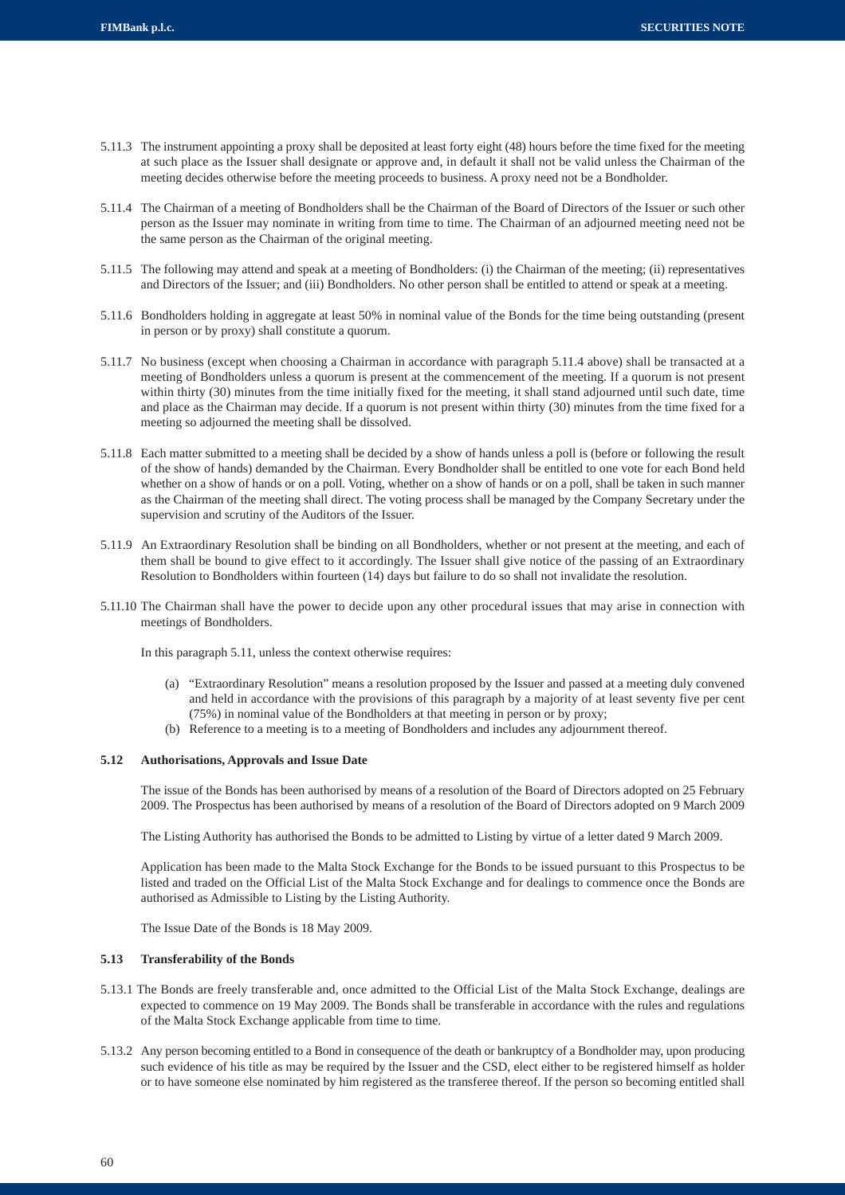5.11.3 The instrument appointing a proxy shall be deposited at least forty eight (48) hours before the time fixed for the meeting at such place as the Issuer shall designate or approve and, in default it shall not be valid unless the Chairman of the meeting decides otherwise before the meeting proceeds to business. A proxy need not be a Bondholder.

5.11.4 The Chairman of a meeting of Bondholders shall be the Chairman of the Board of Directors of the Issuer or such other person as the Issuer may nominate in writing from time to time. The Chairman of an adjourned meeting need not be the same person as the Chairman of the original meeting.

5.11.5 The following may attend and speak at a meeting of Bondholders: (i) the Chairman of the meeting; (ii) representatives and Directors of the Issuer; and (iii) Bondholders. No other person shall be entitled to attend or speak at a meeting.

5.11.6 Bondholders holding in aggregate at least 50% in nominal value of the Bonds for the time being outstanding (present in person or by proxy) shall constitute a quorum.

5.11.7 No business (except when choosing a Chairman in accordance with paragraph 5.11.4 above) shall be transacted at a meeting of Bondholders unless a quorum is present at the commencement of the meeting. If a quorum is not present within thirty (30) minutes from the time initially fixed for the meeting, it shall stand adjourned until such date, time and place as the Chairman may decide. If a quorum is not present within thirty (30) minutes from the time fixed for a meeting so adjourned the meeting shall be dissolved.

5.11.8 Each matter submitted to a meeting shall be decided by a show of hands unless a poll is (before or following the result of the show of hands) demanded by the Chairman. Every Bondholder shall be entitled to one vote for each Bond held whether on a show of hands or on a poll. Voting, whether on a show of hands or on a poll, shall be taken in such manner as the Chairman of the meeting shall direct. The voting process shall be managed by the Company Secretary under the supervision and scrutiny of the Auditors of the Issuer.

5.11.9 An Extraordinary Resolution shall be binding on all Bondholders, whether or not present at the meeting, and each of them shall be bound to give effect to it accordingly. The Issuer shall give notice of the passing of an Extraordinary Resolution to Bondholders within fourteen (14) days but failure to do so shall not invalidate the resolution.

5.11.10 The Chairman shall have the power to decide upon any other procedural issues that may arise in connection with meetings of Bondholders.

In this paragraph 5.11, unless the context otherwise requires:

(a) "Extraordinary Resolution" means a resolution proposed by the Issuer and passed at a meeting duly convened and held in accordance with the provisions of this paragraph by a majority of at least seventy five per cent (75%) in nominal value of the Bondholders at that meeting in person or by proxy;
(b) Reference to a meeting is to a meeting of Bondholders and includes any adjournment thereof.

### 5.12 Authorisations, Approvals and Issue Date

The issue of the Bonds has been authorised by means of a resolution of the Board of Directors adopted on 25 February 2009. The Prospectus has been authorised by means of a resolution of the Board of Directors adopted on 9 March 2009

The Listing Authority has authorised the Bonds to be admitted to Listing by virtue of a letter dated 9 March 2009.

Application has been made to the Malta Stock Exchange for the Bonds to be issued pursuant to this Prospectus to be listed and traded on the Official List of the Malta Stock Exchange and for dealings to commence once the Bonds are authorised as Admissible to Listing by the Listing Authority.

The Issue Date of the Bonds is 18 May 2009.

### 5.13 Transferability of the Bonds

5.13.1 The Bonds are freely transferable and, once admitted to the Official List of the Malta Stock Exchange, dealings are expected to commence on 19 May 2009. The Bonds shall be transferable in accordance with the rules and regulations of the Malta Stock Exchange applicable from time to time.

5.13.2 Any person becoming entitled to a Bond in consequence of the death or bankruptcy of a Bondholder may, upon producing such evidence of his title as may be required by the Issuer and the CSD, elect either to be registered himself as holder or to have someone else nominated by him registered as the transferee thereof. If the person so becoming entitled shall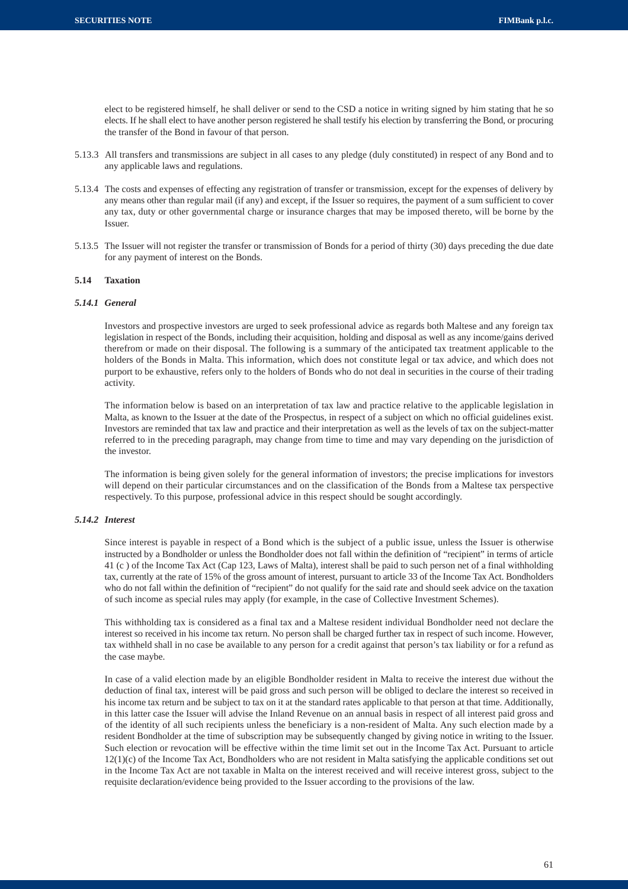elect to be registered himself, he shall deliver or send to the CSD a notice in writing signed by him stating that he so elects. If he shall elect to have another person registered he shall testify his election by transferring the Bond, or procuring the transfer of the Bond in favour of that person.

5.13.3 All transfers and transmissions are subject in all cases to any pledge (duly constituted) in respect of any Bond and to any applicable laws and regulations.

5.13.4 The costs and expenses of effecting any registration of transfer or transmission, except for the expenses of delivery by any means other than regular mail (if any) and except, if the Issuer so requires, the payment of a sum sufficient to cover any tax, duty or other governmental charge or insurance charges that may be imposed thereto, will be borne by the Issuer.

5.13.5 The Issuer will not register the transfer or transmission of Bonds for a period of thirty (30) days preceding the due date for any payment of interest on the Bonds.

## 5.14 Taxation

### *5.14.1 General*

Investors and prospective investors are urged to seek professional advice as regards both Maltese and any foreign tax legislation in respect of the Bonds, including their acquisition, holding and disposal as well as any income/gains derived therefrom or made on their disposal. The following is a summary of the anticipated tax treatment applicable to the holders of the Bonds in Malta. This information, which does not constitute legal or tax advice, and which does not purport to be exhaustive, refers only to the holders of Bonds who do not deal in securities in the course of their trading activity.

The information below is based on an interpretation of tax law and practice relative to the applicable legislation in Malta, as known to the Issuer at the date of the Prospectus, in respect of a subject on which no official guidelines exist. Investors are reminded that tax law and practice and their interpretation as well as the levels of tax on the subject-matter referred to in the preceding paragraph, may change from time to time and may vary depending on the jurisdiction of the investor.

The information is being given solely for the general information of investors; the precise implications for investors will depend on their particular circumstances and on the classification of the Bonds from a Maltese tax perspective respectively. To this purpose, professional advice in this respect should be sought accordingly.

### *5.14.2 Interest*

Since interest is payable in respect of a Bond which is the subject of a public issue, unless the Issuer is otherwise instructed by a Bondholder or unless the Bondholder does not fall within the definition of "recipient" in terms of article 41 (c ) of the Income Tax Act (Cap 123, Laws of Malta), interest shall be paid to such person net of a final withholding tax, currently at the rate of 15% of the gross amount of interest, pursuant to article 33 of the Income Tax Act. Bondholders who do not fall within the definition of "recipient" do not qualify for the said rate and should seek advice on the taxation of such income as special rules may apply (for example, in the case of Collective Investment Schemes).

This withholding tax is considered as a final tax and a Maltese resident individual Bondholder need not declare the interest so received in his income tax return. No person shall be charged further tax in respect of such income. However, tax withheld shall in no case be available to any person for a credit against that person's tax liability or for a refund as the case maybe.

In case of a valid election made by an eligible Bondholder resident in Malta to receive the interest due without the deduction of final tax, interest will be paid gross and such person will be obliged to declare the interest so received in his income tax return and be subject to tax on it at the standard rates applicable to that person at that time. Additionally, in this latter case the Issuer will advise the Inland Revenue on an annual basis in respect of all interest paid gross and of the identity of all such recipients unless the beneficiary is a non-resident of Malta. Any such election made by a resident Bondholder at the time of subscription may be subsequently changed by giving notice in writing to the Issuer. Such election or revocation will be effective within the time limit set out in the Income Tax Act. Pursuant to article 12(1)(c) of the Income Tax Act, Bondholders who are not resident in Malta satisfying the applicable conditions set out in the Income Tax Act are not taxable in Malta on the interest received and will receive interest gross, subject to the requisite declaration/evidence being provided to the Issuer according to the provisions of the law.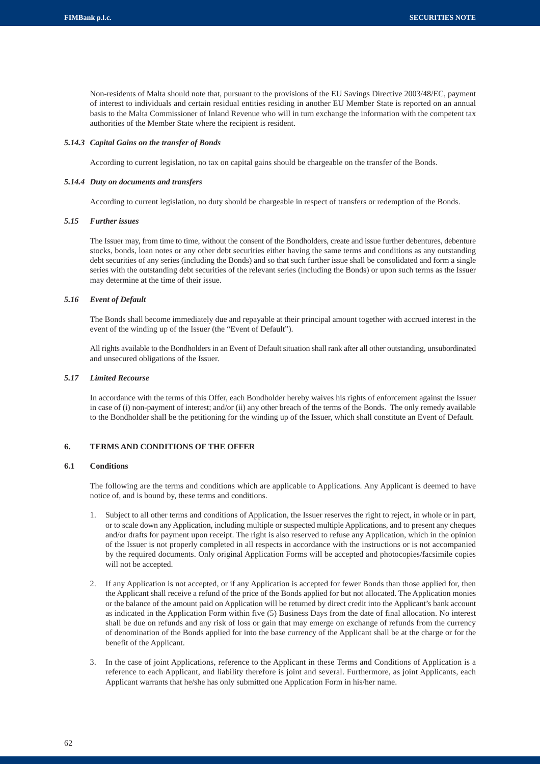Non-residents of Malta should note that, pursuant to the provisions of the EU Savings Directive 2003/48/EC, payment of interest to individuals and certain residual entities residing in another EU Member State is reported on an annual basis to the Malta Commissioner of Inland Revenue who will in turn exchange the information with the competent tax authorities of the Member State where the recipient is resident.

#### *5.14.3 Capital Gains on the transfer of Bonds*

According to current legislation, no tax on capital gains should be chargeable on the transfer of the Bonds.

#### *5.14.4 Duty on documents and transfers*

According to current legislation, no duty should be chargeable in respect of transfers or redemption of the Bonds.

### *5.15 Further issues*

The Issuer may, from time to time, without the consent of the Bondholders, create and issue further debentures, debenture stocks, bonds, loan notes or any other debt securities either having the same terms and conditions as any outstanding debt securities of any series (including the Bonds) and so that such further issue shall be consolidated and form a single series with the outstanding debt securities of the relevant series (including the Bonds) or upon such terms as the Issuer may determine at the time of their issue.

### *5.16 Event of Default*

The Bonds shall become immediately due and repayable at their principal amount together with accrued interest in the event of the winding up of the Issuer (the "Event of Default").

All rights available to the Bondholders in an Event of Default situation shall rank after all other outstanding, unsubordinated and unsecured obligations of the Issuer.

### *5.17 Limited Recourse*

In accordance with the terms of this Offer, each Bondholder hereby waives his rights of enforcement against the Issuer in case of (i) non-payment of interest; and/or (ii) any other breach of the terms of the Bonds. The only remedy available to the Bondholder shall be the petitioning for the winding up of the Issuer, which shall constitute an Event of Default.

## 6. TERMS AND CONDITIONS OF THE OFFER

### 6.1 Conditions

The following are the terms and conditions which are applicable to Applications. Any Applicant is deemed to have notice of, and is bound by, these terms and conditions.

1. Subject to all other terms and conditions of Application, the Issuer reserves the right to reject, in whole or in part, or to scale down any Application, including multiple or suspected multiple Applications, and to present any cheques and/or drafts for payment upon receipt. The right is also reserved to refuse any Application, which in the opinion of the Issuer is not properly completed in all respects in accordance with the instructions or is not accompanied by the required documents. Only original Application Forms will be accepted and photocopies/facsimile copies will not be accepted.

2. If any Application is not accepted, or if any Application is accepted for fewer Bonds than those applied for, then the Applicant shall receive a refund of the price of the Bonds applied for but not allocated. The Application monies or the balance of the amount paid on Application will be returned by direct credit into the Applicant's bank account as indicated in the Application Form within five (5) Business Days from the date of final allocation. No interest shall be due on refunds and any risk of loss or gain that may emerge on exchange of refunds from the currency of denomination of the Bonds applied for into the base currency of the Applicant shall be at the charge or for the benefit of the Applicant.

3. In the case of joint Applications, reference to the Applicant in these Terms and Conditions of Application is a reference to each Applicant, and liability therefore is joint and several. Furthermore, as joint Applicants, each Applicant warrants that he/she has only submitted one Application Form in his/her name.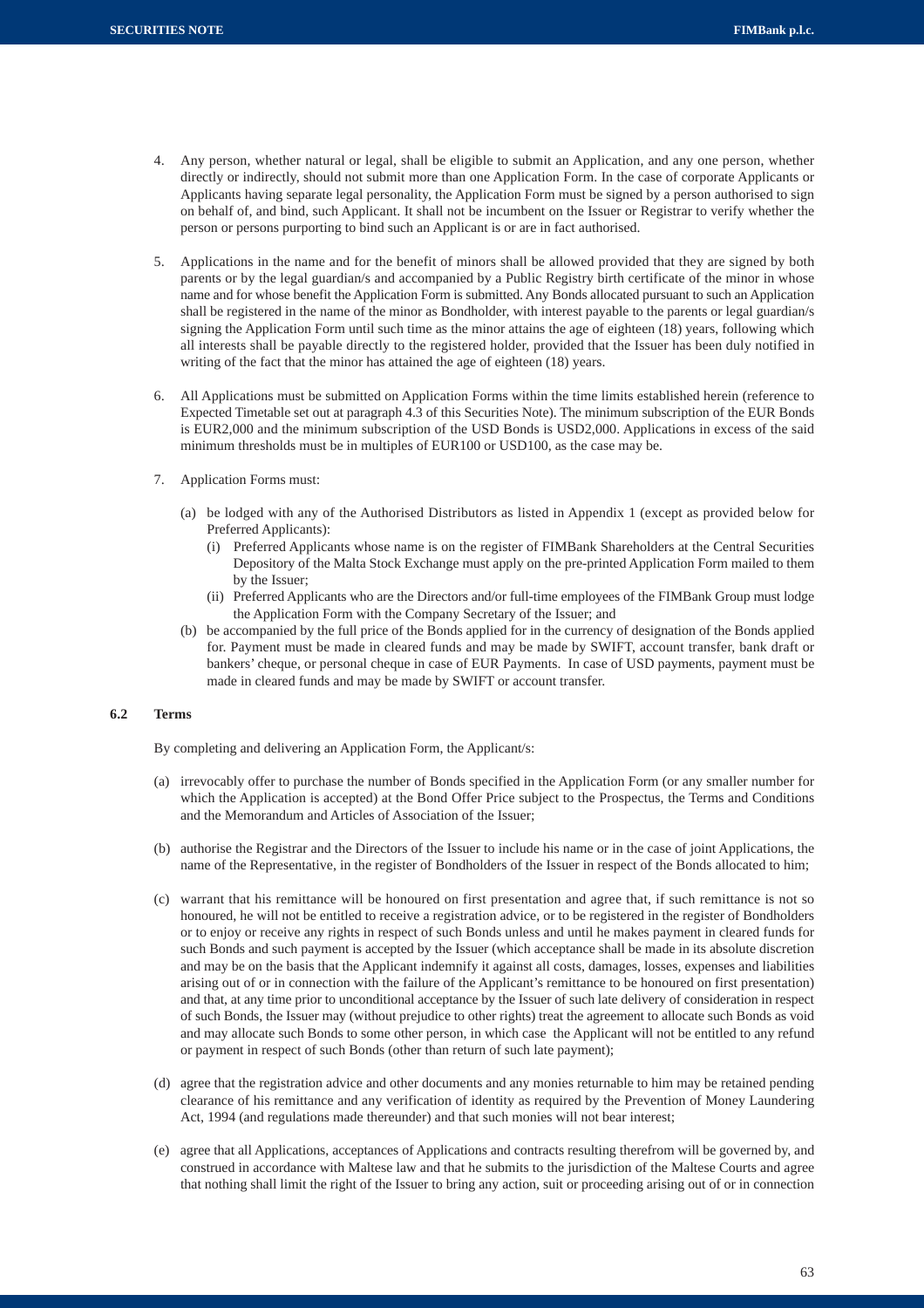4. Any person, whether natural or legal, shall be eligible to submit an Application, and any one person, whether directly or indirectly, should not submit more than one Application Form. In the case of corporate Applicants or Applicants having separate legal personality, the Application Form must be signed by a person authorised to sign on behalf of, and bind, such Applicant. It shall not be incumbent on the Issuer or Registrar to verify whether the person or persons purporting to bind such an Applicant is or are in fact authorised.

5. Applications in the name and for the benefit of minors shall be allowed provided that they are signed by both parents or by the legal guardian/s and accompanied by a Public Registry birth certificate of the minor in whose name and for whose benefit the Application Form is submitted. Any Bonds allocated pursuant to such an Application shall be registered in the name of the minor as Bondholder, with interest payable to the parents or legal guardian/s signing the Application Form until such time as the minor attains the age of eighteen (18) years, following which all interests shall be payable directly to the registered holder, provided that the Issuer has been duly notified in writing of the fact that the minor has attained the age of eighteen (18) years.

6. All Applications must be submitted on Application Forms within the time limits established herein (reference to Expected Timetable set out at paragraph 4.3 of this Securities Note). The minimum subscription of the EUR Bonds is EUR2,000 and the minimum subscription of the USD Bonds is USD2,000. Applications in excess of the said minimum thresholds must be in multiples of EUR100 or USD100, as the case may be.

7. Application Forms must:

   (a) be lodged with any of the Authorised Distributors as listed in Appendix 1 (except as provided below for Preferred Applicants):
      (i) Preferred Applicants whose name is on the register of FIMBank Shareholders at the Central Securities Depository of the Malta Stock Exchange must apply on the pre-printed Application Form mailed to them by the Issuer;
      (ii) Preferred Applicants who are the Directors and/or full-time employees of the FIMBank Group must lodge the Application Form with the Company Secretary of the Issuer; and

   (b) be accompanied by the full price of the Bonds applied for in the currency of designation of the Bonds applied for. Payment must be made in cleared funds and may be made by SWIFT, account transfer, bank draft or bankers' cheque, or personal cheque in case of EUR Payments. In case of USD payments, payment must be made in cleared funds and may be made by SWIFT or account transfer.

## 6.2 Terms

By completing and delivering an Application Form, the Applicant/s:

(a) irrevocably offer to purchase the number of Bonds specified in the Application Form (or any smaller number for which the Application is accepted) at the Bond Offer Price subject to the Prospectus, the Terms and Conditions and the Memorandum and Articles of Association of the Issuer;

(b) authorise the Registrar and the Directors of the Issuer to include his name or in the case of joint Applications, the name of the Representative, in the register of Bondholders of the Issuer in respect of the Bonds allocated to him;

(c) warrant that his remittance will be honoured on first presentation and agree that, if such remittance is not so honoured, he will not be entitled to receive a registration advice, or to be registered in the register of Bondholders or to enjoy or receive any rights in respect of such Bonds unless and until he makes payment in cleared funds for such Bonds and such payment is accepted by the Issuer (which acceptance shall be made in its absolute discretion and may be on the basis that the Applicant indemnify it against all costs, damages, losses, expenses and liabilities arising out of or in connection with the failure of the Applicant's remittance to be honoured on first presentation) and that, at any time prior to unconditional acceptance by the Issuer of such late delivery of consideration in respect of such Bonds, the Issuer may (without prejudice to other rights) treat the agreement to allocate such Bonds as void and may allocate such Bonds to some other person, in which case the Applicant will not be entitled to any refund or payment in respect of such Bonds (other than return of such late payment);

(d) agree that the registration advice and other documents and any monies returnable to him may be retained pending clearance of his remittance and any verification of identity as required by the Prevention of Money Laundering Act, 1994 (and regulations made thereunder) and that such monies will not bear interest;

(e) agree that all Applications, acceptances of Applications and contracts resulting therefrom will be governed by, and construed in accordance with Maltese law and that he submits to the jurisdiction of the Maltese Courts and agree that nothing shall limit the right of the Issuer to bring any action, suit or proceeding arising out of or in connection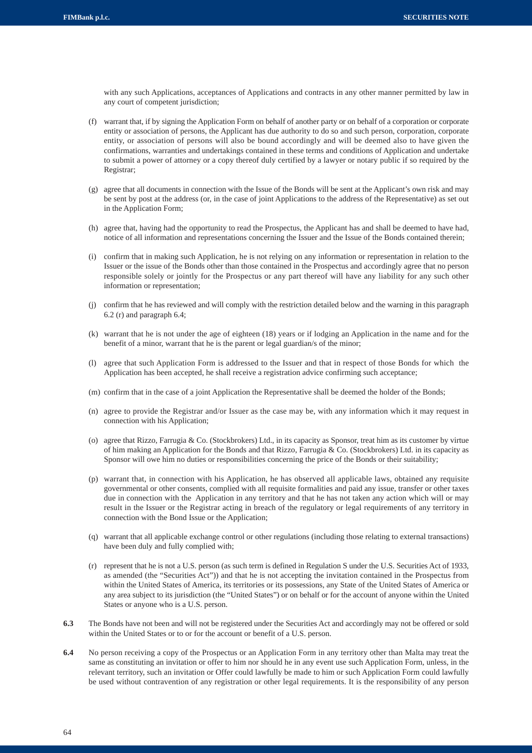with any such Applications, acceptances of Applications and contracts in any other manner permitted by law in any court of competent jurisdiction;

(f) warrant that, if by signing the Application Form on behalf of another party or on behalf of a corporation or corporate entity or association of persons, the Applicant has due authority to do so and such person, corporation, corporate entity, or association of persons will also be bound accordingly and will be deemed also to have given the confirmations, warranties and undertakings contained in these terms and conditions of Application and undertake to submit a power of attorney or a copy thereof duly certified by a lawyer or notary public if so required by the Registrar;

(g) agree that all documents in connection with the Issue of the Bonds will be sent at the Applicant's own risk and may be sent by post at the address (or, in the case of joint Applications to the address of the Representative) as set out in the Application Form;

(h) agree that, having had the opportunity to read the Prospectus, the Applicant has and shall be deemed to have had, notice of all information and representations concerning the Issuer and the Issue of the Bonds contained therein;

(i) confirm that in making such Application, he is not relying on any information or representation in relation to the Issuer or the issue of the Bonds other than those contained in the Prospectus and accordingly agree that no person responsible solely or jointly for the Prospectus or any part thereof will have any liability for any such other information or representation;

(j) confirm that he has reviewed and will comply with the restriction detailed below and the warning in this paragraph 6.2 (r) and paragraph 6.4;

(k) warrant that he is not under the age of eighteen (18) years or if lodging an Application in the name and for the benefit of a minor, warrant that he is the parent or legal guardian/s of the minor;

(l) agree that such Application Form is addressed to the Issuer and that in respect of those Bonds for which the Application has been accepted, he shall receive a registration advice confirming such acceptance;

(m) confirm that in the case of a joint Application the Representative shall be deemed the holder of the Bonds;

(n) agree to provide the Registrar and/or Issuer as the case may be, with any information which it may request in connection with his Application;

(o) agree that Rizzo, Farrugia & Co. (Stockbrokers) Ltd., in its capacity as Sponsor, treat him as its customer by virtue of him making an Application for the Bonds and that Rizzo, Farrugia & Co. (Stockbrokers) Ltd. in its capacity as Sponsor will owe him no duties or responsibilities concerning the price of the Bonds or their suitability;

(p) warrant that, in connection with his Application, he has observed all applicable laws, obtained any requisite governmental or other consents, complied with all requisite formalities and paid any issue, transfer or other taxes due in connection with the Application in any territory and that he has not taken any action which will or may result in the Issuer or the Registrar acting in breach of the regulatory or legal requirements of any territory in connection with the Bond Issue or the Application;

(q) warrant that all applicable exchange control or other regulations (including those relating to external transactions) have been duly and fully complied with;

(r) represent that he is not a U.S. person (as such term is defined in Regulation S under the U.S. Securities Act of 1933, as amended (the "Securities Act")) and that he is not accepting the invitation contained in the Prospectus from within the United States of America, its territories or its possessions, any State of the United States of America or any area subject to its jurisdiction (the "United States") or on behalf or for the account of anyone within the United States or anyone who is a U.S. person.

**6.3** The Bonds have not been and will not be registered under the Securities Act and accordingly may not be offered or sold within the United States or to or for the account or benefit of a U.S. person.

**6.4** No person receiving a copy of the Prospectus or an Application Form in any territory other than Malta may treat the same as constituting an invitation or offer to him nor should he in any event use such Application Form, unless, in the relevant territory, such an invitation or Offer could lawfully be made to him or such Application Form could lawfully be used without contravention of any registration or other legal requirements. It is the responsibility of any person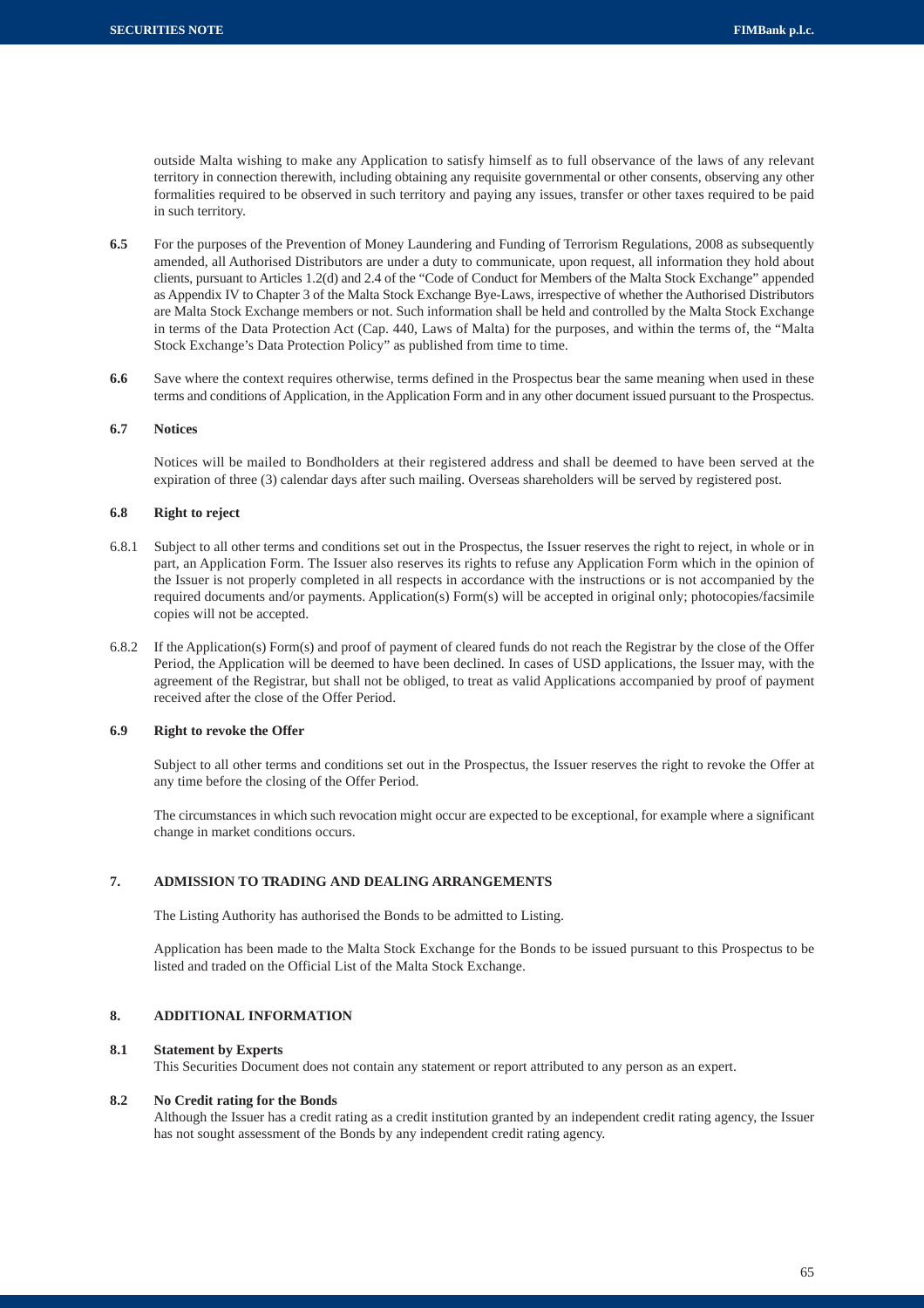outside Malta wishing to make any Application to satisfy himself as to full observance of the laws of any relevant territory in connection therewith, including obtaining any requisite governmental or other consents, observing any other formalities required to be observed in such territory and paying any issues, transfer or other taxes required to be paid in such territory.

**6.5** For the purposes of the Prevention of Money Laundering and Funding of Terrorism Regulations, 2008 as subsequently amended, all Authorised Distributors are under a duty to communicate, upon request, all information they hold about clients, pursuant to Articles 1.2(d) and 2.4 of the "Code of Conduct for Members of the Malta Stock Exchange" appended as Appendix IV to Chapter 3 of the Malta Stock Exchange Bye-Laws, irrespective of whether the Authorised Distributors are Malta Stock Exchange members or not. Such information shall be held and controlled by the Malta Stock Exchange in terms of the Data Protection Act (Cap. 440, Laws of Malta) for the purposes, and within the terms of, the "Malta Stock Exchange's Data Protection Policy" as published from time to time.

**6.6** Save where the context requires otherwise, terms defined in the Prospectus bear the same meaning when used in these terms and conditions of Application, in the Application Form and in any other document issued pursuant to the Prospectus.

**6.7 Notices**

Notices will be mailed to Bondholders at their registered address and shall be deemed to have been served at the expiration of three (3) calendar days after such mailing. Overseas shareholders will be served by registered post.

**6.8 Right to reject**

6.8.1 Subject to all other terms and conditions set out in the Prospectus, the Issuer reserves the right to reject, in whole or in part, an Application Form. The Issuer also reserves its rights to refuse any Application Form which in the opinion of the Issuer is not properly completed in all respects in accordance with the instructions or is not accompanied by the required documents and/or payments. Application(s) Form(s) will be accepted in original only; photocopies/facsimile copies will not be accepted.

6.8.2 If the Application(s) Form(s) and proof of payment of cleared funds do not reach the Registrar by the close of the Offer Period, the Application will be deemed to have been declined. In cases of USD applications, the Issuer may, with the agreement of the Registrar, but shall not be obliged, to treat as valid Applications accompanied by proof of payment received after the close of the Offer Period.

**6.9 Right to revoke the Offer**

Subject to all other terms and conditions set out in the Prospectus, the Issuer reserves the right to revoke the Offer at any time before the closing of the Offer Period.

The circumstances in which such revocation might occur are expected to be exceptional, for example where a significant change in market conditions occurs.

## 7. ADMISSION TO TRADING AND DEALING ARRANGEMENTS

The Listing Authority has authorised the Bonds to be admitted to Listing.

Application has been made to the Malta Stock Exchange for the Bonds to be issued pursuant to this Prospectus to be listed and traded on the Official List of the Malta Stock Exchange.

## 8. ADDITIONAL INFORMATION

**8.1 Statement by Experts**

This Securities Document does not contain any statement or report attributed to any person as an expert.

**8.2 No Credit rating for the Bonds**

Although the Issuer has a credit rating as a credit institution granted by an independent credit rating agency, the Issuer has not sought assessment of the Bonds by any independent credit rating agency.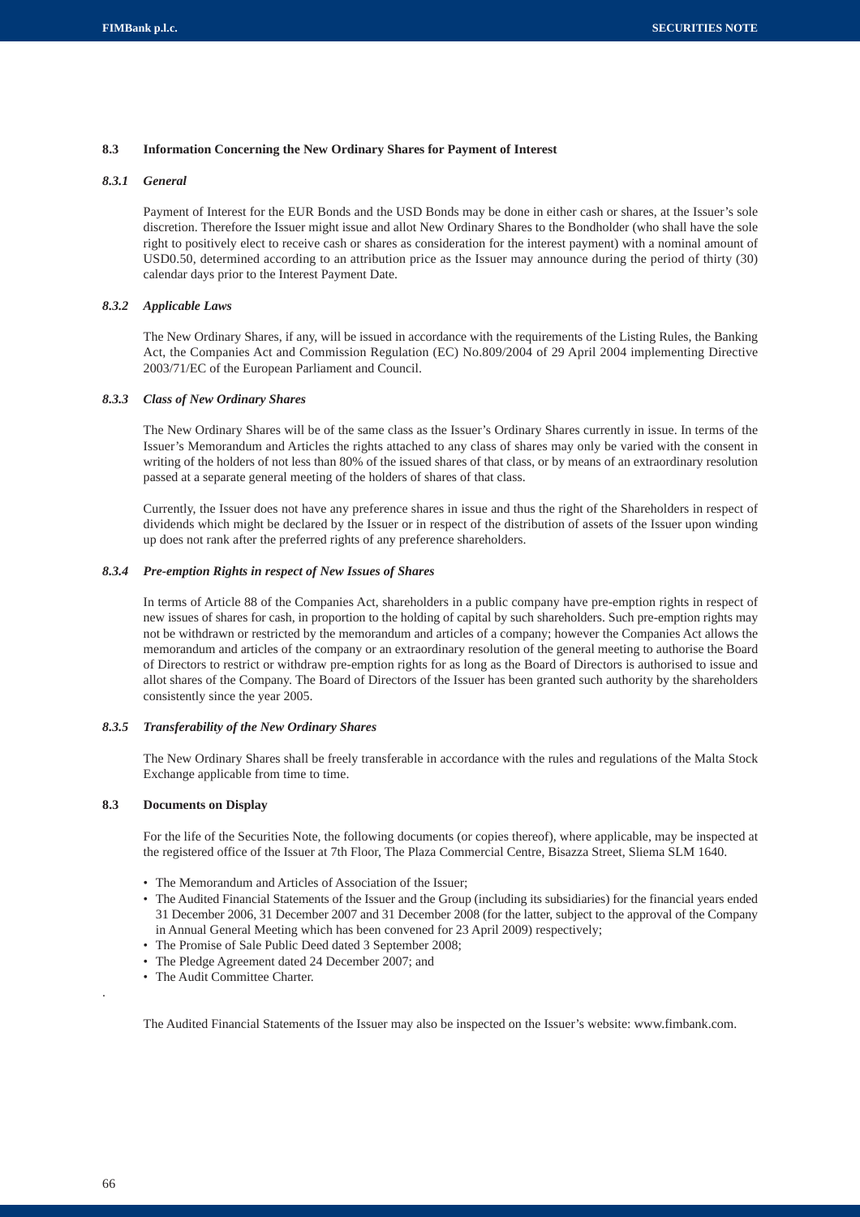### 8.3 Information Concerning the New Ordinary Shares for Payment of Interest

#### *8.3.1 General*

Payment of Interest for the EUR Bonds and the USD Bonds may be done in either cash or shares, at the Issuer's sole discretion. Therefore the Issuer might issue and allot New Ordinary Shares to the Bondholder (who shall have the sole right to positively elect to receive cash or shares as consideration for the interest payment) with a nominal amount of USD0.50, determined according to an attribution price as the Issuer may announce during the period of thirty (30) calendar days prior to the Interest Payment Date.

#### *8.3.2 Applicable Laws*

The New Ordinary Shares, if any, will be issued in accordance with the requirements of the Listing Rules, the Banking Act, the Companies Act and Commission Regulation (EC) No.809/2004 of 29 April 2004 implementing Directive 2003/71/EC of the European Parliament and Council.

#### *8.3.3 Class of New Ordinary Shares*

The New Ordinary Shares will be of the same class as the Issuer's Ordinary Shares currently in issue. In terms of the Issuer's Memorandum and Articles the rights attached to any class of shares may only be varied with the consent in writing of the holders of not less than 80% of the issued shares of that class, or by means of an extraordinary resolution passed at a separate general meeting of the holders of shares of that class.

Currently, the Issuer does not have any preference shares in issue and thus the right of the Shareholders in respect of dividends which might be declared by the Issuer or in respect of the distribution of assets of the Issuer upon winding up does not rank after the preferred rights of any preference shareholders.

#### *8.3.4 Pre-emption Rights in respect of New Issues of Shares*

In terms of Article 88 of the Companies Act, shareholders in a public company have pre-emption rights in respect of new issues of shares for cash, in proportion to the holding of capital by such shareholders. Such pre-emption rights may not be withdrawn or restricted by the memorandum and articles of a company; however the Companies Act allows the memorandum and articles of the company or an extraordinary resolution of the general meeting to authorise the Board of Directors to restrict or withdraw pre-emption rights for as long as the Board of Directors is authorised to issue and allot shares of the Company. The Board of Directors of the Issuer has been granted such authority by the shareholders consistently since the year 2005.

#### *8.3.5 Transferability of the New Ordinary Shares*

The New Ordinary Shares shall be freely transferable in accordance with the rules and regulations of the Malta Stock Exchange applicable from time to time.

### 8.3 Documents on Display

For the life of the Securities Note, the following documents (or copies thereof), where applicable, may be inspected at the registered office of the Issuer at 7th Floor, The Plaza Commercial Centre, Bisazza Street, Sliema SLM 1640.

- The Memorandum and Articles of Association of the Issuer;
- The Audited Financial Statements of the Issuer and the Group (including its subsidiaries) for the financial years ended 31 December 2006, 31 December 2007 and 31 December 2008 (for the latter, subject to the approval of the Company in Annual General Meeting which has been convened for 23 April 2009) respectively;
- The Promise of Sale Public Deed dated 3 September 2008;
- The Pledge Agreement dated 24 December 2007; and
- The Audit Committee Charter.

The Audited Financial Statements of the Issuer may also be inspected on the Issuer's website: www.fimbank.com.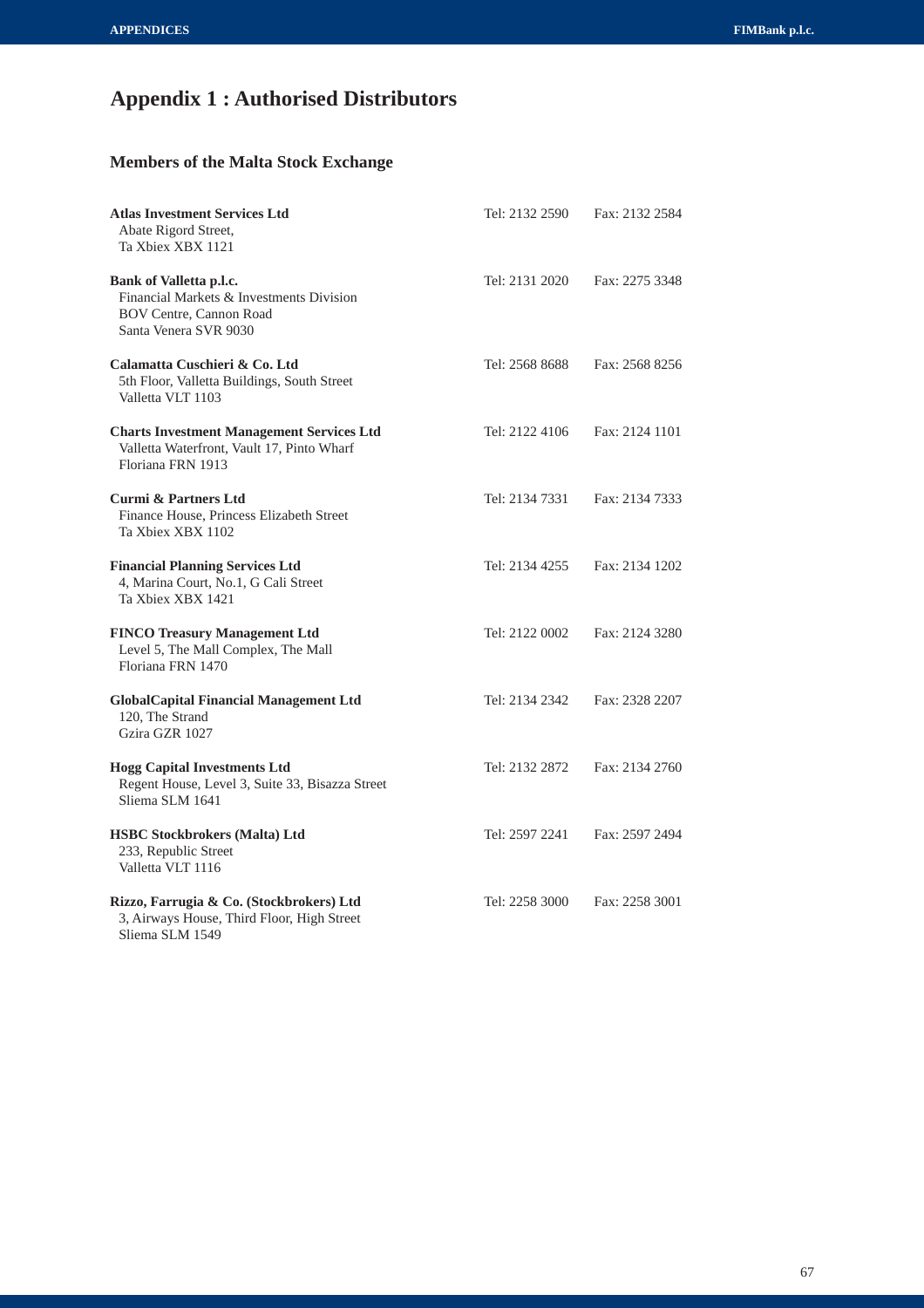# Appendix 1 : Authorised Distributors

## Members of the Malta Stock Exchange

**Atlas Investment Services Ltd**
Abate Rigord Street,
Ta Xbiex XBX 1121
Tel: 2132 2590 Fax: 2132 2584

**Bank of Valletta p.l.c.**
Financial Markets & Investments Division
BOV Centre, Cannon Road
Santa Venera SVR 9030
Tel: 2131 2020 Fax: 2275 3348

**Calamatta Cuschieri & Co. Ltd**
5th Floor, Valletta Buildings, South Street
Valletta VLT 1103
Tel: 2568 8688 Fax: 2568 8256

**Charts Investment Management Services Ltd**
Valletta Waterfront, Vault 17, Pinto Wharf
Floriana FRN 1913
Tel: 2122 4106 Fax: 2124 1101

**Curmi & Partners Ltd**
Finance House, Princess Elizabeth Street
Ta Xbiex XBX 1102
Tel: 2134 7331 Fax: 2134 7333

**Financial Planning Services Ltd**
4, Marina Court, No.1, G Cali Street
Ta Xbiex XBX 1421
Tel: 2134 4255 Fax: 2134 1202

**FINCO Treasury Management Ltd**
Level 5, The Mall Complex, The Mall
Floriana FRN 1470
Tel: 2122 0002 Fax: 2124 3280

**GlobalCapital Financial Management Ltd**
120, The Strand
Gzira GZR 1027
Tel: 2134 2342 Fax: 2328 2207

**Hogg Capital Investments Ltd**
Regent House, Level 3, Suite 33, Bisazza Street
Sliema SLM 1641
Tel: 2132 2872 Fax: 2134 2760

**HSBC Stockbrokers (Malta) Ltd**
233, Republic Street
Valletta VLT 1116
Tel: 2597 2241 Fax: 2597 2494

**Rizzo, Farrugia & Co. (Stockbrokers) Ltd**
3, Airways House, Third Floor, High Street
Sliema SLM 1549
Tel: 2258 3000 Fax: 2258 3001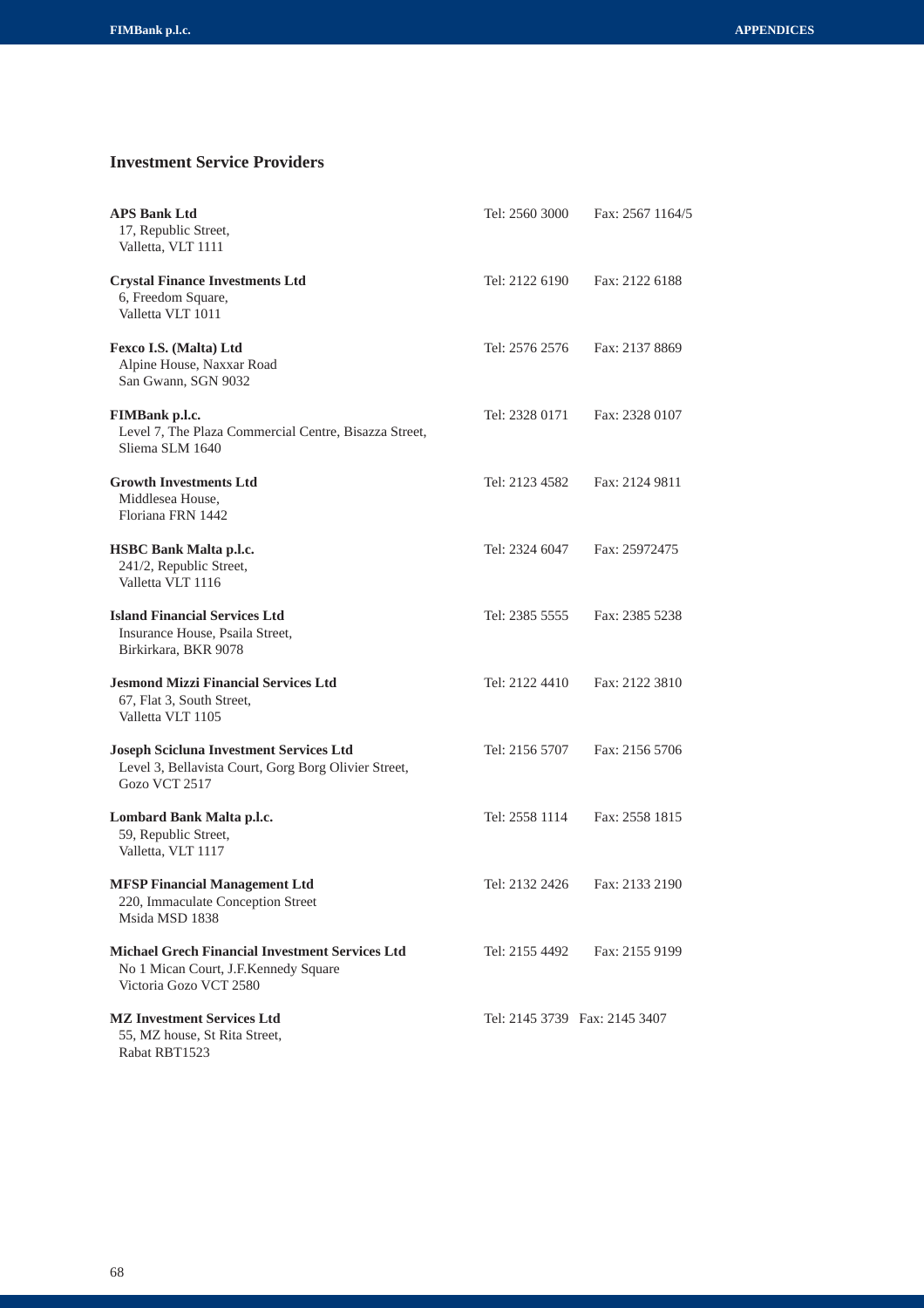## Investment Service Providers

**APS Bank Ltd**
17, Republic Street,
Valletta, VLT 1111
Tel: 2560 3000 Fax: 2567 1164/5

**Crystal Finance Investments Ltd**
6, Freedom Square,
Valletta VLT 1011
Tel: 2122 6190 Fax: 2122 6188

**Fexco I.S. (Malta) Ltd**
Alpine House, Naxxar Road
San Gwann, SGN 9032
Tel: 2576 2576 Fax: 2137 8869

**FIMBank p.l.c.**
Level 7, The Plaza Commercial Centre, Bisazza Street,
Sliema SLM 1640
Tel: 2328 0171 Fax: 2328 0107

**Growth Investments Ltd**
Middlesea House,
Floriana FRN 1442
Tel: 2123 4582 Fax: 2124 9811

**HSBC Bank Malta p.l.c.**
241/2, Republic Street,
Valletta VLT 1116
Tel: 2324 6047 Fax: 25972475

**Island Financial Services Ltd**
Insurance House, Psaila Street,
Birkirkara, BKR 9078
Tel: 2385 5555 Fax: 2385 5238

**Jesmond Mizzi Financial Services Ltd**
67, Flat 3, South Street,
Valletta VLT 1105
Tel: 2122 4410 Fax: 2122 3810

**Joseph Scicluna Investment Services Ltd**
Level 3, Bellavista Court, Gorg Borg Olivier Street,
Gozo VCT 2517
Tel: 2156 5707 Fax: 2156 5706

**Lombard Bank Malta p.l.c.**
59, Republic Street,
Valletta, VLT 1117
Tel: 2558 1114 Fax: 2558 1815

**MFSP Financial Management Ltd**
220, Immaculate Conception Street
Msida MSD 1838
Tel: 2132 2426 Fax: 2133 2190

**Michael Grech Financial Investment Services Ltd**
No 1 Mican Court, J.F.Kennedy Square
Victoria Gozo VCT 2580
Tel: 2155 4492 Fax: 2155 9199

**MZ Investment Services Ltd**
55, MZ house, St Rita Street,
Rabat RBT1523
Tel: 2145 3739 Fax: 2145 3407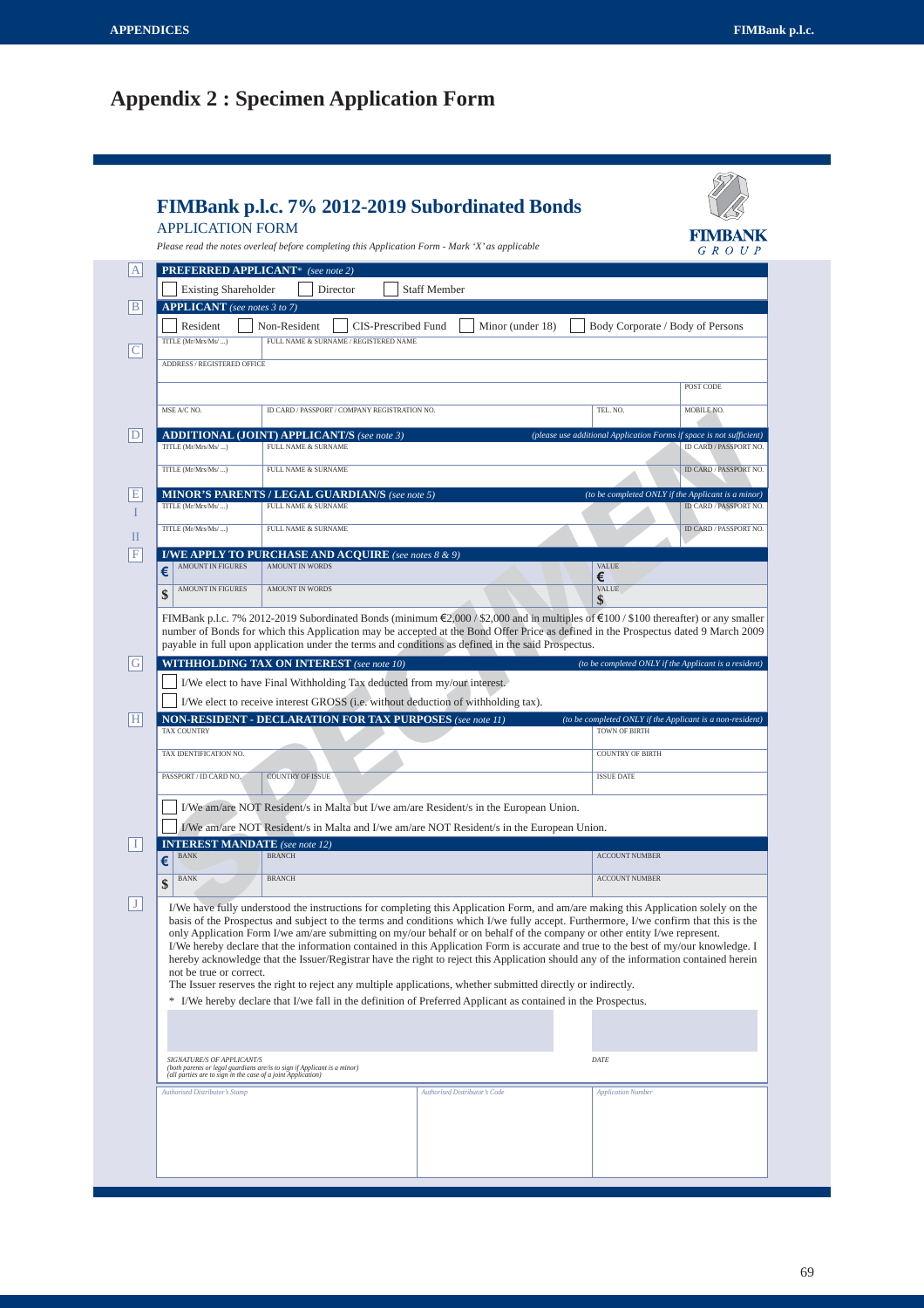# Appendix 2 : Specimen Application Form

## FIMBank p.l.c. 7% 2012-2019 Subordinated Bonds

APPLICATION FORM

FIMBANK GROUP

*Please read the notes overleaf before completing this Application Form - Mark 'X' as applicable*

**A — PREFERRED APPLICANT*** *(see note 2)*

☐ Existing Shareholder ☐ Director ☐ Staff Member

**B — APPLICANT** *(see notes 3 to 7)*

☐ Resident ☐ Non-Resident ☐ CIS-Prescribed Fund ☐ Minor (under 18) ☐ Body Corporate / Body of Persons

**C**

| TITLE (Mr/Mrs/Ms/ ...) | FULL NAME & SURNAME / REGISTERED NAME | | |
|---|---|---|---|
| ADDRESS / REGISTERED OFFICE | | | |
| | | | POST CODE |
| MSE A/C NO. | ID CARD / PASSPORT / COMPANY REGISTRATION NO. | TEL. NO. | MOBILE NO. |

**D — ADDITIONAL (JOINT) APPLICANT/S** *(see note 3)* *(please use additional Application Forms if space is not sufficient)*

| TITLE (Mr/Mrs/Ms/ ...) | FULL NAME & SURNAME | ID CARD / PASSPORT NO. |
|---|---|---|
| TITLE (Mr/Mrs/Ms/ ...) | FULL NAME & SURNAME | ID CARD / PASSPORT NO. |

**E — MINOR'S PARENTS / LEGAL GUARDIAN/S** *(see note 5)* *(to be completed ONLY if the Applicant is a minor)*

| | | | |
|---|---|---|---|
| I | TITLE (Mr/Mrs/Ms/ ...) | FULL NAME & SURNAME | ID CARD / PASSPORT NO. |
| II | TITLE (Mr/Mrs/Ms/ ...) | FULL NAME & SURNAME | ID CARD / PASSPORT NO. |

**F — I/WE APPLY TO PURCHASE AND ACQUIRE** *(see notes 8 & 9)*

| | AMOUNT IN FIGURES | AMOUNT IN WORDS | VALUE |
|---|---|---|---|
| € | | | € |
| $ | | | $ |

FIMBank p.l.c. 7% 2012-2019 Subordinated Bonds (minimum €2,000 / $2,000 and in multiples of €100 / $100 thereafter) or any smaller number of Bonds for which this Application may be accepted at the Bond Offer Price as defined in the Prospectus dated 9 March 2009 payable in full upon application under the terms and conditions as defined in the said Prospectus.

**G — WITHHOLDING TAX ON INTEREST** *(see note 10)* *(to be completed ONLY if the Applicant is a resident)*

☐ I/We elect to have Final Withholding Tax deducted from my/our interest.

☐ I/We elect to receive interest GROSS (i.e. without deduction of withholding tax).

**H — NON-RESIDENT - DECLARATION FOR TAX PURPOSES** *(see note 11)* *(to be completed ONLY if the Applicant is a non-resident)*

| TAX COUNTRY | | TOWN OF BIRTH |
|---|---|---|
| TAX IDENTIFICATION NO. | | COUNTRY OF BIRTH |
| PASSPORT / ID CARD NO. | COUNTRY OF ISSUE | ISSUE DATE |

☐ I/We am/are NOT Resident/s in Malta but I/We am/are Resident/s in the European Union.

☐ I/We am/are NOT Resident/s in Malta and I/We am/are NOT Resident/s in the European Union.

**I — INTEREST MANDATE** *(see note 12)*

| | BANK | BRANCH | ACCOUNT NUMBER |
|---|---|---|---|
| € | | | |
| $ | | | |

**J**

I/We have fully understood the instructions for completing this Application Form, and am/are making this Application solely on the basis of the Prospectus and subject to the terms and conditions which I/we fully accept. Furthermore, I/we confirm that this is the only Application Form I/we am/are submitting on my/our behalf or on behalf of the company or other entity I/we represent.
I/We hereby declare that the information contained in this Application Form is accurate and true to the best of my/our knowledge. I hereby acknowledge that the Issuer/Registrar have the right to reject this Application should any of the information contained herein not be true or correct.
The Issuer reserves the right to reject any multiple applications, whether submitted directly or indirectly.

\* I/We hereby declare that I/we fall in the definition of Preferred Applicant as contained in the Prospectus.

| SIGNATURE/S OF APPLICANT/S *(both parents or legal guardians are/is to sign if Applicant is a minor) (all parties are to sign in the case of a joint Application)* | DATE |
|---|---|

| *Authorised Distributor's Stamp* | *Authorised Distributor's Code* | *Application Number* |
|---|---|---|
| | | |

SPECIMEN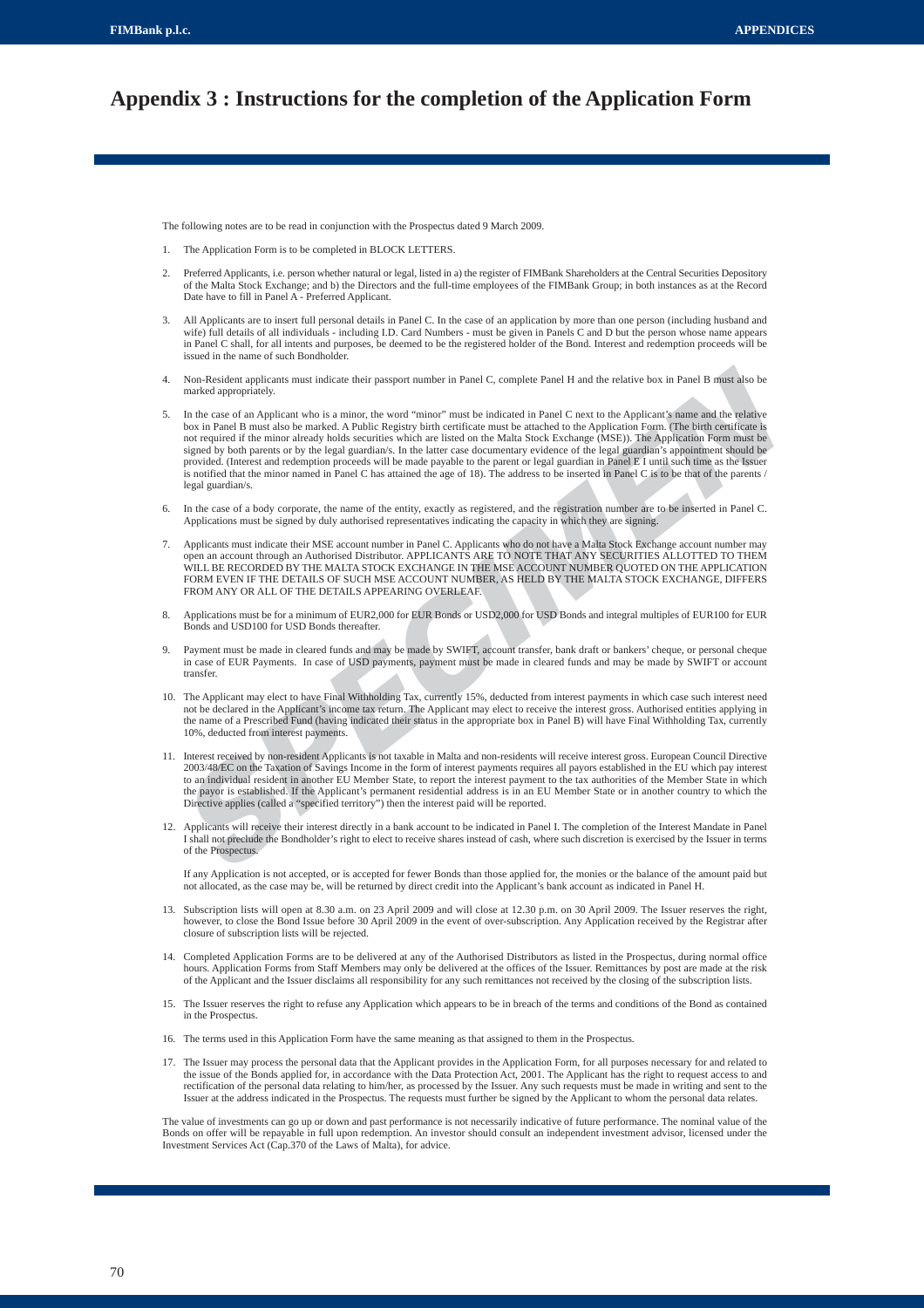# Appendix 3 : Instructions for the completion of the Application Form

The following notes are to be read in conjunction with the Prospectus dated 9 March 2009.

1. The Application Form is to be completed in BLOCK LETTERS.

2. Preferred Applicants, i.e. person whether natural or legal, listed in a) the register of FIMBank Shareholders at the Central Securities Depository of the Malta Stock Exchange; and b) the Directors and the full-time employees of the FIMBank Group; in both instances as at the Record Date have to fill in Panel A - Preferred Applicant.

3. All Applicants are to insert full personal details in Panel C. In the case of an application by more than one person (including husband and wife) full details of all individuals - including I.D. Card Numbers - must be given in Panels C and D but the person whose name appears in Panel C shall, for all intents and purposes, be deemed to be the registered holder of the Bond. Interest and redemption proceeds will be issued in the name of such Bondholder.

4. Non-Resident applicants must indicate their passport number in Panel C, complete Panel H and the relative box in Panel B must also be marked appropriately.

5. In the case of an Applicant who is a minor, the word "minor" must be indicated in Panel C next to the Applicant's name and the relative box in Panel B must also be marked. A Public Registry birth certificate must be attached to the Application Form. (The birth certificate is not required if the minor already holds securities which are listed on the Malta Stock Exchange (MSE)). The Application Form must be signed by both parents or by the legal guardian/s. In the latter case documentary evidence of the legal guardian's appointment should be provided. (Interest and redemption proceeds will be made payable to the parent or legal guardian in Panel E I until such time as the Issuer is notified that the minor named in Panel C has attained the age of 18). The address to be inserted in Panel C is to be that of the parents / legal guardian/s.

6. In the case of a body corporate, the name of the entity, exactly as registered, and the registration number are to be inserted in Panel C. Applications must be signed by duly authorised representatives indicating the capacity in which they are signing.

7. Applicants must indicate their MSE account number in Panel C. Applicants who do not have a Malta Stock Exchange account number may open an account through an Authorised Distributor. APPLICANTS ARE TO NOTE THAT ANY SECURITIES ALLOTTED TO THEM WILL BE RECORDED BY THE MALTA STOCK EXCHANGE IN THE MSE ACCOUNT NUMBER QUOTED ON THE APPLICATION FORM EVEN IF THE DETAILS OF SUCH MSE ACCOUNT NUMBER, AS HELD BY THE MALTA STOCK EXCHANGE, DIFFERS FROM ANY OR ALL OF THE DETAILS APPEARING OVERLEAF.

8. Applications must be for a minimum of EUR2,000 for EUR Bonds or USD2,000 for USD Bonds and integral multiples of EUR100 for EUR Bonds and USD100 for USD Bonds thereafter.

9. Payment must be made in cleared funds and may be made by SWIFT, account transfer, bank draft or bankers' cheque, or personal cheque in case of EUR Payments. In case of USD payments, payment must be made in cleared funds and may be made by SWIFT or account transfer.

10. The Applicant may elect to have Final Withholding Tax, currently 15%, deducted from interest payments in which case such interest need not be declared in the Applicant's income tax return. The Applicant may elect to receive the interest gross. Authorised entities applying in the name of a Prescribed Fund (having indicated their status in the appropriate box in Panel B) will have Final Withholding Tax, currently 10%, deducted from interest payments.

11. Interest received by non-resident Applicants is not taxable in Malta and non-residents will receive interest gross. European Council Directive 2003/48/EC on the Taxation of Savings Income in the form of interest payments requires all payors established in the EU which pay interest to an individual resident in another EU Member State, to report the interest payment to the tax authorities of the Member State in which the payor is established. If the Applicant's permanent residential address is in an EU Member State or in another country to which the Directive applies (called a "specified territory") then the interest paid will be reported.

12. Applicants will receive their interest directly in a bank account to be indicated in Panel I. The completion of the Interest Mandate in Panel I shall not preclude the Bondholder's right to elect to receive shares instead of cash, where such discretion is exercised by the Issuer in terms of the Prospectus.

    If any Application is not accepted, or is accepted for fewer Bonds than those applied for, the monies or the balance of the amount paid but not allocated, as the case may be, will be returned by direct credit into the Applicant's bank account as indicated in Panel H.

13. Subscription lists will open at 8.30 a.m. on 23 April 2009 and will close at 12.30 p.m. on 30 April 2009. The Issuer reserves the right, however, to close the Bond Issue before 30 April 2009 in the event of over-subscription. Any Application received by the Registrar after closure of subscription lists will be rejected.

14. Completed Application Forms are to be delivered at any of the Authorised Distributors as listed in the Prospectus, during normal office hours. Application Forms from Staff Members may only be delivered at the offices of the Issuer. Remittances by post are made at the risk of the Applicant and the Issuer disclaims all responsibility for any such remittances not received by the closing of the subscription lists.

15. The Issuer reserves the right to refuse any Application which appears to be in breach of the terms and conditions of the Bond as contained in the Prospectus.

16. The terms used in this Application Form have the same meaning as that assigned to them in the Prospectus.

17. The Issuer may process the personal data that the Applicant provides in the Application Form, for all purposes necessary for and related to the issue of the Bonds applied for, in accordance with the Data Protection Act, 2001. The Applicant has the right to request access to and rectification of the personal data relating to him/her, as processed by the Issuer. Any such requests must be made in writing and sent to the Issuer at the address indicated in the Prospectus. The requests must further be signed by the Applicant to whom the personal data relates.

The value of investments can go up or down and past performance is not necessarily indicative of future performance. The nominal value of the Bonds on offer will be repayable in full upon redemption. An investor should consult an independent investment advisor, licensed under the Investment Services Act (Cap.370 of the Laws of Malta), for advice.